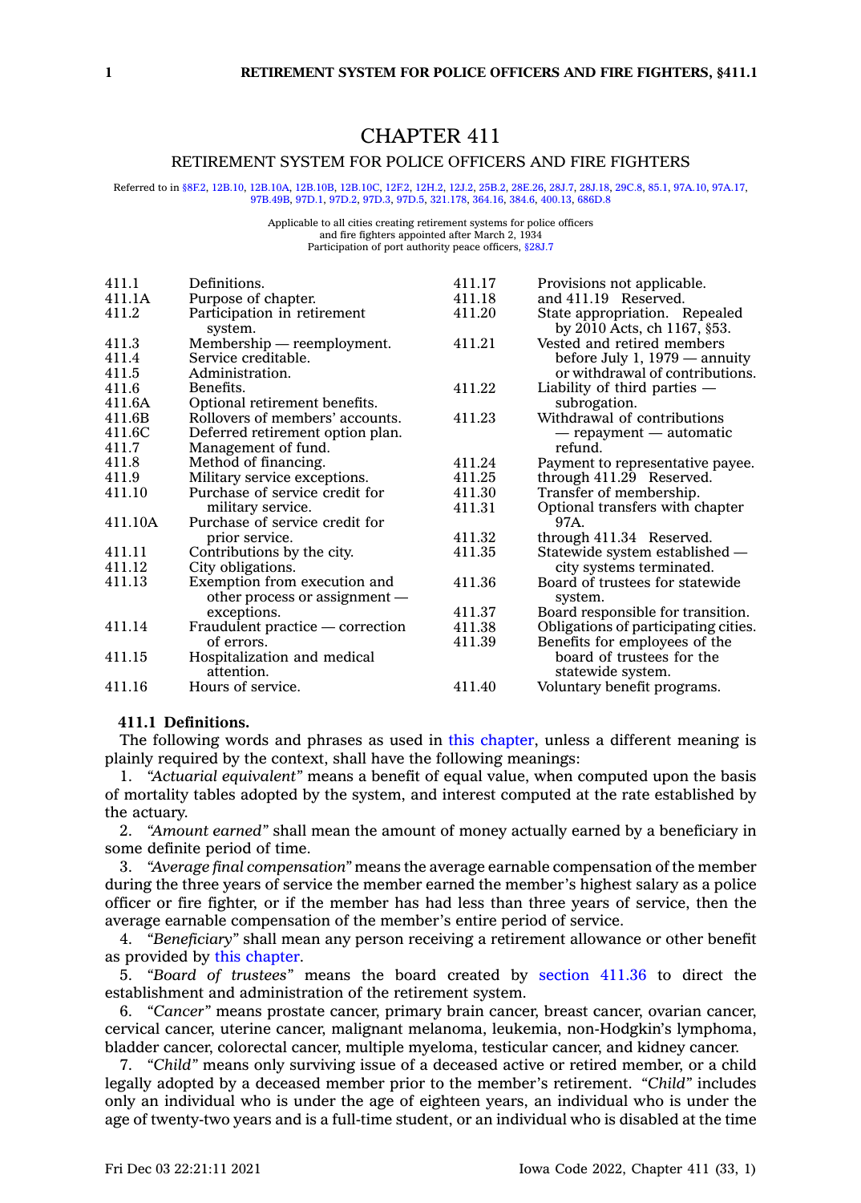# CHAPTER 411

## RETIREMENT SYSTEM FOR POLICE OFFICERS AND FIRE FIGHTERS

Referred to in §8F.2, 12B.10, 12B.10A, 12B.10B, 12B.10C, 12F.2, 12H.2, 12J.2, 25B.2, 28E.26, 28J.7, 28J.18, 29C.8, 85.1, 97A.10, 97A.17, 97B.49B, 97D.1, 97D.2, 97D.3, 97D.5, 321.178, 364.16, 384.6, 400.13, 686D.8

Applicable to all cities creating retirement systems for police officers and fire fighters appointed after March 2, 1934
Participation of port authority peace officers, §28J.7

| | |
|---|---|
| 411.1 | Definitions. |
| 411.1A | Purpose of chapter. |
| 411.2 | Participation in retirement system. |
| 411.3 | Membership — reemployment. |
| 411.4 | Service creditable. |
| 411.5 | Administration. |
| 411.6 | Benefits. |
| 411.6A | Optional retirement benefits. |
| 411.6B | Rollovers of members' accounts. |
| 411.6C | Deferred retirement option plan. |
| 411.7 | Management of fund. |
| 411.8 | Method of financing. |
| 411.9 | Military service exceptions. |
| 411.10 | Purchase of service credit for military service. |
| 411.10A | Purchase of service credit for prior service. |
| 411.11 | Contributions by the city. |
| 411.12 | City obligations. |
| 411.13 | Exemption from execution and other process or assignment — exceptions. |
| 411.14 | Fraudulent practice — correction of errors. |
| 411.15 | Hospitalization and medical attention. |
| 411.16 | Hours of service. |
| 411.17 | Provisions not applicable. |
| 411.18 | and 411.19 Reserved. |
| 411.20 | State appropriation. Repealed by 2010 Acts, ch 1167, §53. |
| 411.21 | Vested and retired members before July 1, 1979 — annuity or withdrawal of contributions. |
| 411.22 | Liability of third parties — subrogation. |
| 411.23 | Withdrawal of contributions — repayment — automatic refund. |
| 411.24 | Payment to representative payee. |
| 411.25 | through 411.29 Reserved. |
| 411.30 | Transfer of membership. |
| 411.31 | Optional transfers with chapter 97A. |
| 411.32 | through 411.34 Reserved. |
| 411.35 | Statewide system established — city systems terminated. |
| 411.36 | Board of trustees for statewide system. |
| 411.37 | Board responsible for transition. |
| 411.38 | Obligations of participating cities. |
| 411.39 | Benefits for employees of the board of trustees for the statewide system. |
| 411.40 | Voluntary benefit programs. |

**411.1 Definitions.**

The following words and phrases as used in this chapter, unless a different meaning is plainly required by the context, shall have the following meanings:

1. *"Actuarial equivalent"* means a benefit of equal value, when computed upon the basis of mortality tables adopted by the system, and interest computed at the rate established by the actuary.

2. *"Amount earned"* shall mean the amount of money actually earned by a beneficiary in some definite period of time.

3. *"Average final compensation"* means the average earnable compensation of the member during the three years of service the member earned the member's highest salary as a police officer or fire fighter, or if the member has had less than three years of service, then the average earnable compensation of the member's entire period of service.

4. *"Beneficiary"* shall mean any person receiving a retirement allowance or other benefit as provided by this chapter.

5. *"Board of trustees"* means the board created by section 411.36 to direct the establishment and administration of the retirement system.

6. *"Cancer"* means prostate cancer, primary brain cancer, breast cancer, ovarian cancer, cervical cancer, uterine cancer, malignant melanoma, leukemia, non-Hodgkin's lymphoma, bladder cancer, colorectal cancer, multiple myeloma, testicular cancer, and kidney cancer.

7. *"Child"* means only surviving issue of a deceased active or retired member, or a child legally adopted by a deceased member prior to the member's retirement. *"Child"* includes only an individual who is under the age of eighteen years, an individual who is under the age of twenty-two years and is a full-time student, or an individual who is disabled at the time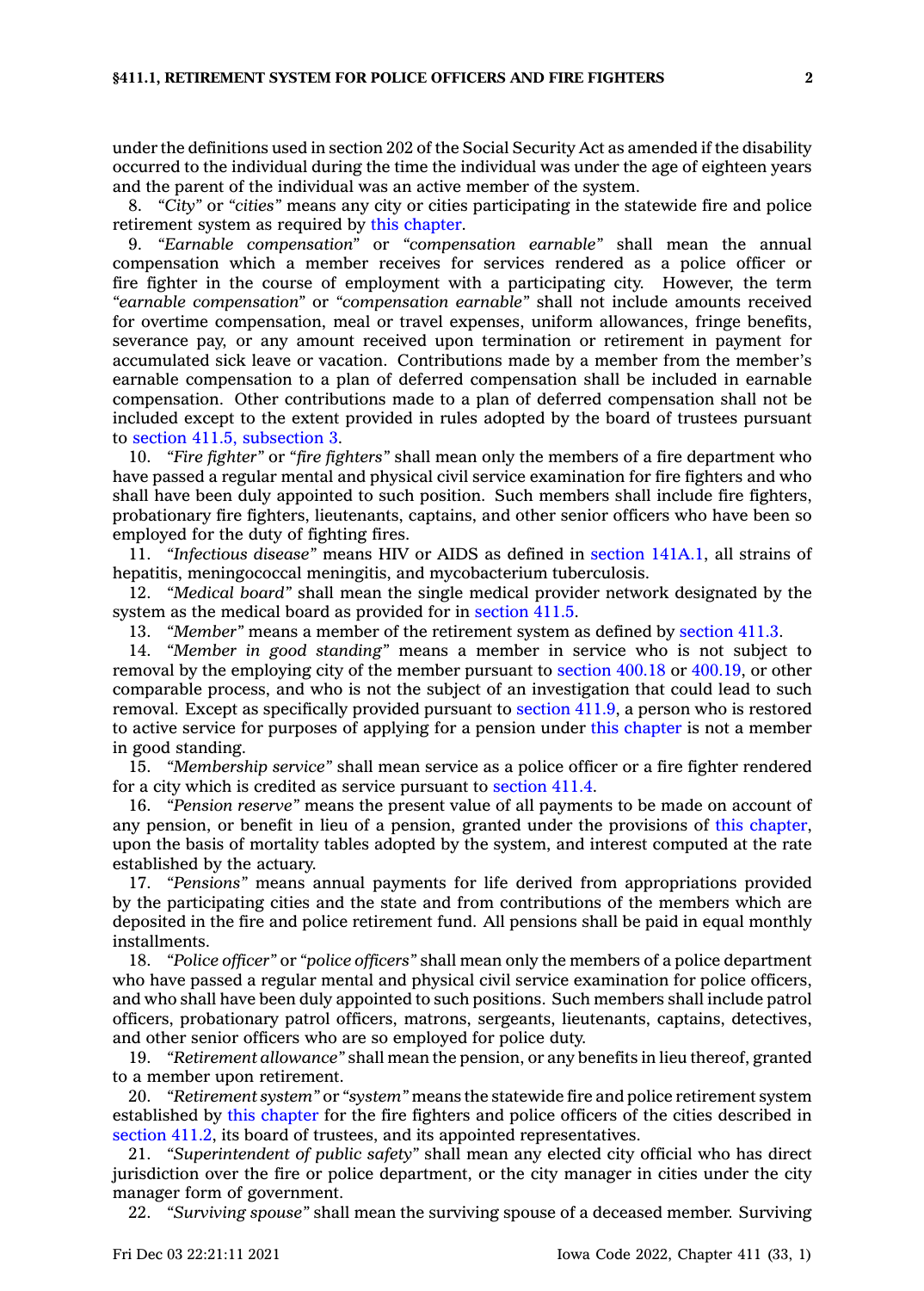under the definitions used in section 202 of the Social Security Act as amended if the disability occurred to the individual during the time the individual was under the age of eighteen years and the parent of the individual was an active member of the system.

8. *"City"* or *"cities"* means any city or cities participating in the statewide fire and police retirement system as required by this chapter.

9. *"Earnable compensation"* or *"compensation earnable"* shall mean the annual compensation which a member receives for services rendered as a police officer or fire fighter in the course of employment with a participating city. However, the term *"earnable compensation"* or *"compensation earnable"* shall not include amounts received for overtime compensation, meal or travel expenses, uniform allowances, fringe benefits, severance pay, or any amount received upon termination or retirement in payment for accumulated sick leave or vacation. Contributions made by a member from the member's earnable compensation to a plan of deferred compensation shall be included in earnable compensation. Other contributions made to a plan of deferred compensation shall not be included except to the extent provided in rules adopted by the board of trustees pursuant to section 411.5, subsection 3.

10. *"Fire fighter"* or *"fire fighters"* shall mean only the members of a fire department who have passed a regular mental and physical civil service examination for fire fighters and who shall have been duly appointed to such position. Such members shall include fire fighters, probationary fire fighters, lieutenants, captains, and other senior officers who have been so employed for the duty of fighting fires.

11. *"Infectious disease"* means HIV or AIDS as defined in section 141A.1, all strains of hepatitis, meningococcal meningitis, and mycobacterium tuberculosis.

12. *"Medical board"* shall mean the single medical provider network designated by the system as the medical board as provided for in section 411.5.

13. *"Member"* means a member of the retirement system as defined by section 411.3.

14. *"Member in good standing"* means a member in service who is not subject to removal by the employing city of the member pursuant to section 400.18 or 400.19, or other comparable process, and who is not the subject of an investigation that could lead to such removal. Except as specifically provided pursuant to section 411.9, a person who is restored to active service for purposes of applying for a pension under this chapter is not a member in good standing.

15. *"Membership service"* shall mean service as a police officer or a fire fighter rendered for a city which is credited as service pursuant to section 411.4.

16. *"Pension reserve"* means the present value of all payments to be made on account of any pension, or benefit in lieu of a pension, granted under the provisions of this chapter, upon the basis of mortality tables adopted by the system, and interest computed at the rate established by the actuary.

17. *"Pensions"* means annual payments for life derived from appropriations provided by the participating cities and the state and from contributions of the members which are deposited in the fire and police retirement fund. All pensions shall be paid in equal monthly installments.

18. *"Police officer"* or *"police officers"* shall mean only the members of a police department who have passed a regular mental and physical civil service examination for police officers, and who shall have been duly appointed to such positions. Such members shall include patrol officers, probationary patrol officers, matrons, sergeants, lieutenants, captains, detectives, and other senior officers who are so employed for police duty.

19. *"Retirement allowance"* shall mean the pension, or any benefits in lieu thereof, granted to a member upon retirement.

20. *"Retirement system"* or *"system"* means the statewide fire and police retirement system established by this chapter for the fire fighters and police officers of the cities described in section 411.2, its board of trustees, and its appointed representatives.

21. *"Superintendent of public safety"* shall mean any elected city official who has direct jurisdiction over the fire or police department, or the city manager in cities under the city manager form of government.

22. *"Surviving spouse"* shall mean the surviving spouse of a deceased member. Surviving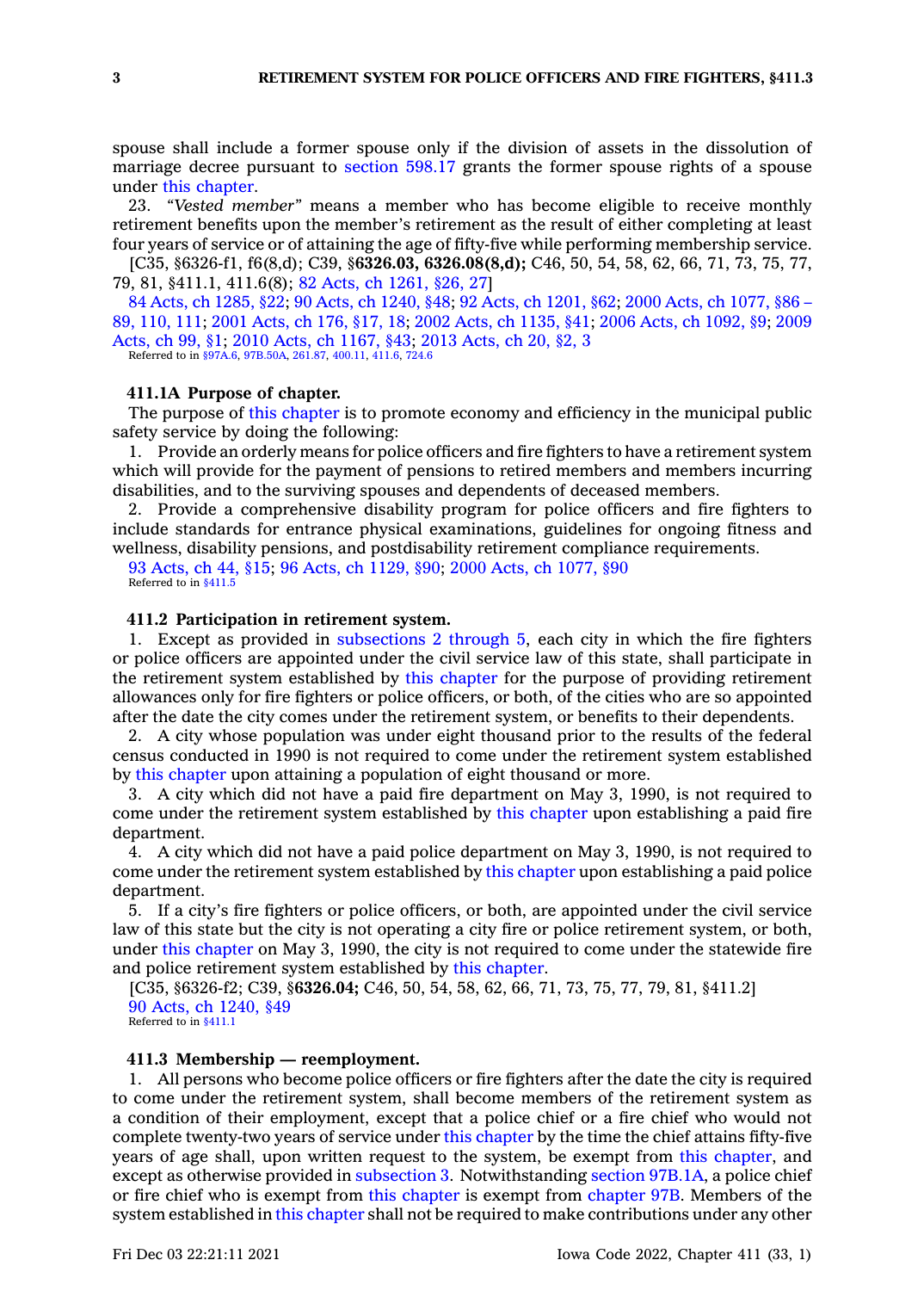spouse shall include a former spouse only if the division of assets in the dissolution of marriage decree pursuant to section 598.17 grants the former spouse rights of a spouse under this chapter.

23. *"Vested member"* means a member who has become eligible to receive monthly retirement benefits upon the member's retirement as the result of either completing at least four years of service or of attaining the age of fifty-five while performing membership service.

[C35, §6326-f1, f6(8,d); C39, §**6326.03, 6326.08(8,d);** C46, 50, 54, 58, 62, 66, 71, 73, 75, 77, 79, 81, §411.1, 411.6(8); 82 Acts, ch 1261, §26, 27]

84 Acts, ch 1285, §22; 90 Acts, ch 1240, §48; 92 Acts, ch 1201, §62; 2000 Acts, ch 1077, §86 – 89, 110, 111; 2001 Acts, ch 176, §17, 18; 2002 Acts, ch 1135, §41; 2006 Acts, ch 1092, §9; 2009 Acts, ch 99, §1; 2010 Acts, ch 1167, §43; 2013 Acts, ch 20, §2, 3

Referred to in §97A.6, 97B.50A, 261.87, 400.11, 411.6, 724.6

**411.1A Purpose of chapter.**

The purpose of this chapter is to promote economy and efficiency in the municipal public safety service by doing the following:

1. Provide an orderly means for police officers and fire fighters to have a retirement system which will provide for the payment of pensions to retired members and members incurring disabilities, and to the surviving spouses and dependents of deceased members.

2. Provide a comprehensive disability program for police officers and fire fighters to include standards for entrance physical examinations, guidelines for ongoing fitness and wellness, disability pensions, and postdisability retirement compliance requirements.

93 Acts, ch 44, §15; 96 Acts, ch 1129, §90; 2000 Acts, ch 1077, §90

Referred to in §411.5

**411.2 Participation in retirement system.**

1. Except as provided in subsections 2 through 5, each city in which the fire fighters or police officers are appointed under the civil service law of this state, shall participate in the retirement system established by this chapter for the purpose of providing retirement allowances only for fire fighters or police officers, or both, of the cities who are so appointed after the date the city comes under the retirement system, or benefits to their dependents.

2. A city whose population was under eight thousand prior to the results of the federal census conducted in 1990 is not required to come under the retirement system established by this chapter upon attaining a population of eight thousand or more.

3. A city which did not have a paid fire department on May 3, 1990, is not required to come under the retirement system established by this chapter upon establishing a paid fire department.

4. A city which did not have a paid police department on May 3, 1990, is not required to come under the retirement system established by this chapter upon establishing a paid police department.

5. If a city's fire fighters or police officers, or both, are appointed under the civil service law of this state but the city is not operating a city fire or police retirement system, or both, under this chapter on May 3, 1990, the city is not required to come under the statewide fire and police retirement system established by this chapter.

[C35, §6326-f2; C39, §**6326.04;** C46, 50, 54, 58, 62, 66, 71, 73, 75, 77, 79, 81, §411.2]

90 Acts, ch 1240, §49

Referred to in §411.1

**411.3 Membership — reemployment.**

1. All persons who become police officers or fire fighters after the date the city is required to come under the retirement system, shall become members of the retirement system as a condition of their employment, except that a police chief or a fire chief who would not complete twenty-two years of service under this chapter by the time the chief attains fifty-five years of age shall, upon written request to the system, be exempt from this chapter, and except as otherwise provided in subsection 3. Notwithstanding section 97B.1A, a police chief or fire chief who is exempt from this chapter is exempt from chapter 97B. Members of the system established in this chapter shall not be required to make contributions under any other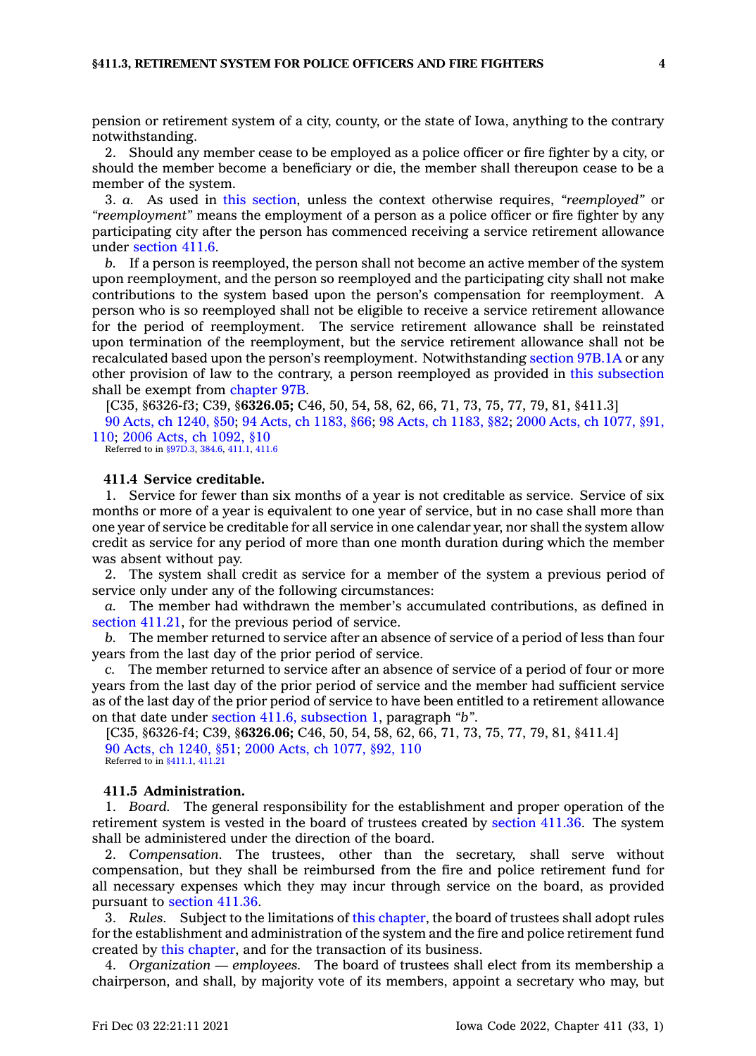pension or retirement system of a city, county, or the state of Iowa, anything to the contrary notwithstanding.

2. Should any member cease to be employed as a police officer or fire fighter by a city, or should the member become a beneficiary or die, the member shall thereupon cease to be a member of the system.

3. *a.* As used in this section, unless the context otherwise requires, *"reemployed"* or *"reemployment"* means the employment of a person as a police officer or fire fighter by any participating city after the person has commenced receiving a service retirement allowance under section 411.6.

*b.* If a person is reemployed, the person shall not become an active member of the system upon reemployment, and the person so reemployed and the participating city shall not make contributions to the system based upon the person's compensation for reemployment. A person who is so reemployed shall not be eligible to receive a service retirement allowance for the period of reemployment. The service retirement allowance shall be reinstated upon termination of the reemployment, but the service retirement allowance shall not be recalculated based upon the person's reemployment. Notwithstanding section 97B.1A or any other provision of law to the contrary, a person reemployed as provided in this subsection shall be exempt from chapter 97B.

[C35, §6326-f3; C39, §**6326.05;** C46, 50, 54, 58, 62, 66, 71, 73, 75, 77, 79, 81, §411.3]

90 Acts, ch 1240, §50; 94 Acts, ch 1183, §66; 98 Acts, ch 1183, §82; 2000 Acts, ch 1077, §91, 110; 2006 Acts, ch 1092, §10

Referred to in §97D.3, 384.6, 411.1, 411.6

**411.4 Service creditable.**

1. Service for fewer than six months of a year is not creditable as service. Service of six months or more of a year is equivalent to one year of service, but in no case shall more than one year of service be creditable for all service in one calendar year, nor shall the system allow credit as service for any period of more than one month duration during which the member was absent without pay.

2. The system shall credit as service for a member of the system a previous period of service only under any of the following circumstances:

*a.* The member had withdrawn the member's accumulated contributions, as defined in section 411.21, for the previous period of service.

*b.* The member returned to service after an absence of service of a period of less than four years from the last day of the prior period of service.

*c.* The member returned to service after an absence of service of a period of four or more years from the last day of the prior period of service and the member had sufficient service as of the last day of the prior period of service to have been entitled to a retirement allowance on that date under section 411.6, subsection 1, paragraph *"b"*.

[C35, §6326-f4; C39, §**6326.06;** C46, 50, 54, 58, 62, 66, 71, 73, 75, 77, 79, 81, §411.4]

90 Acts, ch 1240, §51; 2000 Acts, ch 1077, §92, 110

Referred to in §411.1, 411.21

**411.5 Administration.**

1. *Board.* The general responsibility for the establishment and proper operation of the retirement system is vested in the board of trustees created by section 411.36. The system shall be administered under the direction of the board.

2. *Compensation.* The trustees, other than the secretary, shall serve without compensation, but they shall be reimbursed from the fire and police retirement fund for all necessary expenses which they may incur through service on the board, as provided pursuant to section 411.36.

3. *Rules.* Subject to the limitations of this chapter, the board of trustees shall adopt rules for the establishment and administration of the system and the fire and police retirement fund created by this chapter, and for the transaction of its business.

4. *Organization — employees.* The board of trustees shall elect from its membership a chairperson, and shall, by majority vote of its members, appoint a secretary who may, but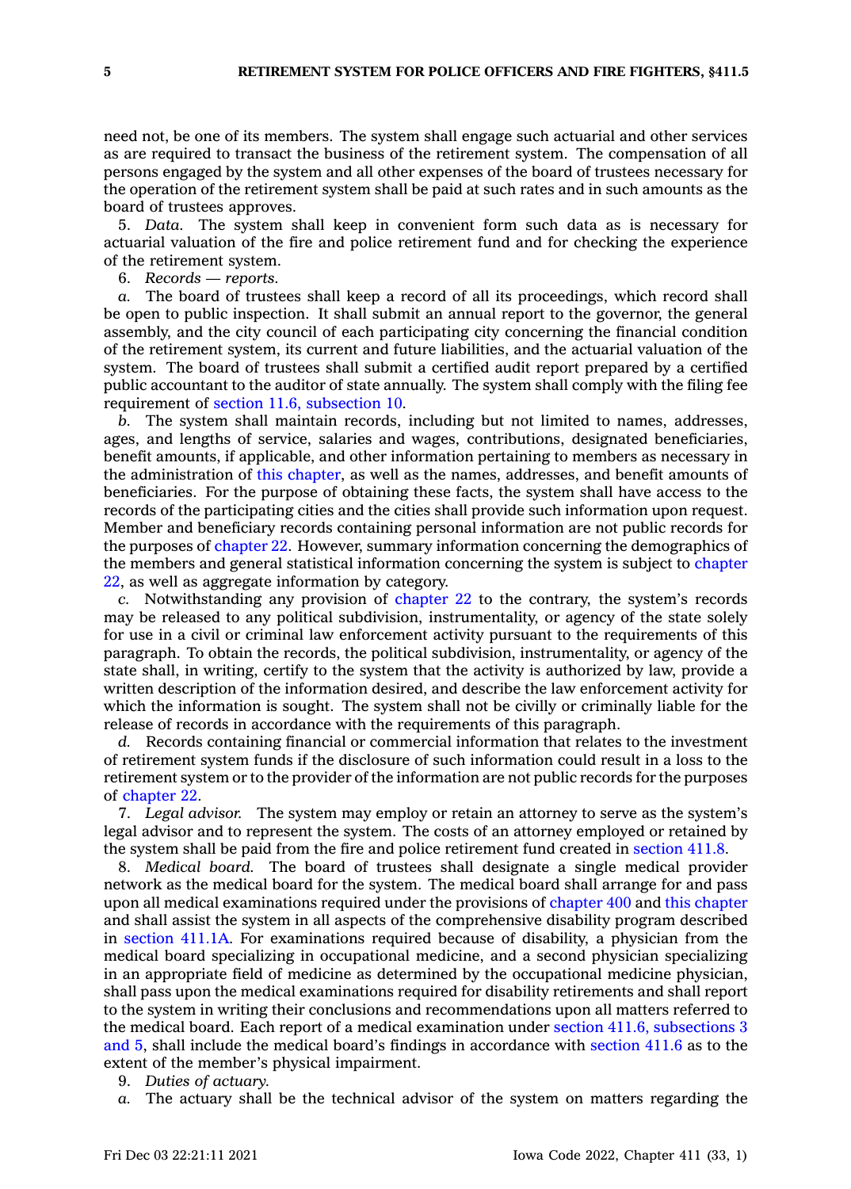need not, be one of its members. The system shall engage such actuarial and other services as are required to transact the business of the retirement system. The compensation of all persons engaged by the system and all other expenses of the board of trustees necessary for the operation of the retirement system shall be paid at such rates and in such amounts as the board of trustees approves.

5. *Data.* The system shall keep in convenient form such data as is necessary for actuarial valuation of the fire and police retirement fund and for checking the experience of the retirement system.

6. *Records — reports.*

*a.* The board of trustees shall keep a record of all its proceedings, which record shall be open to public inspection. It shall submit an annual report to the governor, the general assembly, and the city council of each participating city concerning the financial condition of the retirement system, its current and future liabilities, and the actuarial valuation of the system. The board of trustees shall submit a certified audit report prepared by a certified public accountant to the auditor of state annually. The system shall comply with the filing fee requirement of section 11.6, subsection 10.

*b.* The system shall maintain records, including but not limited to names, addresses, ages, and lengths of service, salaries and wages, contributions, designated beneficiaries, benefit amounts, if applicable, and other information pertaining to members as necessary in the administration of this chapter, as well as the names, addresses, and benefit amounts of beneficiaries. For the purpose of obtaining these facts, the system shall have access to the records of the participating cities and the cities shall provide such information upon request. Member and beneficiary records containing personal information are not public records for the purposes of chapter 22. However, summary information concerning the demographics of the members and general statistical information concerning the system is subject to chapter 22, as well as aggregate information by category.

*c.* Notwithstanding any provision of chapter 22 to the contrary, the system's records may be released to any political subdivision, instrumentality, or agency of the state solely for use in a civil or criminal law enforcement activity pursuant to the requirements of this paragraph. To obtain the records, the political subdivision, instrumentality, or agency of the state shall, in writing, certify to the system that the activity is authorized by law, provide a written description of the information desired, and describe the law enforcement activity for which the information is sought. The system shall not be civilly or criminally liable for the release of records in accordance with the requirements of this paragraph.

*d.* Records containing financial or commercial information that relates to the investment of retirement system funds if the disclosure of such information could result in a loss to the retirement system or to the provider of the information are not public records for the purposes of chapter 22.

7. *Legal advisor.* The system may employ or retain an attorney to serve as the system's legal advisor and to represent the system. The costs of an attorney employed or retained by the system shall be paid from the fire and police retirement fund created in section 411.8.

8. *Medical board.* The board of trustees shall designate a single medical provider network as the medical board for the system. The medical board shall arrange for and pass upon all medical examinations required under the provisions of chapter 400 and this chapter and shall assist the system in all aspects of the comprehensive disability program described in section 411.1A. For examinations required because of disability, a physician from the medical board specializing in occupational medicine, and a second physician specializing in an appropriate field of medicine as determined by the occupational medicine physician, shall pass upon the medical examinations required for disability retirements and shall report to the system in writing their conclusions and recommendations upon all matters referred to the medical board. Each report of a medical examination under section 411.6, subsections 3 and 5, shall include the medical board's findings in accordance with section 411.6 as to the extent of the member's physical impairment.

9. *Duties of actuary.*

*a.* The actuary shall be the technical advisor of the system on matters regarding the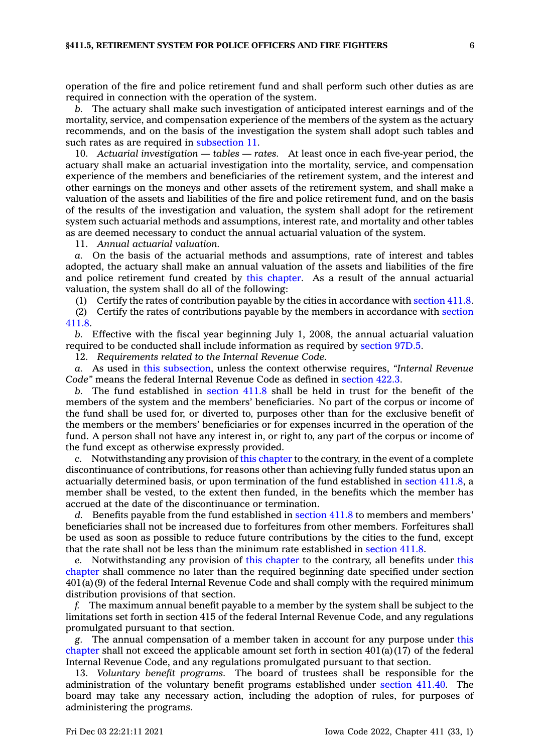operation of the fire and police retirement fund and shall perform such other duties as are required in connection with the operation of the system.

*b.* The actuary shall make such investigation of anticipated interest earnings and of the mortality, service, and compensation experience of the members of the system as the actuary recommends, and on the basis of the investigation the system shall adopt such tables and such rates as are required in subsection 11.

10. *Actuarial investigation — tables — rates.* At least once in each five-year period, the actuary shall make an actuarial investigation into the mortality, service, and compensation experience of the members and beneficiaries of the retirement system, and the interest and other earnings on the moneys and other assets of the retirement system, and shall make a valuation of the assets and liabilities of the fire and police retirement fund, and on the basis of the results of the investigation and valuation, the system shall adopt for the retirement system such actuarial methods and assumptions, interest rate, and mortality and other tables as are deemed necessary to conduct the annual actuarial valuation of the system.

11. *Annual actuarial valuation.*

*a.* On the basis of the actuarial methods and assumptions, rate of interest and tables adopted, the actuary shall make an annual valuation of the assets and liabilities of the fire and police retirement fund created by this chapter. As a result of the annual actuarial valuation, the system shall do all of the following:

(1) Certify the rates of contribution payable by the cities in accordance with section 411.8.

(2) Certify the rates of contributions payable by the members in accordance with section 411.8.

*b.* Effective with the fiscal year beginning July 1, 2008, the annual actuarial valuation required to be conducted shall include information as required by section 97D.5.

12. *Requirements related to the Internal Revenue Code.*

*a.* As used in this subsection, unless the context otherwise requires, *"Internal Revenue Code"* means the federal Internal Revenue Code as defined in section 422.3.

*b.* The fund established in section 411.8 shall be held in trust for the benefit of the members of the system and the members' beneficiaries. No part of the corpus or income of the fund shall be used for, or diverted to, purposes other than for the exclusive benefit of the members or the members' beneficiaries or for expenses incurred in the operation of the fund. A person shall not have any interest in, or right to, any part of the corpus or income of the fund except as otherwise expressly provided.

*c.* Notwithstanding any provision of this chapter to the contrary, in the event of a complete discontinuance of contributions, for reasons other than achieving fully funded status upon an actuarially determined basis, or upon termination of the fund established in section 411.8, a member shall be vested, to the extent then funded, in the benefits which the member has accrued at the date of the discontinuance or termination.

*d.* Benefits payable from the fund established in section 411.8 to members and members' beneficiaries shall not be increased due to forfeitures from other members. Forfeitures shall be used as soon as possible to reduce future contributions by the cities to the fund, except that the rate shall not be less than the minimum rate established in section 411.8.

*e.* Notwithstanding any provision of this chapter to the contrary, all benefits under this chapter shall commence no later than the required beginning date specified under section 401(a)(9) of the federal Internal Revenue Code and shall comply with the required minimum distribution provisions of that section.

*f.* The maximum annual benefit payable to a member by the system shall be subject to the limitations set forth in section 415 of the federal Internal Revenue Code, and any regulations promulgated pursuant to that section.

*g.* The annual compensation of a member taken in account for any purpose under this chapter shall not exceed the applicable amount set forth in section 401(a)(17) of the federal Internal Revenue Code, and any regulations promulgated pursuant to that section.

13. *Voluntary benefit programs.* The board of trustees shall be responsible for the administration of the voluntary benefit programs established under section 411.40. The board may take any necessary action, including the adoption of rules, for purposes of administering the programs.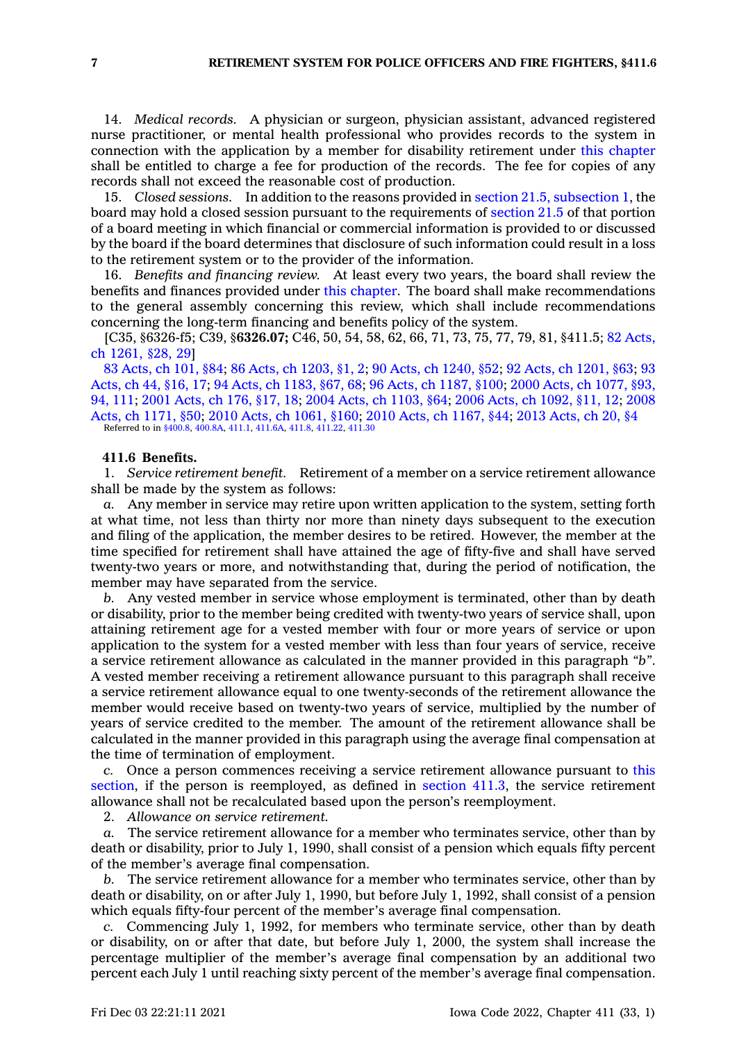14. *Medical records.* A physician or surgeon, physician assistant, advanced registered nurse practitioner, or mental health professional who provides records to the system in connection with the application by a member for disability retirement under this chapter shall be entitled to charge a fee for production of the records. The fee for copies of any records shall not exceed the reasonable cost of production.

15. *Closed sessions.* In addition to the reasons provided in section 21.5, subsection 1, the board may hold a closed session pursuant to the requirements of section 21.5 of that portion of a board meeting in which financial or commercial information is provided to or discussed by the board if the board determines that disclosure of such information could result in a loss to the retirement system or to the provider of the information.

16. *Benefits and financing review.* At least every two years, the board shall review the benefits and finances provided under this chapter. The board shall make recommendations to the general assembly concerning this review, which shall include recommendations concerning the long-term financing and benefits policy of the system.

[C35, §6326-f5; C39, §**6326.07;** C46, 50, 54, 58, 62, 66, 71, 73, 75, 77, 79, 81, §411.5; 82 Acts, ch 1261, §28, 29]

83 Acts, ch 101, §84; 86 Acts, ch 1203, §1, 2; 90 Acts, ch 1240, §52; 92 Acts, ch 1201, §63; 93 Acts, ch 44, §16, 17; 94 Acts, ch 1183, §67, 68; 96 Acts, ch 1187, §100; 2000 Acts, ch 1077, §93, 94, 111; 2001 Acts, ch 176, §17, 18; 2004 Acts, ch 1103, §64; 2006 Acts, ch 1092, §11, 12; 2008 Acts, ch 1171, §50; 2010 Acts, ch 1061, §160; 2010 Acts, ch 1167, §44; 2013 Acts, ch 20, §4

Referred to in §400.8, 400.8A, 411.1, 411.6A, 411.8, 411.22, 411.30

**411.6 Benefits.**

1. *Service retirement benefit.* Retirement of a member on a service retirement allowance shall be made by the system as follows:

*a.* Any member in service may retire upon written application to the system, setting forth at what time, not less than thirty nor more than ninety days subsequent to the execution and filing of the application, the member desires to be retired. However, the member at the time specified for retirement shall have attained the age of fifty-five and shall have served twenty-two years or more, and notwithstanding that, during the period of notification, the member may have separated from the service.

*b.* Any vested member in service whose employment is terminated, other than by death or disability, prior to the member being credited with twenty-two years of service shall, upon attaining retirement age for a vested member with four or more years of service or upon application to the system for a vested member with less than four years of service, receive a service retirement allowance as calculated in the manner provided in this paragraph *"b"*. A vested member receiving a retirement allowance pursuant to this paragraph shall receive a service retirement allowance equal to one twenty-seconds of the retirement allowance the member would receive based on twenty-two years of service, multiplied by the number of years of service credited to the member. The amount of the retirement allowance shall be calculated in the manner provided in this paragraph using the average final compensation at the time of termination of employment.

*c.* Once a person commences receiving a service retirement allowance pursuant to this section, if the person is reemployed, as defined in section 411.3, the service retirement allowance shall not be recalculated based upon the person's reemployment.

2. *Allowance on service retirement.*

*a.* The service retirement allowance for a member who terminates service, other than by death or disability, prior to July 1, 1990, shall consist of a pension which equals fifty percent of the member's average final compensation.

*b.* The service retirement allowance for a member who terminates service, other than by death or disability, on or after July 1, 1990, but before July 1, 1992, shall consist of a pension which equals fifty-four percent of the member's average final compensation.

*c.* Commencing July 1, 1992, for members who terminate service, other than by death or disability, on or after that date, but before July 1, 2000, the system shall increase the percentage multiplier of the member's average final compensation by an additional two percent each July 1 until reaching sixty percent of the member's average final compensation.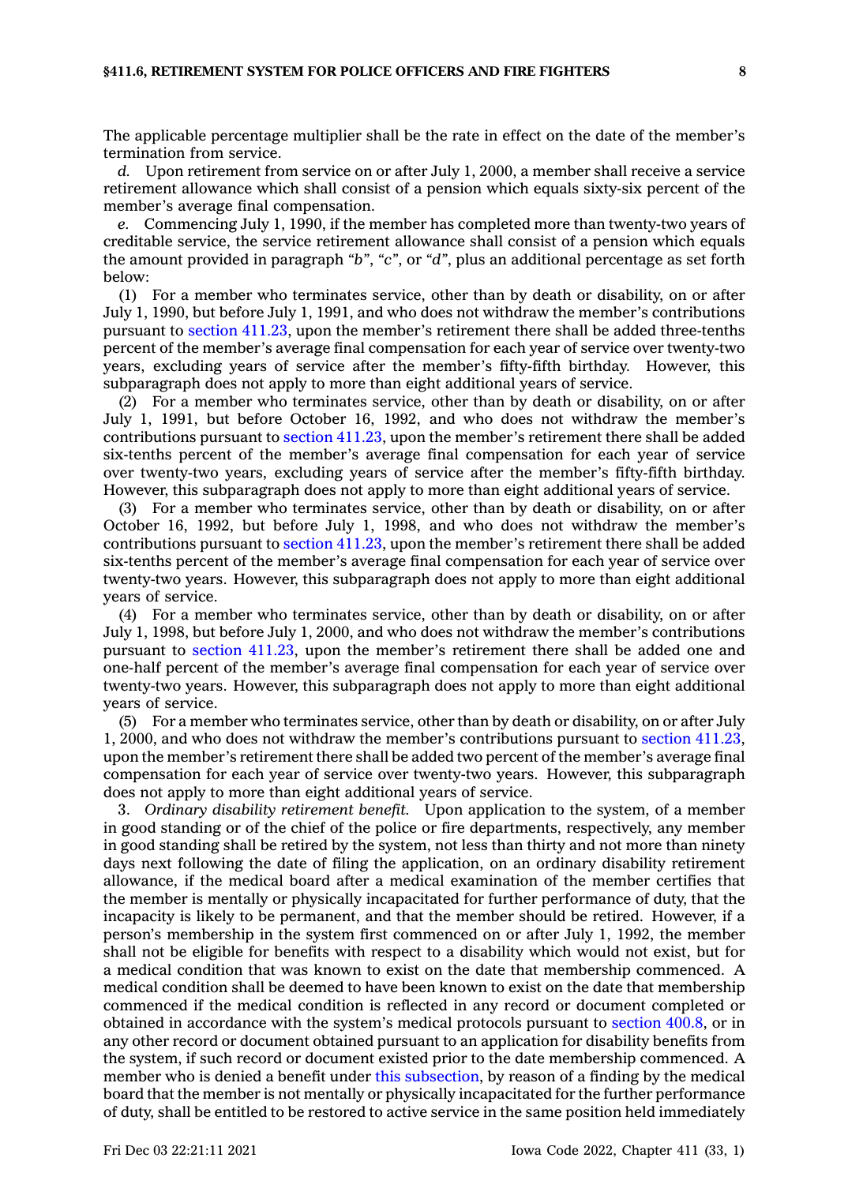The applicable percentage multiplier shall be the rate in effect on the date of the member's termination from service.

*d.* Upon retirement from service on or after July 1, 2000, a member shall receive a service retirement allowance which shall consist of a pension which equals sixty-six percent of the member's average final compensation.

*e.* Commencing July 1, 1990, if the member has completed more than twenty-two years of creditable service, the service retirement allowance shall consist of a pension which equals the amount provided in paragraph *"b"*, *"c"*, or *"d"*, plus an additional percentage as set forth below:

(1) For a member who terminates service, other than by death or disability, on or after July 1, 1990, but before July 1, 1991, and who does not withdraw the member's contributions pursuant to section 411.23, upon the member's retirement there shall be added three-tenths percent of the member's average final compensation for each year of service over twenty-two years, excluding years of service after the member's fifty-fifth birthday. However, this subparagraph does not apply to more than eight additional years of service.

(2) For a member who terminates service, other than by death or disability, on or after July 1, 1991, but before October 16, 1992, and who does not withdraw the member's contributions pursuant to section 411.23, upon the member's retirement there shall be added six-tenths percent of the member's average final compensation for each year of service over twenty-two years, excluding years of service after the member's fifty-fifth birthday. However, this subparagraph does not apply to more than eight additional years of service.

(3) For a member who terminates service, other than by death or disability, on or after October 16, 1992, but before July 1, 1998, and who does not withdraw the member's contributions pursuant to section 411.23, upon the member's retirement there shall be added six-tenths percent of the member's average final compensation for each year of service over twenty-two years. However, this subparagraph does not apply to more than eight additional years of service.

(4) For a member who terminates service, other than by death or disability, on or after July 1, 1998, but before July 1, 2000, and who does not withdraw the member's contributions pursuant to section 411.23, upon the member's retirement there shall be added one and one-half percent of the member's average final compensation for each year of service over twenty-two years. However, this subparagraph does not apply to more than eight additional years of service.

(5) For a member who terminates service, other than by death or disability, on or after July 1, 2000, and who does not withdraw the member's contributions pursuant to section 411.23, upon the member's retirement there shall be added two percent of the member's average final compensation for each year of service over twenty-two years. However, this subparagraph does not apply to more than eight additional years of service.

3. *Ordinary disability retirement benefit.* Upon application to the system, of a member in good standing or of the chief of the police or fire departments, respectively, any member in good standing shall be retired by the system, not less than thirty and not more than ninety days next following the date of filing the application, on an ordinary disability retirement allowance, if the medical board after a medical examination of the member certifies that the member is mentally or physically incapacitated for further performance of duty, that the incapacity is likely to be permanent, and that the member should be retired. However, if a person's membership in the system first commenced on or after July 1, 1992, the member shall not be eligible for benefits with respect to a disability which would not exist, but for a medical condition that was known to exist on the date that membership commenced. A medical condition shall be deemed to have been known to exist on the date that membership commenced if the medical condition is reflected in any record or document completed or obtained in accordance with the system's medical protocols pursuant to section 400.8, or in any other record or document obtained pursuant to an application for disability benefits from the system, if such record or document existed prior to the date membership commenced. A member who is denied a benefit under this subsection, by reason of a finding by the medical board that the member is not mentally or physically incapacitated for the further performance of duty, shall be entitled to be restored to active service in the same position held immediately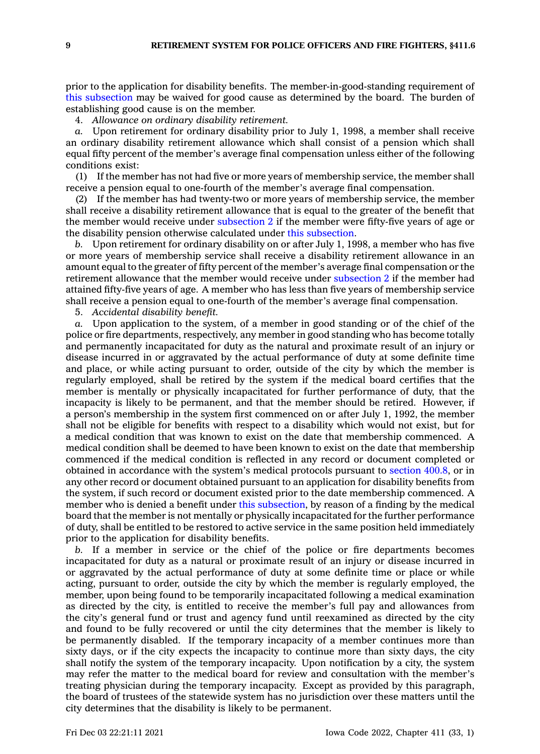prior to the application for disability benefits. The member-in-good-standing requirement of this subsection may be waived for good cause as determined by the board. The burden of establishing good cause is on the member.

4. *Allowance on ordinary disability retirement.*

*a.* Upon retirement for ordinary disability prior to July 1, 1998, a member shall receive an ordinary disability retirement allowance which shall consist of a pension which shall equal fifty percent of the member's average final compensation unless either of the following conditions exist:

(1) If the member has not had five or more years of membership service, the member shall receive a pension equal to one-fourth of the member's average final compensation.

(2) If the member has had twenty-two or more years of membership service, the member shall receive a disability retirement allowance that is equal to the greater of the benefit that the member would receive under subsection 2 if the member were fifty-five years of age or the disability pension otherwise calculated under this subsection.

*b.* Upon retirement for ordinary disability on or after July 1, 1998, a member who has five or more years of membership service shall receive a disability retirement allowance in an amount equal to the greater of fifty percent of the member's average final compensation or the retirement allowance that the member would receive under subsection 2 if the member had attained fifty-five years of age. A member who has less than five years of membership service shall receive a pension equal to one-fourth of the member's average final compensation.

5. *Accidental disability benefit.*

*a.* Upon application to the system, of a member in good standing or of the chief of the police or fire departments, respectively, any member in good standing who has become totally and permanently incapacitated for duty as the natural and proximate result of an injury or disease incurred in or aggravated by the actual performance of duty at some definite time and place, or while acting pursuant to order, outside of the city by which the member is regularly employed, shall be retired by the system if the medical board certifies that the member is mentally or physically incapacitated for further performance of duty, that the incapacity is likely to be permanent, and that the member should be retired. However, if a person's membership in the system first commenced on or after July 1, 1992, the member shall not be eligible for benefits with respect to a disability which would not exist, but for a medical condition that was known to exist on the date that membership commenced. A medical condition shall be deemed to have been known to exist on the date that membership commenced if the medical condition is reflected in any record or document completed or obtained in accordance with the system's medical protocols pursuant to section 400.8, or in any other record or document obtained pursuant to an application for disability benefits from the system, if such record or document existed prior to the date membership commenced. A member who is denied a benefit under this subsection, by reason of a finding by the medical board that the member is not mentally or physically incapacitated for the further performance of duty, shall be entitled to be restored to active service in the same position held immediately prior to the application for disability benefits.

*b.* If a member in service or the chief of the police or fire departments becomes incapacitated for duty as a natural or proximate result of an injury or disease incurred in or aggravated by the actual performance of duty at some definite time or place or while acting, pursuant to order, outside the city by which the member is regularly employed, the member, upon being found to be temporarily incapacitated following a medical examination as directed by the city, is entitled to receive the member's full pay and allowances from the city's general fund or trust and agency fund until reexamined as directed by the city and found to be fully recovered or until the city determines that the member is likely to be permanently disabled. If the temporary incapacity of a member continues more than sixty days, or if the city expects the incapacity to continue more than sixty days, the city shall notify the system of the temporary incapacity. Upon notification by a city, the system may refer the matter to the medical board for review and consultation with the member's treating physician during the temporary incapacity. Except as provided by this paragraph, the board of trustees of the statewide system has no jurisdiction over these matters until the city determines that the disability is likely to be permanent.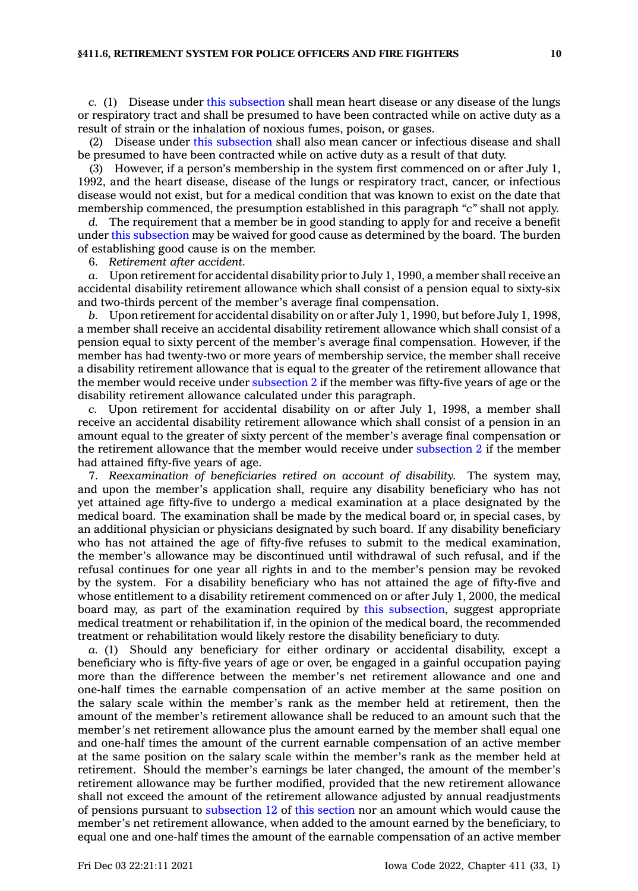*c.* (1) Disease under this subsection shall mean heart disease or any disease of the lungs or respiratory tract and shall be presumed to have been contracted while on active duty as a result of strain or the inhalation of noxious fumes, poison, or gases.

(2) Disease under this subsection shall also mean cancer or infectious disease and shall be presumed to have been contracted while on active duty as a result of that duty.

(3) However, if a person's membership in the system first commenced on or after July 1, 1992, and the heart disease, disease of the lungs or respiratory tract, cancer, or infectious disease would not exist, but for a medical condition that was known to exist on the date that membership commenced, the presumption established in this paragraph *"c"* shall not apply.

*d.* The requirement that a member be in good standing to apply for and receive a benefit under this subsection may be waived for good cause as determined by the board. The burden of establishing good cause is on the member.

6. *Retirement after accident.*

*a.* Upon retirement for accidental disability prior to July 1, 1990, a member shall receive an accidental disability retirement allowance which shall consist of a pension equal to sixty-six and two-thirds percent of the member's average final compensation.

*b.* Upon retirement for accidental disability on or after July 1, 1990, but before July 1, 1998, a member shall receive an accidental disability retirement allowance which shall consist of a pension equal to sixty percent of the member's average final compensation. However, if the member has had twenty-two or more years of membership service, the member shall receive a disability retirement allowance that is equal to the greater of the retirement allowance that the member would receive under subsection 2 if the member was fifty-five years of age or the disability retirement allowance calculated under this paragraph.

*c.* Upon retirement for accidental disability on or after July 1, 1998, a member shall receive an accidental disability retirement allowance which shall consist of a pension in an amount equal to the greater of sixty percent of the member's average final compensation or the retirement allowance that the member would receive under subsection 2 if the member had attained fifty-five years of age.

7. *Reexamination of beneficiaries retired on account of disability.* The system may, and upon the member's application shall, require any disability beneficiary who has not yet attained age fifty-five to undergo a medical examination at a place designated by the medical board. The examination shall be made by the medical board or, in special cases, by an additional physician or physicians designated by such board. If any disability beneficiary who has not attained the age of fifty-five refuses to submit to the medical examination, the member's allowance may be discontinued until withdrawal of such refusal, and if the refusal continues for one year all rights in and to the member's pension may be revoked by the system. For a disability beneficiary who has not attained the age of fifty-five and whose entitlement to a disability retirement commenced on or after July 1, 2000, the medical board may, as part of the examination required by this subsection, suggest appropriate medical treatment or rehabilitation if, in the opinion of the medical board, the recommended treatment or rehabilitation would likely restore the disability beneficiary to duty.

*a.* (1) Should any beneficiary for either ordinary or accidental disability, except a beneficiary who is fifty-five years of age or over, be engaged in a gainful occupation paying more than the difference between the member's net retirement allowance and one and one-half times the earnable compensation of an active member at the same position on the salary scale within the member's rank as the member held at retirement, then the amount of the member's retirement allowance shall be reduced to an amount such that the member's net retirement allowance plus the amount earned by the member shall equal one and one-half times the amount of the current earnable compensation of an active member at the same position on the salary scale within the member's rank as the member held at retirement. Should the member's earnings be later changed, the amount of the member's retirement allowance may be further modified, provided that the new retirement allowance shall not exceed the amount of the retirement allowance adjusted by annual readjustments of pensions pursuant to subsection 12 of this section nor an amount which would cause the member's net retirement allowance, when added to the amount earned by the beneficiary, to equal one and one-half times the amount of the earnable compensation of an active member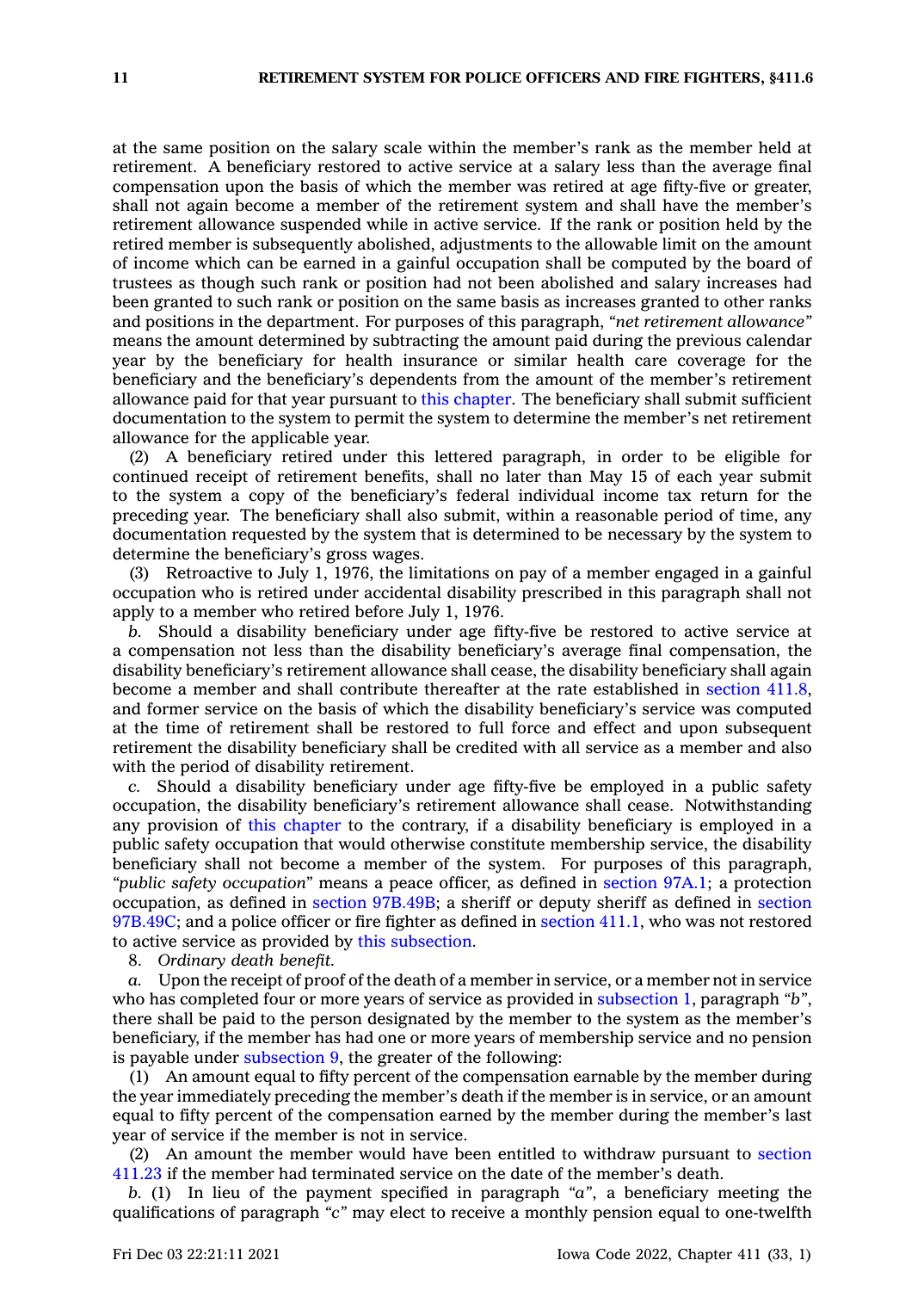at the same position on the salary scale within the member's rank as the member held at retirement. A beneficiary restored to active service at a salary less than the average final compensation upon the basis of which the member was retired at age fifty-five or greater, shall not again become a member of the retirement system and shall have the member's retirement allowance suspended while in active service. If the rank or position held by the retired member is subsequently abolished, adjustments to the allowable limit on the amount of income which can be earned in a gainful occupation shall be computed by the board of trustees as though such rank or position had not been abolished and salary increases had been granted to such rank or position on the same basis as increases granted to other ranks and positions in the department. For purposes of this paragraph, *"net retirement allowance"* means the amount determined by subtracting the amount paid during the previous calendar year by the beneficiary for health insurance or similar health care coverage for the beneficiary and the beneficiary's dependents from the amount of the member's retirement allowance paid for that year pursuant to this chapter. The beneficiary shall submit sufficient documentation to the system to permit the system to determine the member's net retirement allowance for the applicable year.

(2) A beneficiary retired under this lettered paragraph, in order to be eligible for continued receipt of retirement benefits, shall no later than May 15 of each year submit to the system a copy of the beneficiary's federal individual income tax return for the preceding year. The beneficiary shall also submit, within a reasonable period of time, any documentation requested by the system that is determined to be necessary by the system to determine the beneficiary's gross wages.

(3) Retroactive to July 1, 1976, the limitations on pay of a member engaged in a gainful occupation who is retired under accidental disability prescribed in this paragraph shall not apply to a member who retired before July 1, 1976.

*b.* Should a disability beneficiary under age fifty-five be restored to active service at a compensation not less than the disability beneficiary's average final compensation, the disability beneficiary's retirement allowance shall cease, the disability beneficiary shall again become a member and shall contribute thereafter at the rate established in section 411.8, and former service on the basis of which the disability beneficiary's service was computed at the time of retirement shall be restored to full force and effect and upon subsequent retirement the disability beneficiary shall be credited with all service as a member and also with the period of disability retirement.

*c.* Should a disability beneficiary under age fifty-five be employed in a public safety occupation, the disability beneficiary's retirement allowance shall cease. Notwithstanding any provision of this chapter to the contrary, if a disability beneficiary is employed in a public safety occupation that would otherwise constitute membership service, the disability beneficiary shall not become a member of the system. For purposes of this paragraph, *"public safety occupation"* means a peace officer, as defined in section 97A.1; a protection occupation, as defined in section 97B.49B; a sheriff or deputy sheriff as defined in section 97B.49C; and a police officer or fire fighter as defined in section 411.1, who was not restored to active service as provided by this subsection.

8. *Ordinary death benefit.*

*a.* Upon the receipt of proof of the death of a member in service, or a member not in service who has completed four or more years of service as provided in subsection 1, paragraph *"b"*, there shall be paid to the person designated by the member to the system as the member's beneficiary, if the member has had one or more years of membership service and no pension is payable under subsection 9, the greater of the following:

(1) An amount equal to fifty percent of the compensation earnable by the member during the year immediately preceding the member's death if the member is in service, or an amount equal to fifty percent of the compensation earned by the member during the member's last year of service if the member is not in service.

(2) An amount the member would have been entitled to withdraw pursuant to section 411.23 if the member had terminated service on the date of the member's death.

*b.* (1) In lieu of the payment specified in paragraph *"a"*, a beneficiary meeting the qualifications of paragraph *"c"* may elect to receive a monthly pension equal to one-twelfth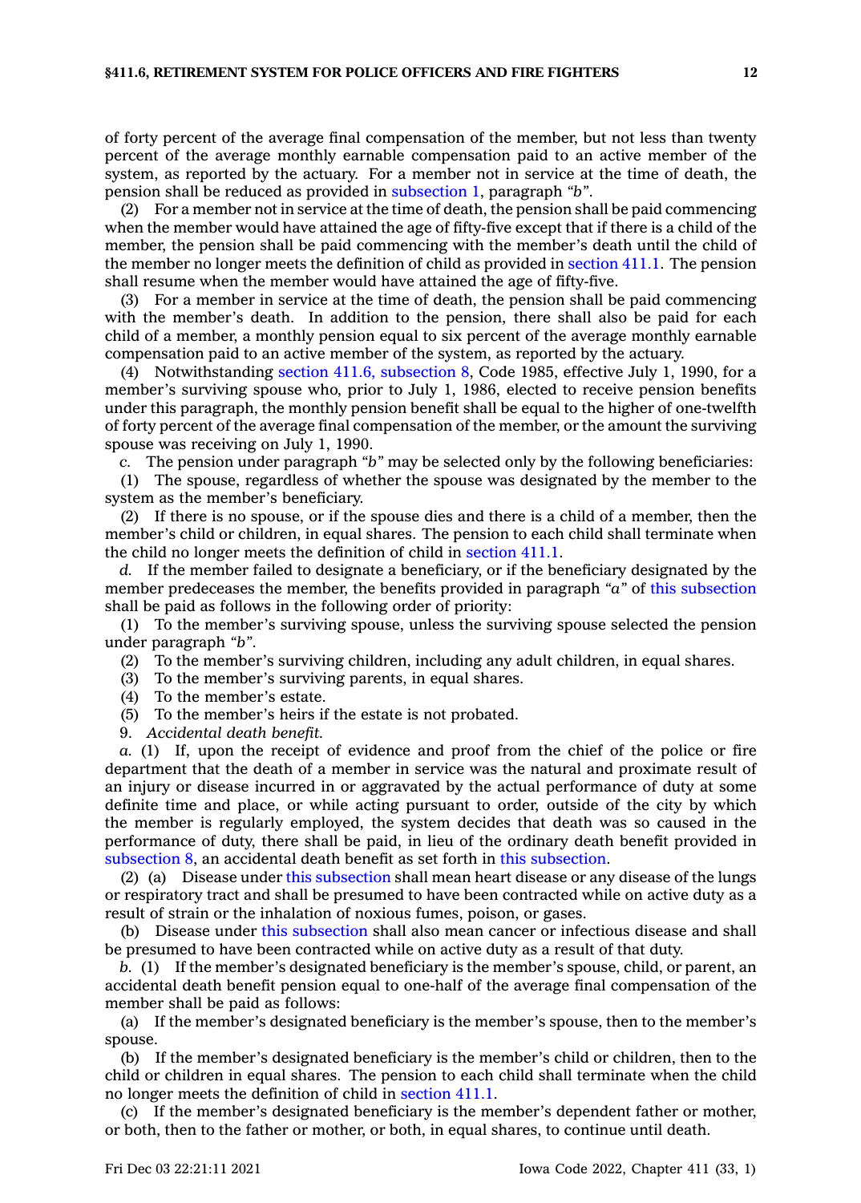of forty percent of the average final compensation of the member, but not less than twenty percent of the average monthly earnable compensation paid to an active member of the system, as reported by the actuary. For a member not in service at the time of death, the pension shall be reduced as provided in subsection 1, paragraph *"b"*.

(2) For a member not in service at the time of death, the pension shall be paid commencing when the member would have attained the age of fifty-five except that if there is a child of the member, the pension shall be paid commencing with the member's death until the child of the member no longer meets the definition of child as provided in section 411.1. The pension shall resume when the member would have attained the age of fifty-five.

(3) For a member in service at the time of death, the pension shall be paid commencing with the member's death. In addition to the pension, there shall also be paid for each child of a member, a monthly pension equal to six percent of the average monthly earnable compensation paid to an active member of the system, as reported by the actuary.

(4) Notwithstanding section 411.6, subsection 8, Code 1985, effective July 1, 1990, for a member's surviving spouse who, prior to July 1, 1986, elected to receive pension benefits under this paragraph, the monthly pension benefit shall be equal to the higher of one-twelfth of forty percent of the average final compensation of the member, or the amount the surviving spouse was receiving on July 1, 1990.

*c.* The pension under paragraph *"b"* may be selected only by the following beneficiaries:

(1) The spouse, regardless of whether the spouse was designated by the member to the system as the member's beneficiary.

(2) If there is no spouse, or if the spouse dies and there is a child of a member, then the member's child or children, in equal shares. The pension to each child shall terminate when the child no longer meets the definition of child in section 411.1.

*d.* If the member failed to designate a beneficiary, or if the beneficiary designated by the member predeceases the member, the benefits provided in paragraph *"a"* of this subsection shall be paid as follows in the following order of priority:

(1) To the member's surviving spouse, unless the surviving spouse selected the pension under paragraph *"b"*.

(2) To the member's surviving children, including any adult children, in equal shares.

(3) To the member's surviving parents, in equal shares.

(4) To the member's estate.

(5) To the member's heirs if the estate is not probated.

9. *Accidental death benefit.*

*a.* (1) If, upon the receipt of evidence and proof from the chief of the police or fire department that the death of a member in service was the natural and proximate result of an injury or disease incurred in or aggravated by the actual performance of duty at some definite time and place, or while acting pursuant to order, outside of the city by which the member is regularly employed, the system decides that death was so caused in the performance of duty, there shall be paid, in lieu of the ordinary death benefit provided in subsection 8, an accidental death benefit as set forth in this subsection.

(2) (a) Disease under this subsection shall mean heart disease or any disease of the lungs or respiratory tract and shall be presumed to have been contracted while on active duty as a result of strain or the inhalation of noxious fumes, poison, or gases.

(b) Disease under this subsection shall also mean cancer or infectious disease and shall be presumed to have been contracted while on active duty as a result of that duty.

*b.* (1) If the member's designated beneficiary is the member's spouse, child, or parent, an accidental death benefit pension equal to one-half of the average final compensation of the member shall be paid as follows:

(a) If the member's designated beneficiary is the member's spouse, then to the member's spouse.

(b) If the member's designated beneficiary is the member's child or children, then to the child or children in equal shares. The pension to each child shall terminate when the child no longer meets the definition of child in section 411.1.

(c) If the member's designated beneficiary is the member's dependent father or mother, or both, then to the father or mother, or both, in equal shares, to continue until death.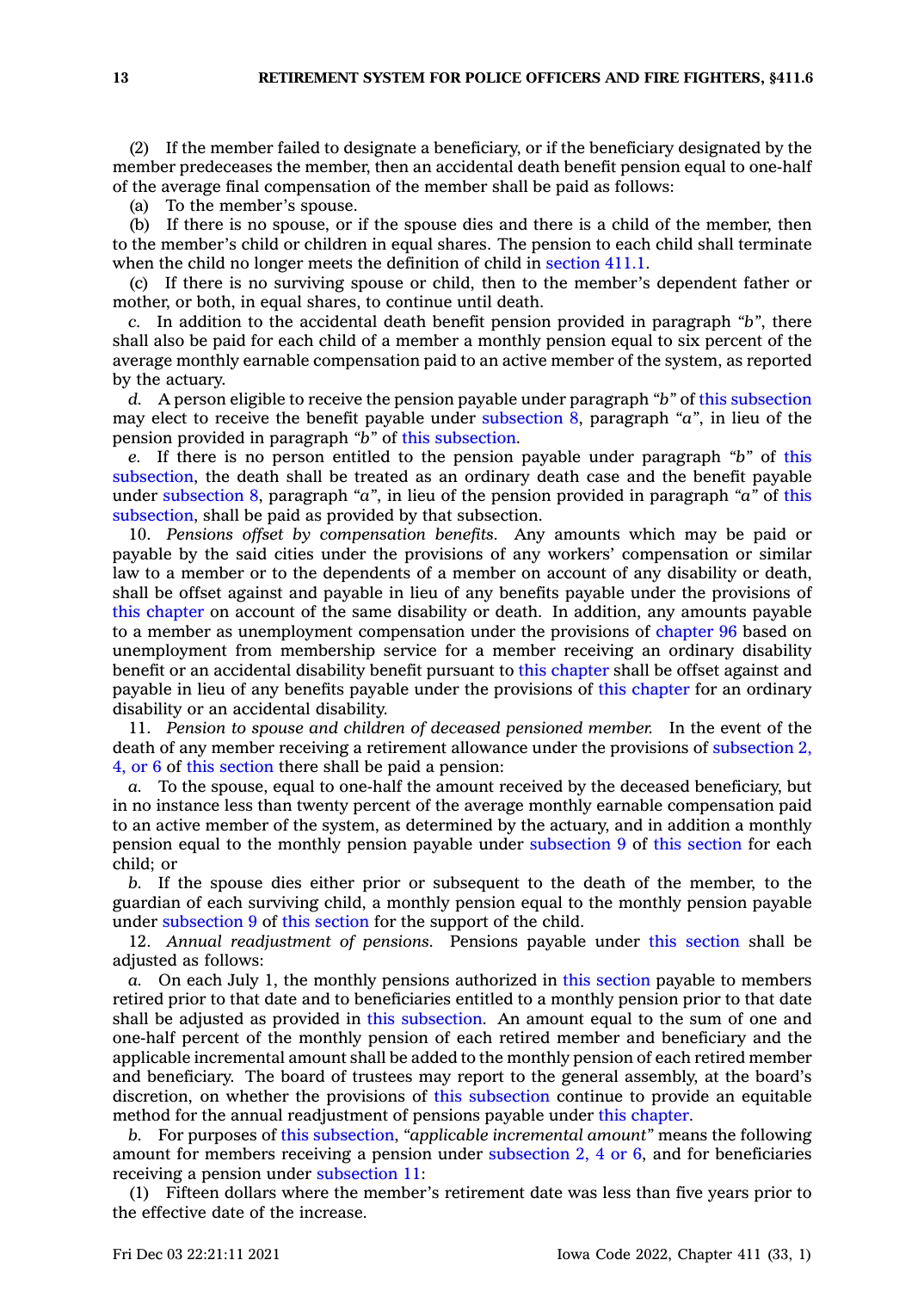(2) If the member failed to designate a beneficiary, or if the beneficiary designated by the member predeceases the member, then an accidental death benefit pension equal to one-half of the average final compensation of the member shall be paid as follows:

(a) To the member's spouse.

(b) If there is no spouse, or if the spouse dies and there is a child of the member, then to the member's child or children in equal shares. The pension to each child shall terminate when the child no longer meets the definition of child in section 411.1.

(c) If there is no surviving spouse or child, then to the member's dependent father or mother, or both, in equal shares, to continue until death.

*c.* In addition to the accidental death benefit pension provided in paragraph *"b"*, there shall also be paid for each child of a member a monthly pension equal to six percent of the average monthly earnable compensation paid to an active member of the system, as reported by the actuary.

*d.* A person eligible to receive the pension payable under paragraph *"b"* of this subsection may elect to receive the benefit payable under subsection 8, paragraph *"a"*, in lieu of the pension provided in paragraph *"b"* of this subsection.

*e.* If there is no person entitled to the pension payable under paragraph *"b"* of this subsection, the death shall be treated as an ordinary death case and the benefit payable under subsection 8, paragraph *"a"*, in lieu of the pension provided in paragraph *"a"* of this subsection, shall be paid as provided by that subsection.

10. *Pensions offset by compensation benefits.* Any amounts which may be paid or payable by the said cities under the provisions of any workers' compensation or similar law to a member or to the dependents of a member on account of any disability or death, shall be offset against and payable in lieu of any benefits payable under the provisions of this chapter on account of the same disability or death. In addition, any amounts payable to a member as unemployment compensation under the provisions of chapter 96 based on unemployment from membership service for a member receiving an ordinary disability benefit or an accidental disability benefit pursuant to this chapter shall be offset against and payable in lieu of any benefits payable under the provisions of this chapter for an ordinary disability or an accidental disability.

11. *Pension to spouse and children of deceased pensioned member.* In the event of the death of any member receiving a retirement allowance under the provisions of subsection 2, 4, or 6 of this section there shall be paid a pension:

*a.* To the spouse, equal to one-half the amount received by the deceased beneficiary, but in no instance less than twenty percent of the average monthly earnable compensation paid to an active member of the system, as determined by the actuary, and in addition a monthly pension equal to the monthly pension payable under subsection 9 of this section for each child; or

*b.* If the spouse dies either prior or subsequent to the death of the member, to the guardian of each surviving child, a monthly pension equal to the monthly pension payable under subsection 9 of this section for the support of the child.

12. *Annual readjustment of pensions.* Pensions payable under this section shall be adjusted as follows:

*a.* On each July 1, the monthly pensions authorized in this section payable to members retired prior to that date and to beneficiaries entitled to a monthly pension prior to that date shall be adjusted as provided in this subsection. An amount equal to the sum of one and one-half percent of the monthly pension of each retired member and beneficiary and the applicable incremental amount shall be added to the monthly pension of each retired member and beneficiary. The board of trustees may report to the general assembly, at the board's discretion, on whether the provisions of this subsection continue to provide an equitable method for the annual readjustment of pensions payable under this chapter.

*b.* For purposes of this subsection, *"applicable incremental amount"* means the following amount for members receiving a pension under subsection 2, 4 or 6, and for beneficiaries receiving a pension under subsection 11:

(1) Fifteen dollars where the member's retirement date was less than five years prior to the effective date of the increase.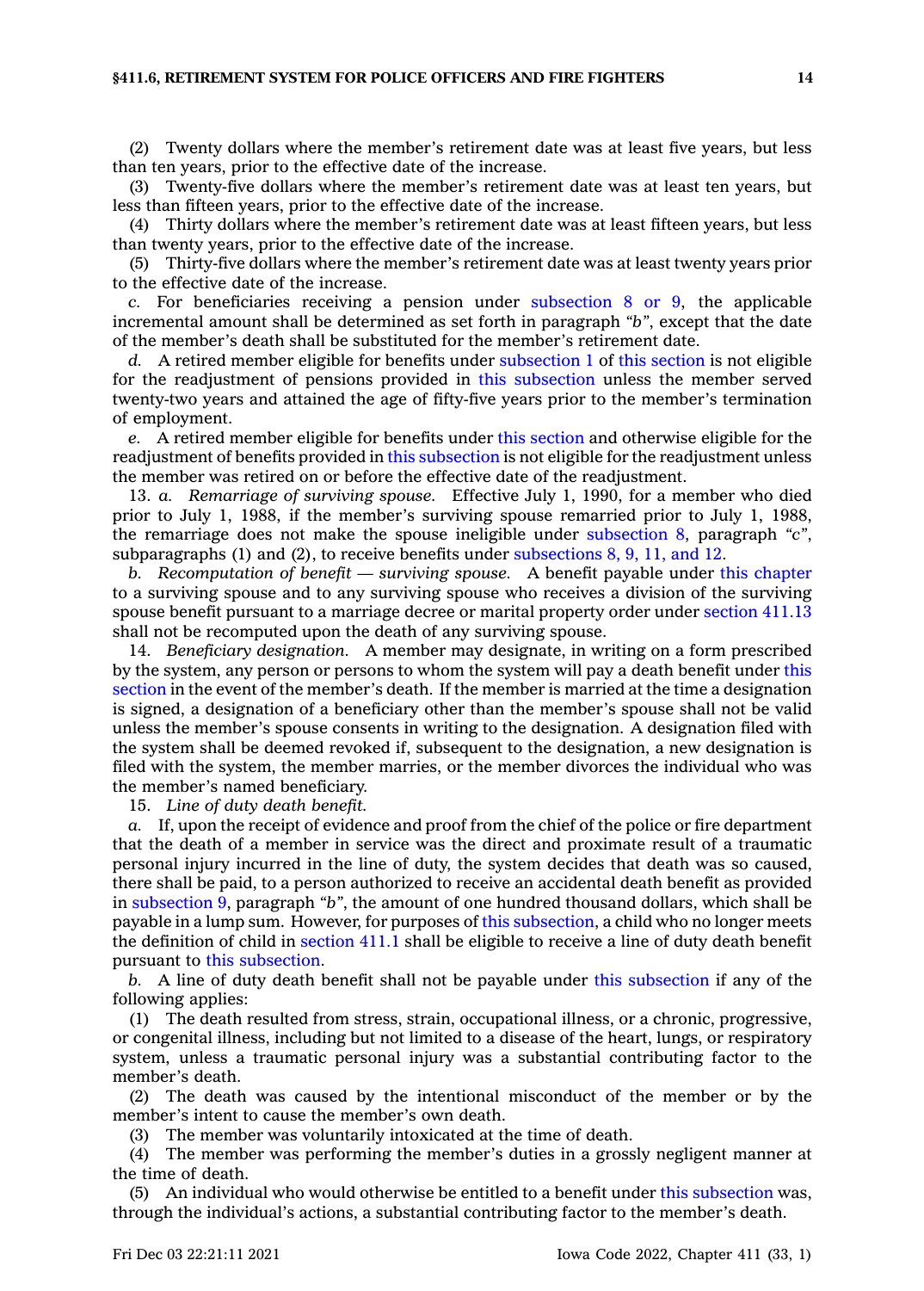(2) Twenty dollars where the member's retirement date was at least five years, but less than ten years, prior to the effective date of the increase.

(3) Twenty-five dollars where the member's retirement date was at least ten years, but less than fifteen years, prior to the effective date of the increase.

(4) Thirty dollars where the member's retirement date was at least fifteen years, but less than twenty years, prior to the effective date of the increase.

(5) Thirty-five dollars where the member's retirement date was at least twenty years prior to the effective date of the increase.

*c.* For beneficiaries receiving a pension under subsection 8 or 9, the applicable incremental amount shall be determined as set forth in paragraph *"b"*, except that the date of the member's death shall be substituted for the member's retirement date.

*d.* A retired member eligible for benefits under subsection 1 of this section is not eligible for the readjustment of pensions provided in this subsection unless the member served twenty-two years and attained the age of fifty-five years prior to the member's termination of employment.

*e.* A retired member eligible for benefits under this section and otherwise eligible for the readjustment of benefits provided in this subsection is not eligible for the readjustment unless the member was retired on or before the effective date of the readjustment.

13. *a.* *Remarriage of surviving spouse.* Effective July 1, 1990, for a member who died prior to July 1, 1988, if the member's surviving spouse remarried prior to July 1, 1988, the remarriage does not make the spouse ineligible under subsection 8, paragraph *"c"*, subparagraphs (1) and (2), to receive benefits under subsections 8, 9, 11, and 12.

*b.* *Recomputation of benefit — surviving spouse.* A benefit payable under this chapter to a surviving spouse and to any surviving spouse who receives a division of the surviving spouse benefit pursuant to a marriage decree or marital property order under section 411.13 shall not be recomputed upon the death of any surviving spouse.

14. *Beneficiary designation.* A member may designate, in writing on a form prescribed by the system, any person or persons to whom the system will pay a death benefit under this section in the event of the member's death. If the member is married at the time a designation is signed, a designation of a beneficiary other than the member's spouse shall not be valid unless the member's spouse consents in writing to the designation. A designation filed with the system shall be deemed revoked if, subsequent to the designation, a new designation is filed with the system, the member marries, or the member divorces the individual who was the member's named beneficiary.

15. *Line of duty death benefit.*

*a.* If, upon the receipt of evidence and proof from the chief of the police or fire department that the death of a member in service was the direct and proximate result of a traumatic personal injury incurred in the line of duty, the system decides that death was so caused, there shall be paid, to a person authorized to receive an accidental death benefit as provided in subsection 9, paragraph *"b"*, the amount of one hundred thousand dollars, which shall be payable in a lump sum. However, for purposes of this subsection, a child who no longer meets the definition of child in section 411.1 shall be eligible to receive a line of duty death benefit pursuant to this subsection.

*b.* A line of duty death benefit shall not be payable under this subsection if any of the following applies:

(1) The death resulted from stress, strain, occupational illness, or a chronic, progressive, or congenital illness, including but not limited to a disease of the heart, lungs, or respiratory system, unless a traumatic personal injury was a substantial contributing factor to the member's death.

(2) The death was caused by the intentional misconduct of the member or by the member's intent to cause the member's own death.

(3) The member was voluntarily intoxicated at the time of death.

(4) The member was performing the member's duties in a grossly negligent manner at the time of death.

(5) An individual who would otherwise be entitled to a benefit under this subsection was, through the individual's actions, a substantial contributing factor to the member's death.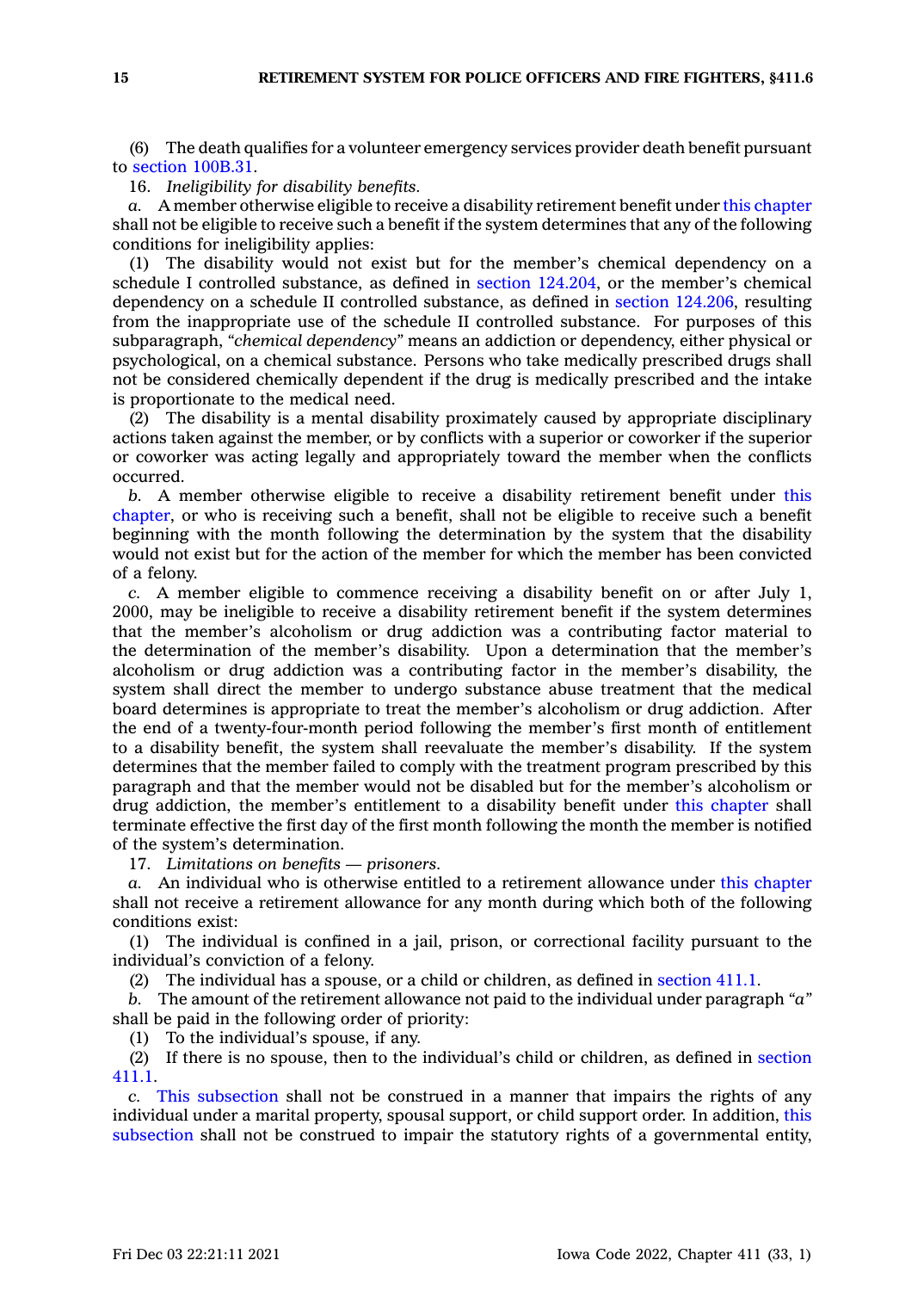(6) The death qualifies for a volunteer emergency services provider death benefit pursuant to section 100B.31.

16. *Ineligibility for disability benefits.*

*a.* A member otherwise eligible to receive a disability retirement benefit under this chapter shall not be eligible to receive such a benefit if the system determines that any of the following conditions for ineligibility applies:

(1) The disability would not exist but for the member's chemical dependency on a schedule I controlled substance, as defined in section 124.204, or the member's chemical dependency on a schedule II controlled substance, as defined in section 124.206, resulting from the inappropriate use of the schedule II controlled substance. For purposes of this subparagraph, "*chemical dependency*" means an addiction or dependency, either physical or psychological, on a chemical substance. Persons who take medically prescribed drugs shall not be considered chemically dependent if the drug is medically prescribed and the intake is proportionate to the medical need.

(2) The disability is a mental disability proximately caused by appropriate disciplinary actions taken against the member, or by conflicts with a superior or coworker if the superior or coworker was acting legally and appropriately toward the member when the conflicts occurred.

*b.* A member otherwise eligible to receive a disability retirement benefit under this chapter, or who is receiving such a benefit, shall not be eligible to receive such a benefit beginning with the month following the determination by the system that the disability would not exist but for the action of the member for which the member has been convicted of a felony.

*c.* A member eligible to commence receiving a disability benefit on or after July 1, 2000, may be ineligible to receive a disability retirement benefit if the system determines that the member's alcoholism or drug addiction was a contributing factor material to the determination of the member's disability. Upon a determination that the member's alcoholism or drug addiction was a contributing factor in the member's disability, the system shall direct the member to undergo substance abuse treatment that the medical board determines is appropriate to treat the member's alcoholism or drug addiction. After the end of a twenty-four-month period following the member's first month of entitlement to a disability benefit, the system shall reevaluate the member's disability. If the system determines that the member failed to comply with the treatment program prescribed by this paragraph and that the member would not be disabled but for the member's alcoholism or drug addiction, the member's entitlement to a disability benefit under this chapter shall terminate effective the first day of the first month following the month the member is notified of the system's determination.

17. *Limitations on benefits — prisoners.*

*a.* An individual who is otherwise entitled to a retirement allowance under this chapter shall not receive a retirement allowance for any month during which both of the following conditions exist:

(1) The individual is confined in a jail, prison, or correctional facility pursuant to the individual's conviction of a felony.

(2) The individual has a spouse, or a child or children, as defined in section 411.1.

*b.* The amount of the retirement allowance not paid to the individual under paragraph "*a*" shall be paid in the following order of priority:

(1) To the individual's spouse, if any.

(2) If there is no spouse, then to the individual's child or children, as defined in section 411.1.

*c.* This subsection shall not be construed in a manner that impairs the rights of any individual under a marital property, spousal support, or child support order. In addition, this subsection shall not be construed to impair the statutory rights of a governmental entity,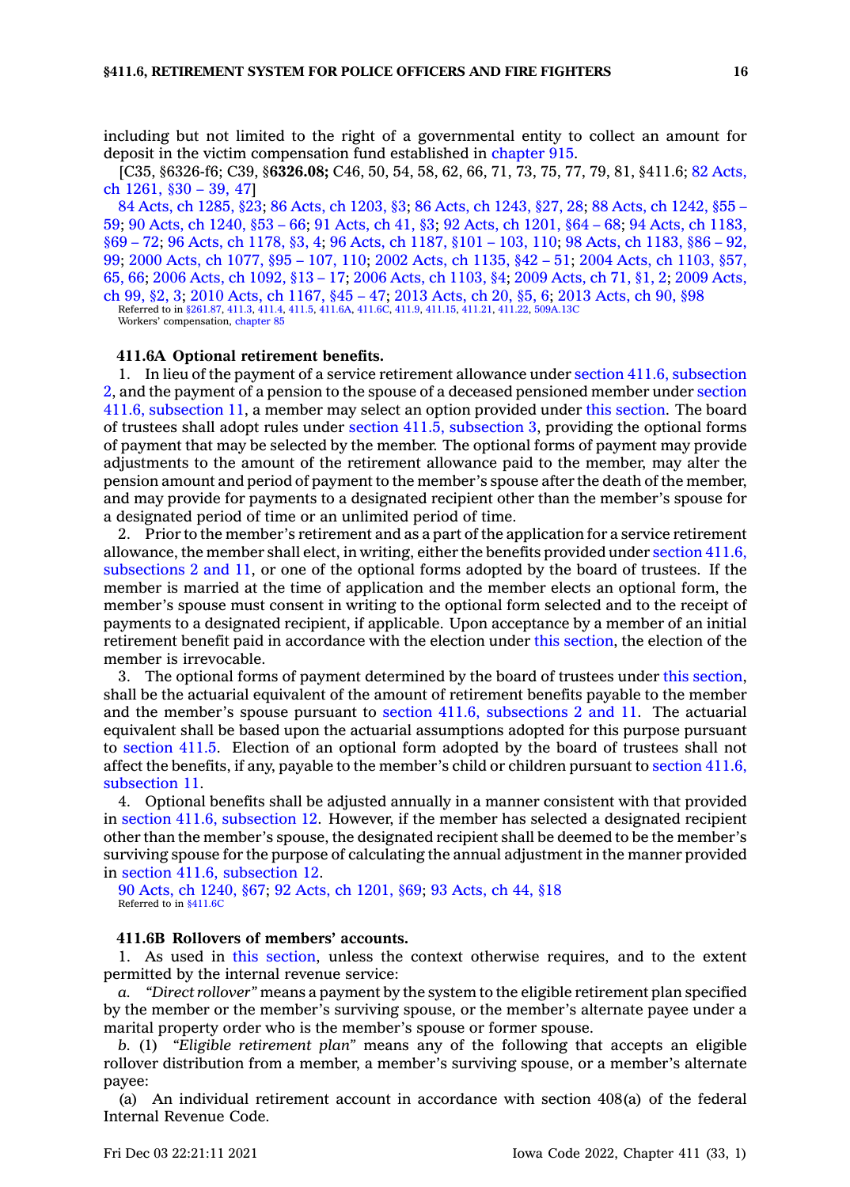including but not limited to the right of a governmental entity to collect an amount for deposit in the victim compensation fund established in chapter 915.

[C35, §6326-f6; C39, §**6326.08;** C46, 50, 54, 58, 62, 66, 71, 73, 75, 77, 79, 81, §411.6; 82 Acts, ch 1261, §30 – 39, 47]

84 Acts, ch 1285, §23; 86 Acts, ch 1203, §3; 86 Acts, ch 1243, §27, 28; 88 Acts, ch 1242, §55 – 59; 90 Acts, ch 1240, §53 – 66; 91 Acts, ch 41, §3; 92 Acts, ch 1201, §64 – 68; 94 Acts, ch 1183, §69 – 72; 96 Acts, ch 1178, §3, 4; 96 Acts, ch 1187, §101 – 103, 110; 98 Acts, ch 1183, §86 – 92, 99; 2000 Acts, ch 1077, §95 – 107, 110; 2002 Acts, ch 1135, §42 – 51; 2004 Acts, ch 1103, §57, 65, 66; 2006 Acts, ch 1092, §13 – 17; 2006 Acts, ch 1103, §4; 2009 Acts, ch 71, §1, 2; 2009 Acts, ch 99, §2, 3; 2010 Acts, ch 1167, §45 – 47; 2013 Acts, ch 20, §5, 6; 2013 Acts, ch 90, §98

Referred to in §261.87, 411.3, 411.4, 411.5, 411.6A, 411.6C, 411.9, 411.15, 411.21, 411.22, 509A.13C

Workers' compensation, chapter 85

**411.6A Optional retirement benefits.**

1. In lieu of the payment of a service retirement allowance under section 411.6, subsection 2, and the payment of a pension to the spouse of a deceased pensioned member under section 411.6, subsection 11, a member may select an option provided under this section. The board of trustees shall adopt rules under section 411.5, subsection 3, providing the optional forms of payment that may be selected by the member. The optional forms of payment may provide adjustments to the amount of the retirement allowance paid to the member, may alter the pension amount and period of payment to the member's spouse after the death of the member, and may provide for payments to a designated recipient other than the member's spouse for a designated period of time or an unlimited period of time.

2. Prior to the member's retirement and as a part of the application for a service retirement allowance, the member shall elect, in writing, either the benefits provided under section 411.6, subsections 2 and 11, or one of the optional forms adopted by the board of trustees. If the member is married at the time of application and the member elects an optional form, the member's spouse must consent in writing to the optional form selected and to the receipt of payments to a designated recipient, if applicable. Upon acceptance by a member of an initial retirement benefit paid in accordance with the election under this section, the election of the member is irrevocable.

3. The optional forms of payment determined by the board of trustees under this section, shall be the actuarial equivalent of the amount of retirement benefits payable to the member and the member's spouse pursuant to section 411.6, subsections 2 and 11. The actuarial equivalent shall be based upon the actuarial assumptions adopted for this purpose pursuant to section 411.5. Election of an optional form adopted by the board of trustees shall not affect the benefits, if any, payable to the member's child or children pursuant to section 411.6, subsection 11.

4. Optional benefits shall be adjusted annually in a manner consistent with that provided in section 411.6, subsection 12. However, if the member has selected a designated recipient other than the member's spouse, the designated recipient shall be deemed to be the member's surviving spouse for the purpose of calculating the annual adjustment in the manner provided in section 411.6, subsection 12.

90 Acts, ch 1240, §67; 92 Acts, ch 1201, §69; 93 Acts, ch 44, §18

Referred to in §411.6C

**411.6B Rollovers of members' accounts.**

1. As used in this section, unless the context otherwise requires, and to the extent permitted by the internal revenue service:

*a. "Direct rollover"* means a payment by the system to the eligible retirement plan specified by the member or the member's surviving spouse, or the member's alternate payee under a marital property order who is the member's spouse or former spouse.

*b.* (1) *"Eligible retirement plan"* means any of the following that accepts an eligible rollover distribution from a member, a member's surviving spouse, or a member's alternate payee:

(a) An individual retirement account in accordance with section 408(a) of the federal Internal Revenue Code.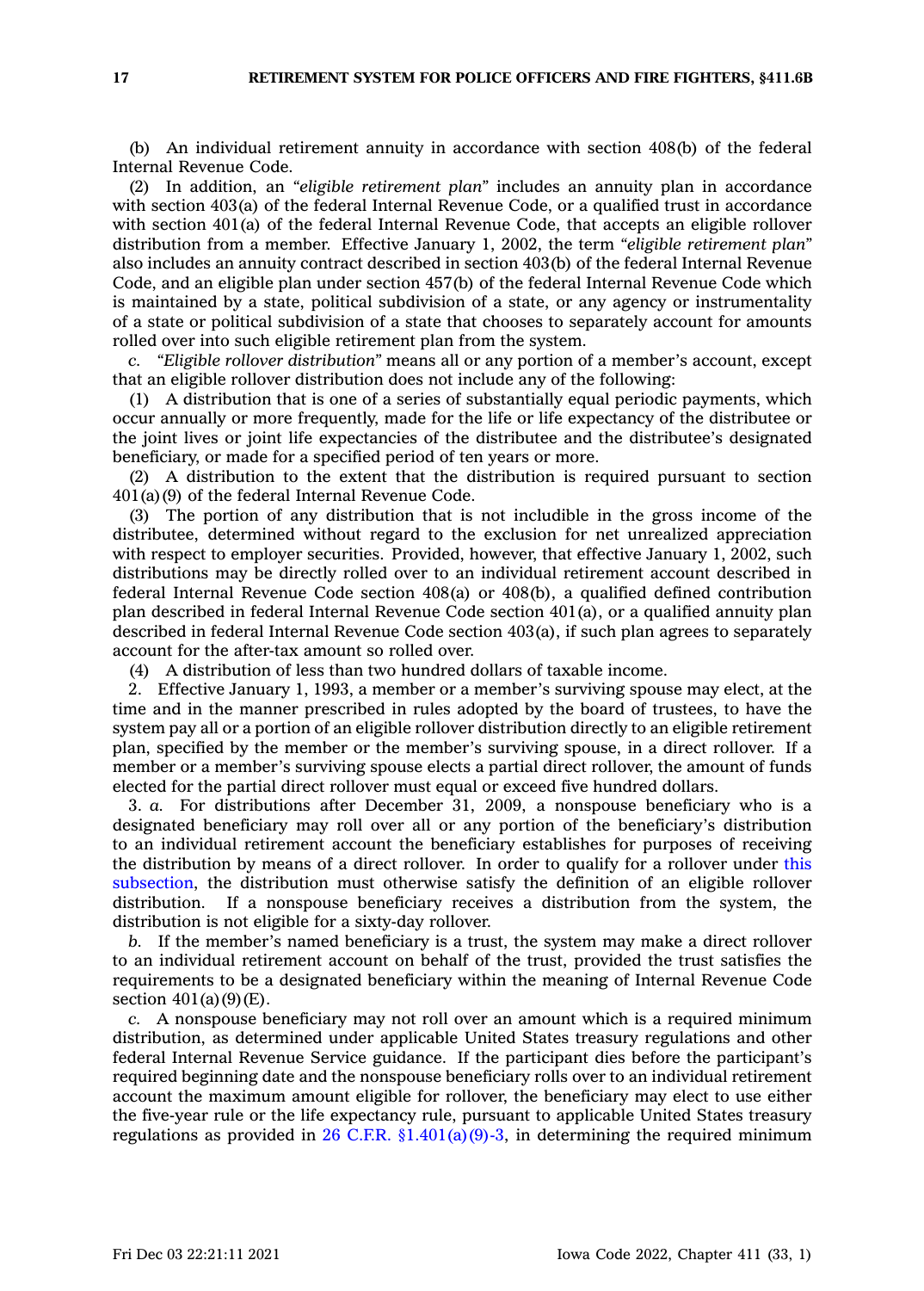(b) An individual retirement annuity in accordance with section 408(b) of the federal Internal Revenue Code.

(2) In addition, an *"eligible retirement plan"* includes an annuity plan in accordance with section 403(a) of the federal Internal Revenue Code, or a qualified trust in accordance with section 401(a) of the federal Internal Revenue Code, that accepts an eligible rollover distribution from a member. Effective January 1, 2002, the term *"eligible retirement plan"* also includes an annuity contract described in section 403(b) of the federal Internal Revenue Code, and an eligible plan under section 457(b) of the federal Internal Revenue Code which is maintained by a state, political subdivision of a state, or any agency or instrumentality of a state or political subdivision of a state that chooses to separately account for amounts rolled over into such eligible retirement plan from the system.

*c. "Eligible rollover distribution"* means all or any portion of a member's account, except that an eligible rollover distribution does not include any of the following:

(1) A distribution that is one of a series of substantially equal periodic payments, which occur annually or more frequently, made for the life or life expectancy of the distributee or the joint lives or joint life expectancies of the distributee and the distributee's designated beneficiary, or made for a specified period of ten years or more.

(2) A distribution to the extent that the distribution is required pursuant to section 401(a)(9) of the federal Internal Revenue Code.

(3) The portion of any distribution that is not includible in the gross income of the distributee, determined without regard to the exclusion for net unrealized appreciation with respect to employer securities. Provided, however, that effective January 1, 2002, such distributions may be directly rolled over to an individual retirement account described in federal Internal Revenue Code section 408(a) or 408(b), a qualified defined contribution plan described in federal Internal Revenue Code section 401(a), or a qualified annuity plan described in federal Internal Revenue Code section 403(a), if such plan agrees to separately account for the after-tax amount so rolled over.

(4) A distribution of less than two hundred dollars of taxable income.

2. Effective January 1, 1993, a member or a member's surviving spouse may elect, at the time and in the manner prescribed in rules adopted by the board of trustees, to have the system pay all or a portion of an eligible rollover distribution directly to an eligible retirement plan, specified by the member or the member's surviving spouse, in a direct rollover. If a member or a member's surviving spouse elects a partial direct rollover, the amount of funds elected for the partial direct rollover must equal or exceed five hundred dollars.

3. *a.* For distributions after December 31, 2009, a nonspouse beneficiary who is a designated beneficiary may roll over all or any portion of the beneficiary's distribution to an individual retirement account the beneficiary establishes for purposes of receiving the distribution by means of a direct rollover. In order to qualify for a rollover under this subsection, the distribution must otherwise satisfy the definition of an eligible rollover distribution. If a nonspouse beneficiary receives a distribution from the system, the distribution is not eligible for a sixty-day rollover.

*b.* If the member's named beneficiary is a trust, the system may make a direct rollover to an individual retirement account on behalf of the trust, provided the trust satisfies the requirements to be a designated beneficiary within the meaning of Internal Revenue Code section 401(a)(9)(E).

*c.* A nonspouse beneficiary may not roll over an amount which is a required minimum distribution, as determined under applicable United States treasury regulations and other federal Internal Revenue Service guidance. If the participant dies before the participant's required beginning date and the nonspouse beneficiary rolls over to an individual retirement account the maximum amount eligible for rollover, the beneficiary may elect to use either the five-year rule or the life expectancy rule, pursuant to applicable United States treasury regulations as provided in 26 C.F.R. §1.401(a)(9)-3, in determining the required minimum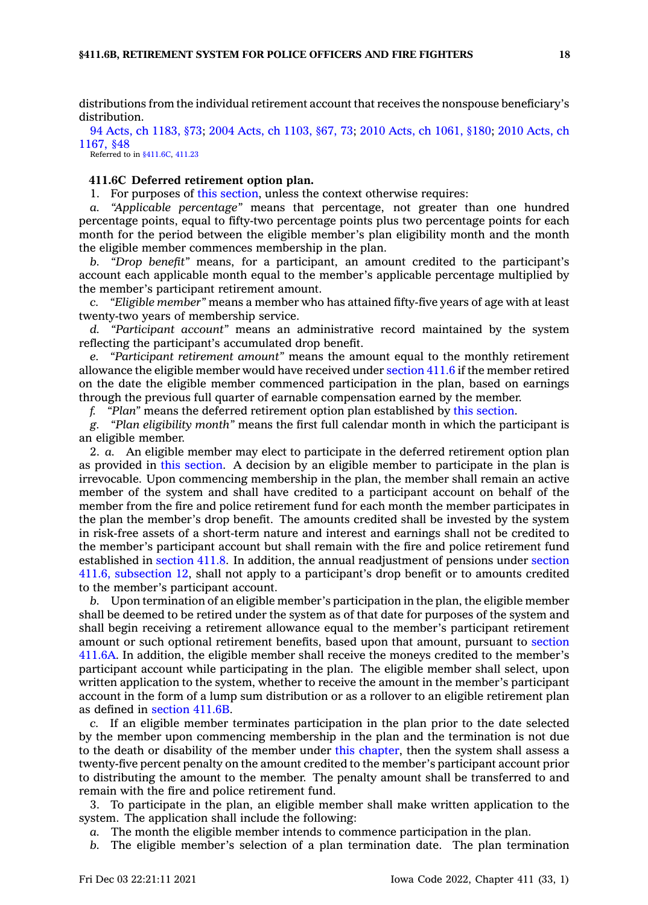distributions from the individual retirement account that receives the nonspouse beneficiary's distribution.

94 Acts, ch 1183, §73; 2004 Acts, ch 1103, §67, 73; 2010 Acts, ch 1061, §180; 2010 Acts, ch 1167, §48
Referred to in §411.6C, 411.23

**411.6C Deferred retirement option plan.**

1. For purposes of this section, unless the context otherwise requires:

*a. "Applicable percentage"* means that percentage, not greater than one hundred percentage points, equal to fifty-two percentage points plus two percentage points for each month for the period between the eligible member's plan eligibility month and the month the eligible member commences membership in the plan.

*b. "Drop benefit"* means, for a participant, an amount credited to the participant's account each applicable month equal to the member's applicable percentage multiplied by the member's participant retirement amount.

*c. "Eligible member"* means a member who has attained fifty-five years of age with at least twenty-two years of membership service.

*d. "Participant account"* means an administrative record maintained by the system reflecting the participant's accumulated drop benefit.

*e. "Participant retirement amount"* means the amount equal to the monthly retirement allowance the eligible member would have received under section 411.6 if the member retired on the date the eligible member commenced participation in the plan, based on earnings through the previous full quarter of earnable compensation earned by the member.

*f. "Plan"* means the deferred retirement option plan established by this section.

*g. "Plan eligibility month"* means the first full calendar month in which the participant is an eligible member.

2. *a.* An eligible member may elect to participate in the deferred retirement option plan as provided in this section. A decision by an eligible member to participate in the plan is irrevocable. Upon commencing membership in the plan, the member shall remain an active member of the system and shall have credited to a participant account on behalf of the member from the fire and police retirement fund for each month the member participates in the plan the member's drop benefit. The amounts credited shall be invested by the system in risk-free assets of a short-term nature and interest and earnings shall not be credited to the member's participant account but shall remain with the fire and police retirement fund established in section 411.8. In addition, the annual readjustment of pensions under section 411.6, subsection 12, shall not apply to a participant's drop benefit or to amounts credited to the member's participant account.

*b.* Upon termination of an eligible member's participation in the plan, the eligible member shall be deemed to be retired under the system as of that date for purposes of the system and shall begin receiving a retirement allowance equal to the member's participant retirement amount or such optional retirement benefits, based upon that amount, pursuant to section 411.6A. In addition, the eligible member shall receive the moneys credited to the member's participant account while participating in the plan. The eligible member shall select, upon written application to the system, whether to receive the amount in the member's participant account in the form of a lump sum distribution or as a rollover to an eligible retirement plan as defined in section 411.6B.

*c.* If an eligible member terminates participation in the plan prior to the date selected by the member upon commencing membership in the plan and the termination is not due to the death or disability of the member under this chapter, then the system shall assess a twenty-five percent penalty on the amount credited to the member's participant account prior to distributing the amount to the member. The penalty amount shall be transferred to and remain with the fire and police retirement fund.

3. To participate in the plan, an eligible member shall make written application to the system. The application shall include the following:

*a.* The month the eligible member intends to commence participation in the plan.

*b.* The eligible member's selection of a plan termination date. The plan termination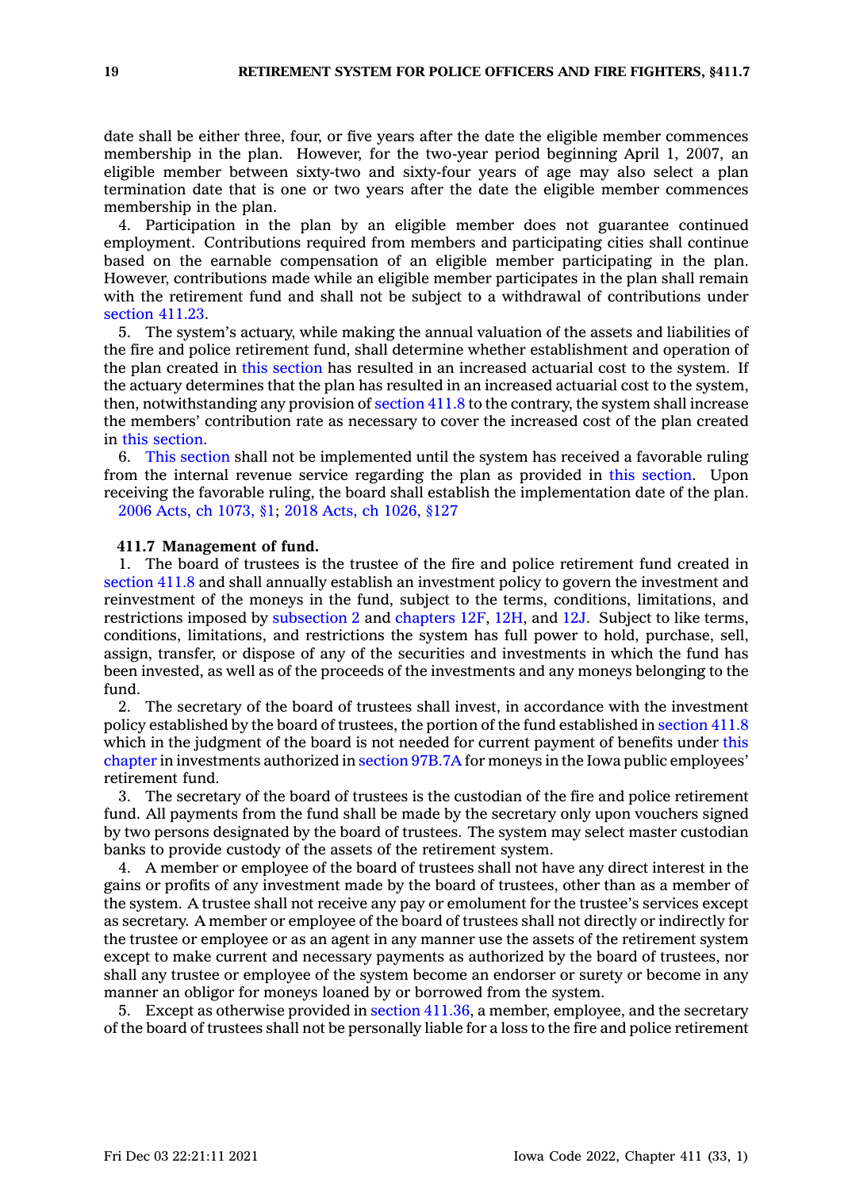date shall be either three, four, or five years after the date the eligible member commences membership in the plan. However, for the two-year period beginning April 1, 2007, an eligible member between sixty-two and sixty-four years of age may also select a plan termination date that is one or two years after the date the eligible member commences membership in the plan.

4. Participation in the plan by an eligible member does not guarantee continued employment. Contributions required from members and participating cities shall continue based on the earnable compensation of an eligible member participating in the plan. However, contributions made while an eligible member participates in the plan shall remain with the retirement fund and shall not be subject to a withdrawal of contributions under section 411.23.

5. The system's actuary, while making the annual valuation of the assets and liabilities of the fire and police retirement fund, shall determine whether establishment and operation of the plan created in this section has resulted in an increased actuarial cost to the system. If the actuary determines that the plan has resulted in an increased actuarial cost to the system, then, notwithstanding any provision of section 411.8 to the contrary, the system shall increase the members' contribution rate as necessary to cover the increased cost of the plan created in this section.

6. This section shall not be implemented until the system has received a favorable ruling from the internal revenue service regarding the plan as provided in this section. Upon receiving the favorable ruling, the board shall establish the implementation date of the plan.

2006 Acts, ch 1073, §1; 2018 Acts, ch 1026, §127

**411.7 Management of fund.**

1. The board of trustees is the trustee of the fire and police retirement fund created in section 411.8 and shall annually establish an investment policy to govern the investment and reinvestment of the moneys in the fund, subject to the terms, conditions, limitations, and restrictions imposed by subsection 2 and chapters 12F, 12H, and 12J. Subject to like terms, conditions, limitations, and restrictions the system has full power to hold, purchase, sell, assign, transfer, or dispose of any of the securities and investments in which the fund has been invested, as well as of the proceeds of the investments and any moneys belonging to the fund.

2. The secretary of the board of trustees shall invest, in accordance with the investment policy established by the board of trustees, the portion of the fund established in section 411.8 which in the judgment of the board is not needed for current payment of benefits under this chapter in investments authorized in section 97B.7A for moneys in the Iowa public employees' retirement fund.

3. The secretary of the board of trustees is the custodian of the fire and police retirement fund. All payments from the fund shall be made by the secretary only upon vouchers signed by two persons designated by the board of trustees. The system may select master custodian banks to provide custody of the assets of the retirement system.

4. A member or employee of the board of trustees shall not have any direct interest in the gains or profits of any investment made by the board of trustees, other than as a member of the system. A trustee shall not receive any pay or emolument for the trustee's services except as secretary. A member or employee of the board of trustees shall not directly or indirectly for the trustee or employee or as an agent in any manner use the assets of the retirement system except to make current and necessary payments as authorized by the board of trustees, nor shall any trustee or employee of the system become an endorser or surety or become in any manner an obligor for moneys loaned by or borrowed from the system.

5. Except as otherwise provided in section 411.36, a member, employee, and the secretary of the board of trustees shall not be personally liable for a loss to the fire and police retirement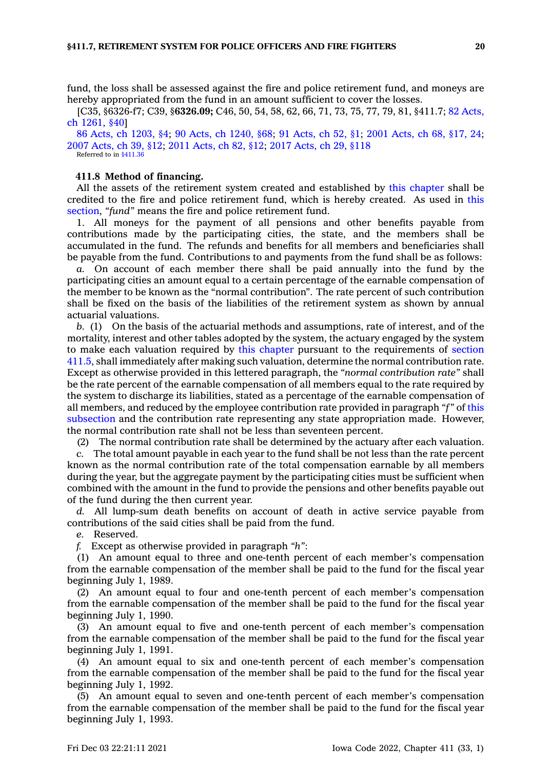fund, the loss shall be assessed against the fire and police retirement fund, and moneys are hereby appropriated from the fund in an amount sufficient to cover the losses.

[C35, §6326-f7; C39, §**6326.09;** C46, 50, 54, 58, 62, 66, 71, 73, 75, 77, 79, 81, §411.7; 82 Acts, ch 1261, §40]

86 Acts, ch 1203, §4; 90 Acts, ch 1240, §68; 91 Acts, ch 52, §1; 2001 Acts, ch 68, §17, 24; 2007 Acts, ch 39, §12; 2011 Acts, ch 82, §12; 2017 Acts, ch 29, §118

Referred to in §411.36

**411.8 Method of financing.**

All the assets of the retirement system created and established by this chapter shall be credited to the fire and police retirement fund, which is hereby created. As used in this section, *"fund"* means the fire and police retirement fund.

1. All moneys for the payment of all pensions and other benefits payable from contributions made by the participating cities, the state, and the members shall be accumulated in the fund. The refunds and benefits for all members and beneficiaries shall be payable from the fund. Contributions to and payments from the fund shall be as follows:

*a.* On account of each member there shall be paid annually into the fund by the participating cities an amount equal to a certain percentage of the earnable compensation of the member to be known as the "normal contribution". The rate percent of such contribution shall be fixed on the basis of the liabilities of the retirement system as shown by annual actuarial valuations.

*b.* (1) On the basis of the actuarial methods and assumptions, rate of interest, and of the mortality, interest and other tables adopted by the system, the actuary engaged by the system to make each valuation required by this chapter pursuant to the requirements of section 411.5, shall immediately after making such valuation, determine the normal contribution rate. Except as otherwise provided in this lettered paragraph, the *"normal contribution rate"* shall be the rate percent of the earnable compensation of all members equal to the rate required by the system to discharge its liabilities, stated as a percentage of the earnable compensation of all members, and reduced by the employee contribution rate provided in paragraph *"f"* of this subsection and the contribution rate representing any state appropriation made. However, the normal contribution rate shall not be less than seventeen percent.

(2) The normal contribution rate shall be determined by the actuary after each valuation.

*c.* The total amount payable in each year to the fund shall be not less than the rate percent known as the normal contribution rate of the total compensation earnable by all members during the year, but the aggregate payment by the participating cities must be sufficient when combined with the amount in the fund to provide the pensions and other benefits payable out of the fund during the then current year.

*d.* All lump-sum death benefits on account of death in active service payable from contributions of the said cities shall be paid from the fund.

*e.* Reserved.

*f.* Except as otherwise provided in paragraph *"h"*:

(1) An amount equal to three and one-tenth percent of each member's compensation from the earnable compensation of the member shall be paid to the fund for the fiscal year beginning July 1, 1989.

(2) An amount equal to four and one-tenth percent of each member's compensation from the earnable compensation of the member shall be paid to the fund for the fiscal year beginning July 1, 1990.

(3) An amount equal to five and one-tenth percent of each member's compensation from the earnable compensation of the member shall be paid to the fund for the fiscal year beginning July 1, 1991.

(4) An amount equal to six and one-tenth percent of each member's compensation from the earnable compensation of the member shall be paid to the fund for the fiscal year beginning July 1, 1992.

(5) An amount equal to seven and one-tenth percent of each member's compensation from the earnable compensation of the member shall be paid to the fund for the fiscal year beginning July 1, 1993.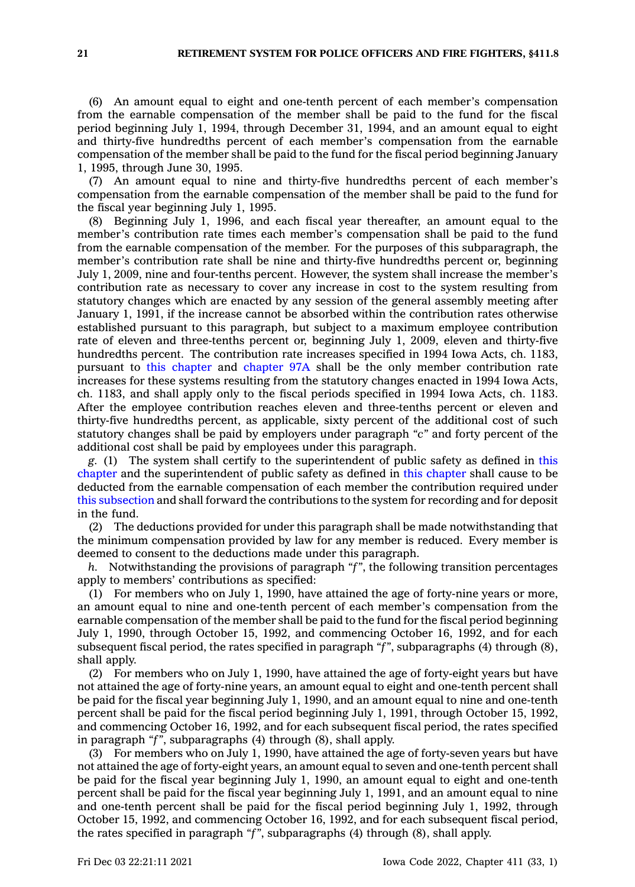(6) An amount equal to eight and one-tenth percent of each member's compensation from the earnable compensation of the member shall be paid to the fund for the fiscal period beginning July 1, 1994, through December 31, 1994, and an amount equal to eight and thirty-five hundredths percent of each member's compensation from the earnable compensation of the member shall be paid to the fund for the fiscal period beginning January 1, 1995, through June 30, 1995.

(7) An amount equal to nine and thirty-five hundredths percent of each member's compensation from the earnable compensation of the member shall be paid to the fund for the fiscal year beginning July 1, 1995.

(8) Beginning July 1, 1996, and each fiscal year thereafter, an amount equal to the member's contribution rate times each member's compensation shall be paid to the fund from the earnable compensation of the member. For the purposes of this subparagraph, the member's contribution rate shall be nine and thirty-five hundredths percent or, beginning July 1, 2009, nine and four-tenths percent. However, the system shall increase the member's contribution rate as necessary to cover any increase in cost to the system resulting from statutory changes which are enacted by any session of the general assembly meeting after January 1, 1991, if the increase cannot be absorbed within the contribution rates otherwise established pursuant to this paragraph, but subject to a maximum employee contribution rate of eleven and three-tenths percent or, beginning July 1, 2009, eleven and thirty-five hundredths percent. The contribution rate increases specified in 1994 Iowa Acts, ch. 1183, pursuant to this chapter and chapter 97A shall be the only member contribution rate increases for these systems resulting from the statutory changes enacted in 1994 Iowa Acts, ch. 1183, and shall apply only to the fiscal periods specified in 1994 Iowa Acts, ch. 1183. After the employee contribution reaches eleven and three-tenths percent or eleven and thirty-five hundredths percent, as applicable, sixty percent of the additional cost of such statutory changes shall be paid by employers under paragraph *"c"* and forty percent of the additional cost shall be paid by employees under this paragraph.

*g.* (1) The system shall certify to the superintendent of public safety as defined in this chapter and the superintendent of public safety as defined in this chapter shall cause to be deducted from the earnable compensation of each member the contribution required under this subsection and shall forward the contributions to the system for recording and for deposit in the fund.

(2) The deductions provided for under this paragraph shall be made notwithstanding that the minimum compensation provided by law for any member is reduced. Every member is deemed to consent to the deductions made under this paragraph.

*h.* Notwithstanding the provisions of paragraph *"f"*, the following transition percentages apply to members' contributions as specified:

(1) For members who on July 1, 1990, have attained the age of forty-nine years or more, an amount equal to nine and one-tenth percent of each member's compensation from the earnable compensation of the member shall be paid to the fund for the fiscal period beginning July 1, 1990, through October 15, 1992, and commencing October 16, 1992, and for each subsequent fiscal period, the rates specified in paragraph *"f"*, subparagraphs (4) through (8), shall apply.

(2) For members who on July 1, 1990, have attained the age of forty-eight years but have not attained the age of forty-nine years, an amount equal to eight and one-tenth percent shall be paid for the fiscal year beginning July 1, 1990, and an amount equal to nine and one-tenth percent shall be paid for the fiscal period beginning July 1, 1991, through October 15, 1992, and commencing October 16, 1992, and for each subsequent fiscal period, the rates specified in paragraph *"f"*, subparagraphs (4) through (8), shall apply.

(3) For members who on July 1, 1990, have attained the age of forty-seven years but have not attained the age of forty-eight years, an amount equal to seven and one-tenth percent shall be paid for the fiscal year beginning July 1, 1990, an amount equal to eight and one-tenth percent shall be paid for the fiscal year beginning July 1, 1991, and an amount equal to nine and one-tenth percent shall be paid for the fiscal period beginning July 1, 1992, through October 15, 1992, and commencing October 16, 1992, and for each subsequent fiscal period, the rates specified in paragraph *"f"*, subparagraphs (4) through (8), shall apply.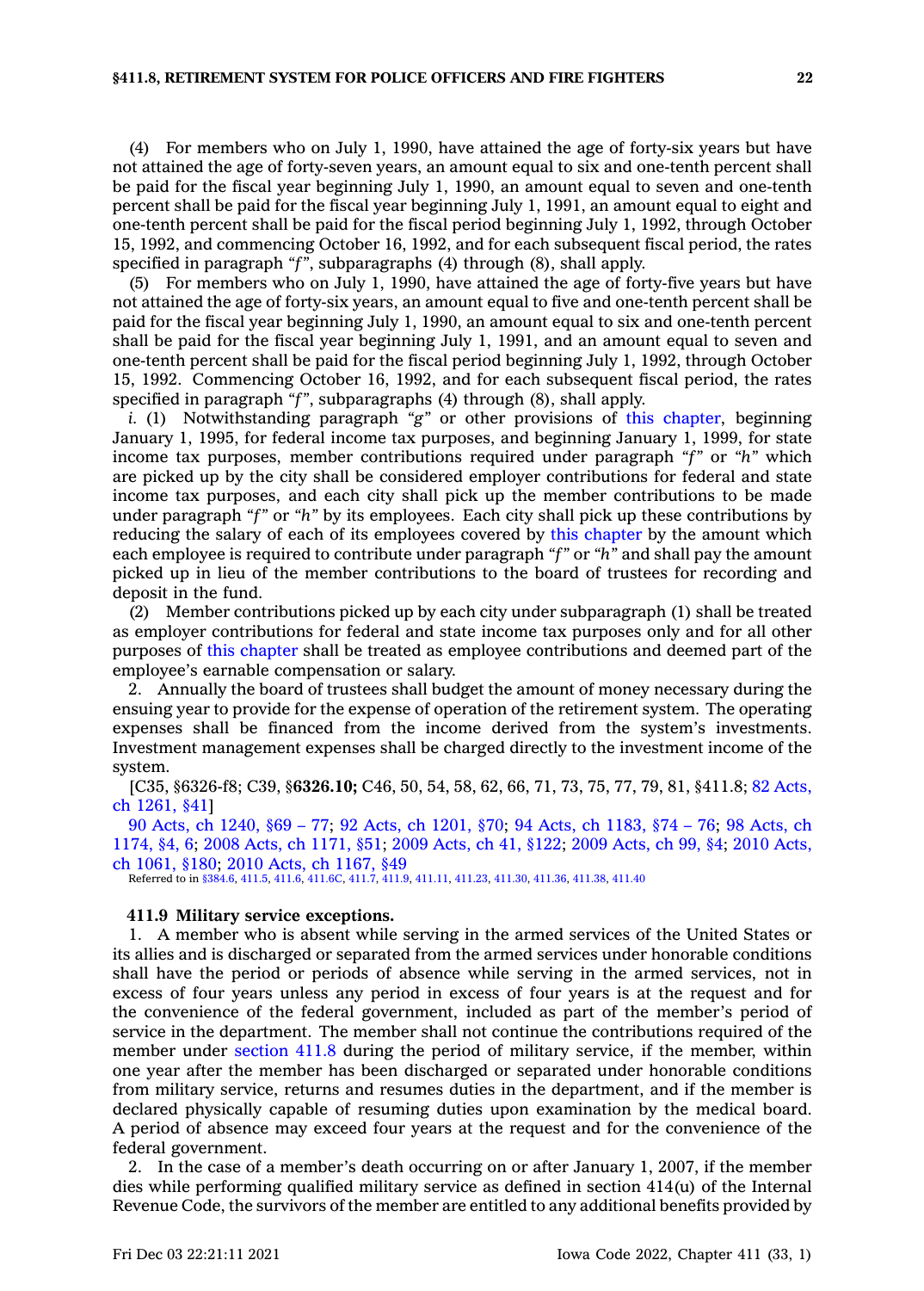(4) For members who on July 1, 1990, have attained the age of forty-six years but have not attained the age of forty-seven years, an amount equal to six and one-tenth percent shall be paid for the fiscal year beginning July 1, 1990, an amount equal to seven and one-tenth percent shall be paid for the fiscal year beginning July 1, 1991, an amount equal to eight and one-tenth percent shall be paid for the fiscal period beginning July 1, 1992, through October 15, 1992, and commencing October 16, 1992, and for each subsequent fiscal period, the rates specified in paragraph *"f"*, subparagraphs (4) through (8), shall apply.

(5) For members who on July 1, 1990, have attained the age of forty-five years but have not attained the age of forty-six years, an amount equal to five and one-tenth percent shall be paid for the fiscal year beginning July 1, 1990, an amount equal to six and one-tenth percent shall be paid for the fiscal year beginning July 1, 1991, and an amount equal to seven and one-tenth percent shall be paid for the fiscal period beginning July 1, 1992, through October 15, 1992. Commencing October 16, 1992, and for each subsequent fiscal period, the rates specified in paragraph *"f"*, subparagraphs (4) through (8), shall apply.

*i.* (1) Notwithstanding paragraph *"g"* or other provisions of this chapter, beginning January 1, 1995, for federal income tax purposes, and beginning January 1, 1999, for state income tax purposes, member contributions required under paragraph *"f"* or *"h"* which are picked up by the city shall be considered employer contributions for federal and state income tax purposes, and each city shall pick up the member contributions to be made under paragraph *"f"* or *"h"* by its employees. Each city shall pick up these contributions by reducing the salary of each of its employees covered by this chapter by the amount which each employee is required to contribute under paragraph *"f"* or *"h"* and shall pay the amount picked up in lieu of the member contributions to the board of trustees for recording and deposit in the fund.

(2) Member contributions picked up by each city under subparagraph (1) shall be treated as employer contributions for federal and state income tax purposes only and for all other purposes of this chapter shall be treated as employee contributions and deemed part of the employee's earnable compensation or salary.

2. Annually the board of trustees shall budget the amount of money necessary during the ensuing year to provide for the expense of operation of the retirement system. The operating expenses shall be financed from the income derived from the system's investments. Investment management expenses shall be charged directly to the investment income of the system.

[C35, §6326-f8; C39, §**6326.10;** C46, 50, 54, 58, 62, 66, 71, 73, 75, 77, 79, 81, §411.8; 82 Acts, ch 1261, §41]

90 Acts, ch 1240, §69 – 77; 92 Acts, ch 1201, §70; 94 Acts, ch 1183, §74 – 76; 98 Acts, ch 1174, §4, 6; 2008 Acts, ch 1171, §51; 2009 Acts, ch 41, §122; 2009 Acts, ch 99, §4; 2010 Acts, ch 1061, §180; 2010 Acts, ch 1167, §49

Referred to in §384.6, 411.5, 411.6, 411.6C, 411.7, 411.9, 411.11, 411.23, 411.30, 411.36, 411.38, 411.40

**411.9 Military service exceptions.**

1. A member who is absent while serving in the armed services of the United States or its allies and is discharged or separated from the armed services under honorable conditions shall have the period or periods of absence while serving in the armed services, not in excess of four years unless any period in excess of four years is at the request and for the convenience of the federal government, included as part of the member's period of service in the department. The member shall not continue the contributions required of the member under section 411.8 during the period of military service, if the member, within one year after the member has been discharged or separated under honorable conditions from military service, returns and resumes duties in the department, and if the member is declared physically capable of resuming duties upon examination by the medical board. A period of absence may exceed four years at the request and for the convenience of the federal government.

2. In the case of a member's death occurring on or after January 1, 2007, if the member dies while performing qualified military service as defined in section 414(u) of the Internal Revenue Code, the survivors of the member are entitled to any additional benefits provided by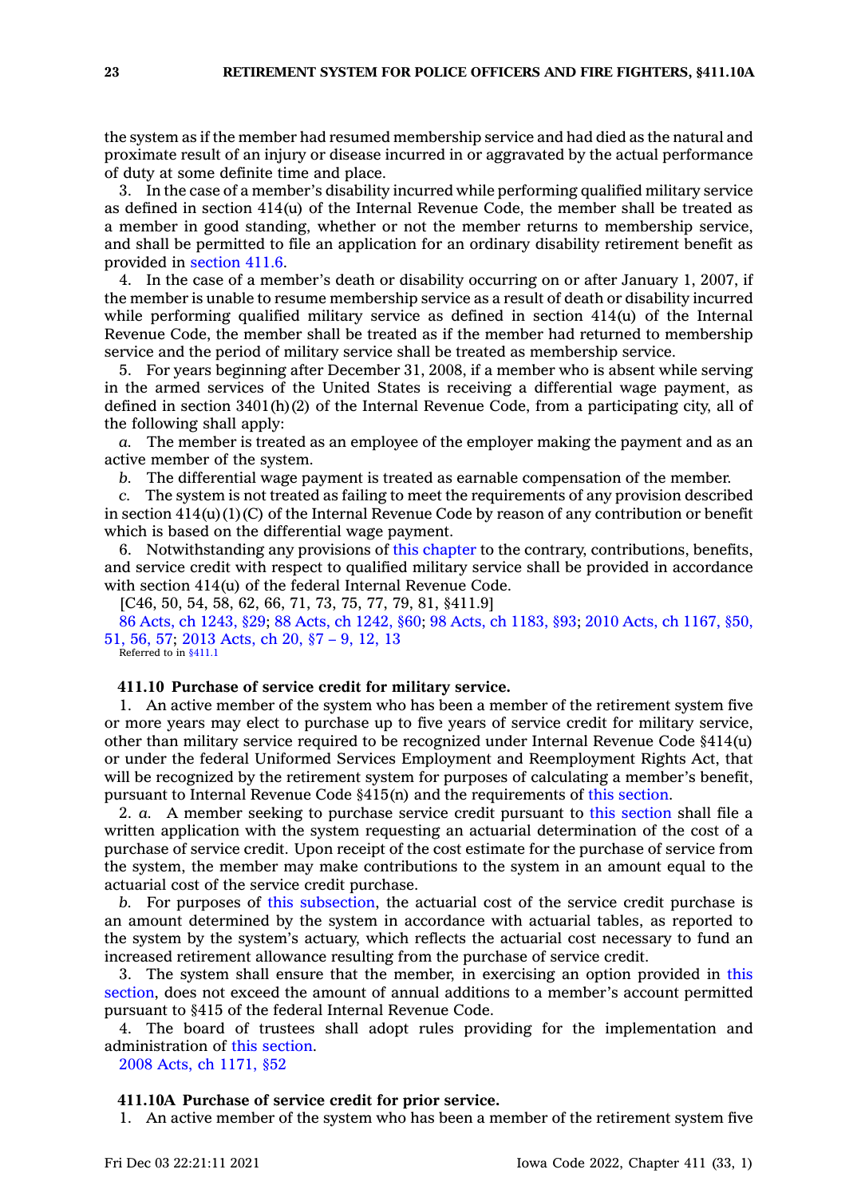the system as if the member had resumed membership service and had died as the natural and proximate result of an injury or disease incurred in or aggravated by the actual performance of duty at some definite time and place.

3. In the case of a member's disability incurred while performing qualified military service as defined in section 414(u) of the Internal Revenue Code, the member shall be treated as a member in good standing, whether or not the member returns to membership service, and shall be permitted to file an application for an ordinary disability retirement benefit as provided in section 411.6.

4. In the case of a member's death or disability occurring on or after January 1, 2007, if the member is unable to resume membership service as a result of death or disability incurred while performing qualified military service as defined in section 414(u) of the Internal Revenue Code, the member shall be treated as if the member had returned to membership service and the period of military service shall be treated as membership service.

5. For years beginning after December 31, 2008, if a member who is absent while serving in the armed services of the United States is receiving a differential wage payment, as defined in section 3401(h)(2) of the Internal Revenue Code, from a participating city, all of the following shall apply:

*a.* The member is treated as an employee of the employer making the payment and as an active member of the system.

*b.* The differential wage payment is treated as earnable compensation of the member.

*c.* The system is not treated as failing to meet the requirements of any provision described in section 414(u)(1)(C) of the Internal Revenue Code by reason of any contribution or benefit which is based on the differential wage payment.

6. Notwithstanding any provisions of this chapter to the contrary, contributions, benefits, and service credit with respect to qualified military service shall be provided in accordance with section 414(u) of the federal Internal Revenue Code.

[C46, 50, 54, 58, 62, 66, 71, 73, 75, 77, 79, 81, §411.9]

86 Acts, ch 1243, §29; 88 Acts, ch 1242, §60; 98 Acts, ch 1183, §93; 2010 Acts, ch 1167, §50, 51, 56, 57; 2013 Acts, ch 20, §7 – 9, 12, 13

Referred to in §411.1

**411.10 Purchase of service credit for military service.**

1. An active member of the system who has been a member of the retirement system five or more years may elect to purchase up to five years of service credit for military service, other than military service required to be recognized under Internal Revenue Code §414(u) or under the federal Uniformed Services Employment and Reemployment Rights Act, that will be recognized by the retirement system for purposes of calculating a member's benefit, pursuant to Internal Revenue Code §415(n) and the requirements of this section.

2. *a.* A member seeking to purchase service credit pursuant to this section shall file a written application with the system requesting an actuarial determination of the cost of a purchase of service credit. Upon receipt of the cost estimate for the purchase of service from the system, the member may make contributions to the system in an amount equal to the actuarial cost of the service credit purchase.

*b.* For purposes of this subsection, the actuarial cost of the service credit purchase is an amount determined by the system in accordance with actuarial tables, as reported to the system by the system's actuary, which reflects the actuarial cost necessary to fund an increased retirement allowance resulting from the purchase of service credit.

3. The system shall ensure that the member, in exercising an option provided in this section, does not exceed the amount of annual additions to a member's account permitted pursuant to §415 of the federal Internal Revenue Code.

4. The board of trustees shall adopt rules providing for the implementation and administration of this section.

2008 Acts, ch 1171, §52

**411.10A Purchase of service credit for prior service.**

1. An active member of the system who has been a member of the retirement system five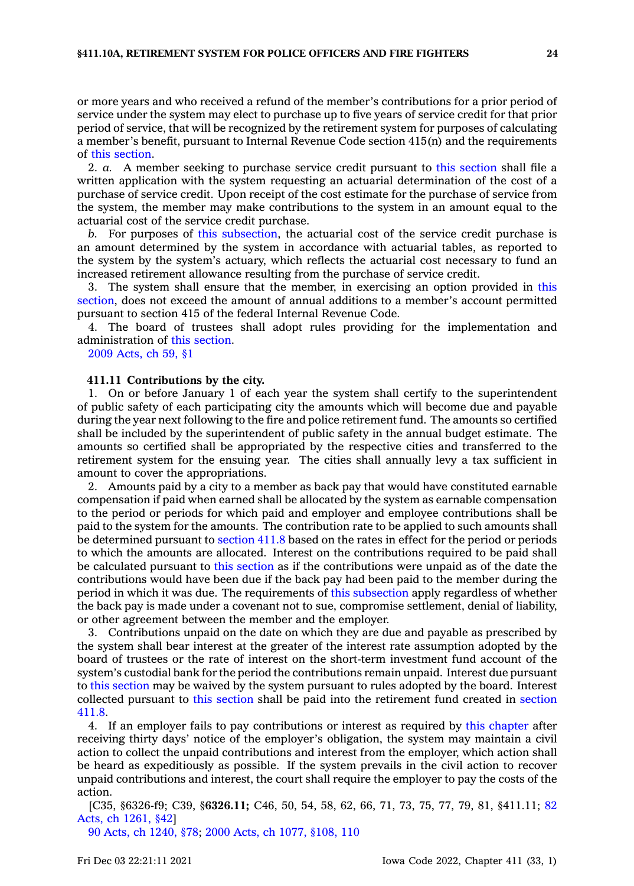or more years and who received a refund of the member's contributions for a prior period of service under the system may elect to purchase up to five years of service credit for that prior period of service, that will be recognized by the retirement system for purposes of calculating a member's benefit, pursuant to Internal Revenue Code section 415(n) and the requirements of this section.

2. *a.* A member seeking to purchase service credit pursuant to this section shall file a written application with the system requesting an actuarial determination of the cost of a purchase of service credit. Upon receipt of the cost estimate for the purchase of service from the system, the member may make contributions to the system in an amount equal to the actuarial cost of the service credit purchase.

*b.* For purposes of this subsection, the actuarial cost of the service credit purchase is an amount determined by the system in accordance with actuarial tables, as reported to the system by the system's actuary, which reflects the actuarial cost necessary to fund an increased retirement allowance resulting from the purchase of service credit.

3. The system shall ensure that the member, in exercising an option provided in this section, does not exceed the amount of annual additions to a member's account permitted pursuant to section 415 of the federal Internal Revenue Code.

4. The board of trustees shall adopt rules providing for the implementation and administration of this section.

2009 Acts, ch 59, §1

**411.11 Contributions by the city.**

1. On or before January 1 of each year the system shall certify to the superintendent of public safety of each participating city the amounts which will become due and payable during the year next following to the fire and police retirement fund. The amounts so certified shall be included by the superintendent of public safety in the annual budget estimate. The amounts so certified shall be appropriated by the respective cities and transferred to the retirement system for the ensuing year. The cities shall annually levy a tax sufficient in amount to cover the appropriations.

2. Amounts paid by a city to a member as back pay that would have constituted earnable compensation if paid when earned shall be allocated by the system as earnable compensation to the period or periods for which paid and employer and employee contributions shall be paid to the system for the amounts. The contribution rate to be applied to such amounts shall be determined pursuant to section 411.8 based on the rates in effect for the period or periods to which the amounts are allocated. Interest on the contributions required to be paid shall be calculated pursuant to this section as if the contributions were unpaid as of the date the contributions would have been due if the back pay had been paid to the member during the period in which it was due. The requirements of this subsection apply regardless of whether the back pay is made under a covenant not to sue, compromise settlement, denial of liability, or other agreement between the member and the employer.

3. Contributions unpaid on the date on which they are due and payable as prescribed by the system shall bear interest at the greater of the interest rate assumption adopted by the board of trustees or the rate of interest on the short-term investment fund account of the system's custodial bank for the period the contributions remain unpaid. Interest due pursuant to this section may be waived by the system pursuant to rules adopted by the board. Interest collected pursuant to this section shall be paid into the retirement fund created in section 411.8.

4. If an employer fails to pay contributions or interest as required by this chapter after receiving thirty days' notice of the employer's obligation, the system may maintain a civil action to collect the unpaid contributions and interest from the employer, which action shall be heard as expeditiously as possible. If the system prevails in the civil action to recover unpaid contributions and interest, the court shall require the employer to pay the costs of the action.

[C35, §6326-f9; C39, §**6326.11;** C46, 50, 54, 58, 62, 66, 71, 73, 75, 77, 79, 81, §411.11; 82 Acts, ch 1261, §42]

90 Acts, ch 1240, §78; 2000 Acts, ch 1077, §108, 110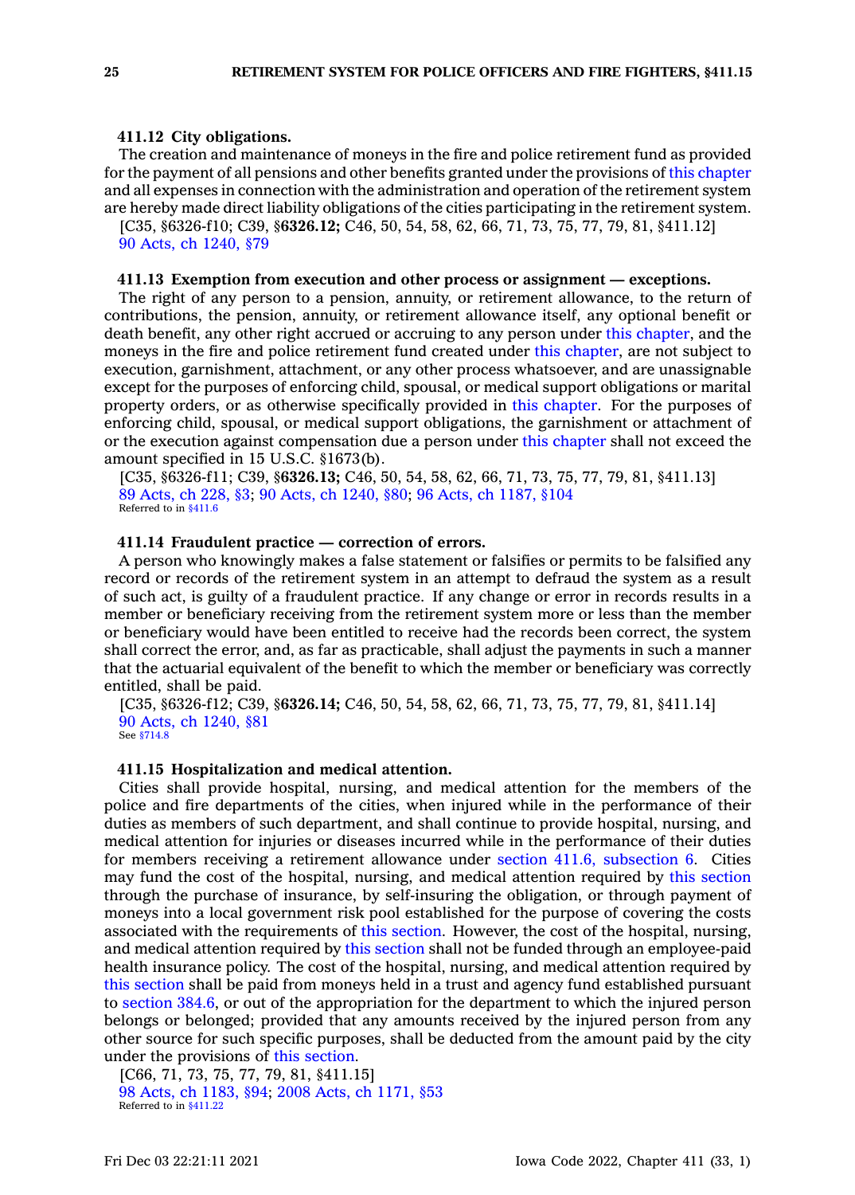**411.12 City obligations.**

The creation and maintenance of moneys in the fire and police retirement fund as provided for the payment of all pensions and other benefits granted under the provisions of this chapter and all expenses in connection with the administration and operation of the retirement system are hereby made direct liability obligations of the cities participating in the retirement system.

[C35, §6326-f10; C39, §**6326.12;** C46, 50, 54, 58, 62, 66, 71, 73, 75, 77, 79, 81, §411.12]

90 Acts, ch 1240, §79

**411.13 Exemption from execution and other process or assignment — exceptions.**

The right of any person to a pension, annuity, or retirement allowance, to the return of contributions, the pension, annuity, or retirement allowance itself, any optional benefit or death benefit, any other right accrued or accruing to any person under this chapter, and the moneys in the fire and police retirement fund created under this chapter, are not subject to execution, garnishment, attachment, or any other process whatsoever, and are unassignable except for the purposes of enforcing child, spousal, or medical support obligations or marital property orders, or as otherwise specifically provided in this chapter. For the purposes of enforcing child, spousal, or medical support obligations, the garnishment or attachment of or the execution against compensation due a person under this chapter shall not exceed the amount specified in 15 U.S.C. §1673(b).

[C35, §6326-f11; C39, §**6326.13;** C46, 50, 54, 58, 62, 66, 71, 73, 75, 77, 79, 81, §411.13]

89 Acts, ch 228, §3; 90 Acts, ch 1240, §80; 96 Acts, ch 1187, §104

Referred to in §411.6

**411.14 Fraudulent practice — correction of errors.**

A person who knowingly makes a false statement or falsifies or permits to be falsified any record or records of the retirement system in an attempt to defraud the system as a result of such act, is guilty of a fraudulent practice. If any change or error in records results in a member or beneficiary receiving from the retirement system more or less than the member or beneficiary would have been entitled to receive had the records been correct, the system shall correct the error, and, as far as practicable, shall adjust the payments in such a manner that the actuarial equivalent of the benefit to which the member or beneficiary was correctly entitled, shall be paid.

[C35, §6326-f12; C39, §**6326.14;** C46, 50, 54, 58, 62, 66, 71, 73, 75, 77, 79, 81, §411.14]

90 Acts, ch 1240, §81

See §714.8

**411.15 Hospitalization and medical attention.**

Cities shall provide hospital, nursing, and medical attention for the members of the police and fire departments of the cities, when injured while in the performance of their duties as members of such department, and shall continue to provide hospital, nursing, and medical attention for injuries or diseases incurred while in the performance of their duties for members receiving a retirement allowance under section 411.6, subsection 6. Cities may fund the cost of the hospital, nursing, and medical attention required by this section through the purchase of insurance, by self-insuring the obligation, or through payment of moneys into a local government risk pool established for the purpose of covering the costs associated with the requirements of this section. However, the cost of the hospital, nursing, and medical attention required by this section shall not be funded through an employee-paid health insurance policy. The cost of the hospital, nursing, and medical attention required by this section shall be paid from moneys held in a trust and agency fund established pursuant to section 384.6, or out of the appropriation for the department to which the injured person belongs or belonged; provided that any amounts received by the injured person from any other source for such specific purposes, shall be deducted from the amount paid by the city under the provisions of this section.

[C66, 71, 73, 75, 77, 79, 81, §411.15]

98 Acts, ch 1183, §94; 2008 Acts, ch 1171, §53

Referred to in §411.22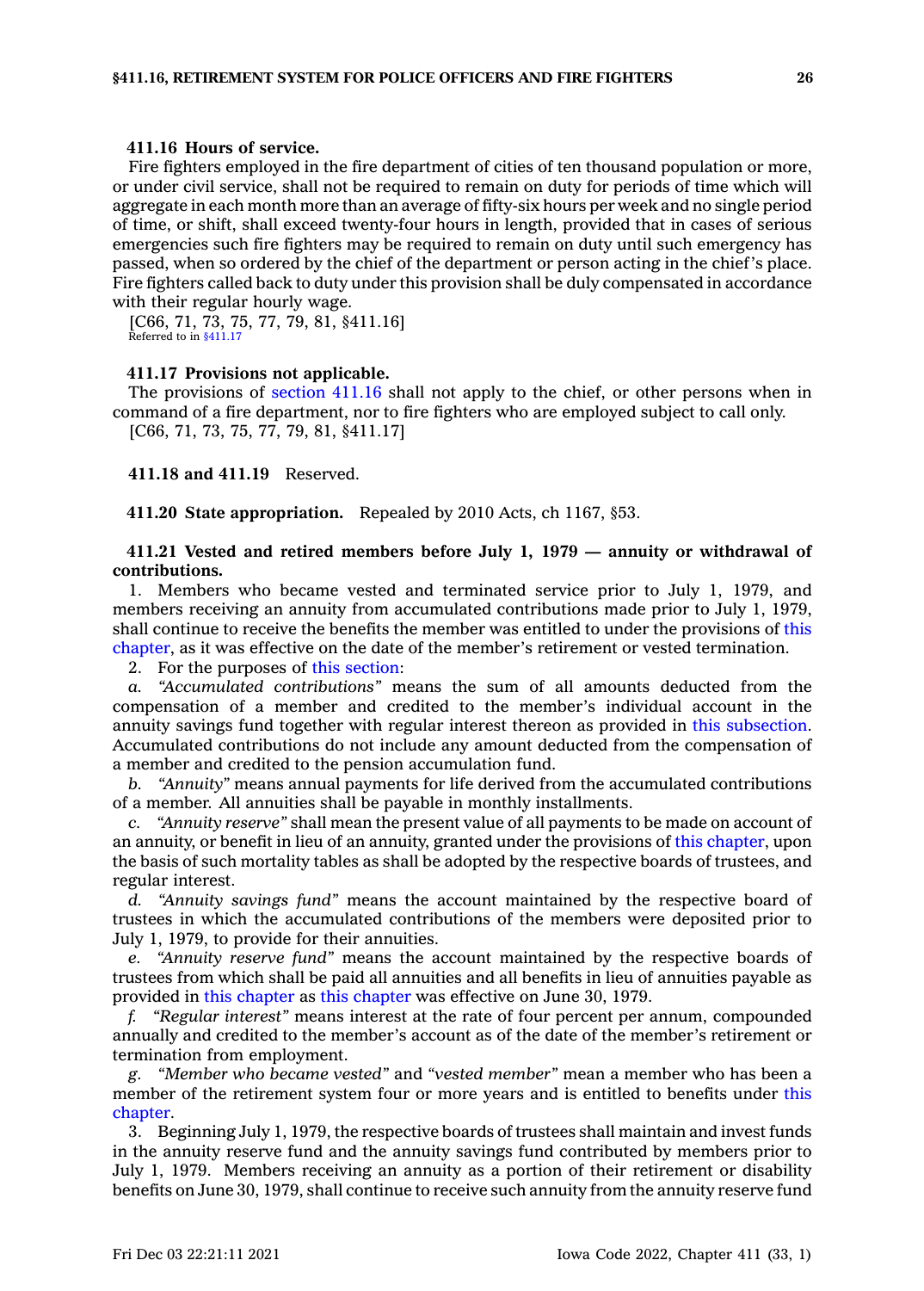**411.16 Hours of service.**

Fire fighters employed in the fire department of cities of ten thousand population or more, or under civil service, shall not be required to remain on duty for periods of time which will aggregate in each month more than an average of fifty-six hours per week and no single period of time, or shift, shall exceed twenty-four hours in length, provided that in cases of serious emergencies such fire fighters may be required to remain on duty until such emergency has passed, when so ordered by the chief of the department or person acting in the chief's place. Fire fighters called back to duty under this provision shall be duly compensated in accordance with their regular hourly wage.

[C66, 71, 73, 75, 77, 79, 81, §411.16]

Referred to in §411.17

**411.17 Provisions not applicable.**

The provisions of section 411.16 shall not apply to the chief, or other persons when in command of a fire department, nor to fire fighters who are employed subject to call only.

[C66, 71, 73, 75, 77, 79, 81, §411.17]

**411.18 and 411.19** Reserved.

**411.20 State appropriation.** Repealed by 2010 Acts, ch 1167, §53.

**411.21 Vested and retired members before July 1, 1979 — annuity or withdrawal of contributions.**

1. Members who became vested and terminated service prior to July 1, 1979, and members receiving an annuity from accumulated contributions made prior to July 1, 1979, shall continue to receive the benefits the member was entitled to under the provisions of this chapter, as it was effective on the date of the member's retirement or vested termination.

2. For the purposes of this section:

*a. "Accumulated contributions"* means the sum of all amounts deducted from the compensation of a member and credited to the member's individual account in the annuity savings fund together with regular interest thereon as provided in this subsection. Accumulated contributions do not include any amount deducted from the compensation of a member and credited to the pension accumulation fund.

*b. "Annuity"* means annual payments for life derived from the accumulated contributions of a member. All annuities shall be payable in monthly installments.

*c. "Annuity reserve"* shall mean the present value of all payments to be made on account of an annuity, or benefit in lieu of an annuity, granted under the provisions of this chapter, upon the basis of such mortality tables as shall be adopted by the respective boards of trustees, and regular interest.

*d. "Annuity savings fund"* means the account maintained by the respective board of trustees in which the accumulated contributions of the members were deposited prior to July 1, 1979, to provide for their annuities.

*e. "Annuity reserve fund"* means the account maintained by the respective boards of trustees from which shall be paid all annuities and all benefits in lieu of annuities payable as provided in this chapter as this chapter was effective on June 30, 1979.

*f. "Regular interest"* means interest at the rate of four percent per annum, compounded annually and credited to the member's account as of the date of the member's retirement or termination from employment.

*g. "Member who became vested"* and *"vested member"* mean a member who has been a member of the retirement system four or more years and is entitled to benefits under this chapter.

3. Beginning July 1, 1979, the respective boards of trustees shall maintain and invest funds in the annuity reserve fund and the annuity savings fund contributed by members prior to July 1, 1979. Members receiving an annuity as a portion of their retirement or disability benefits on June 30, 1979, shall continue to receive such annuity from the annuity reserve fund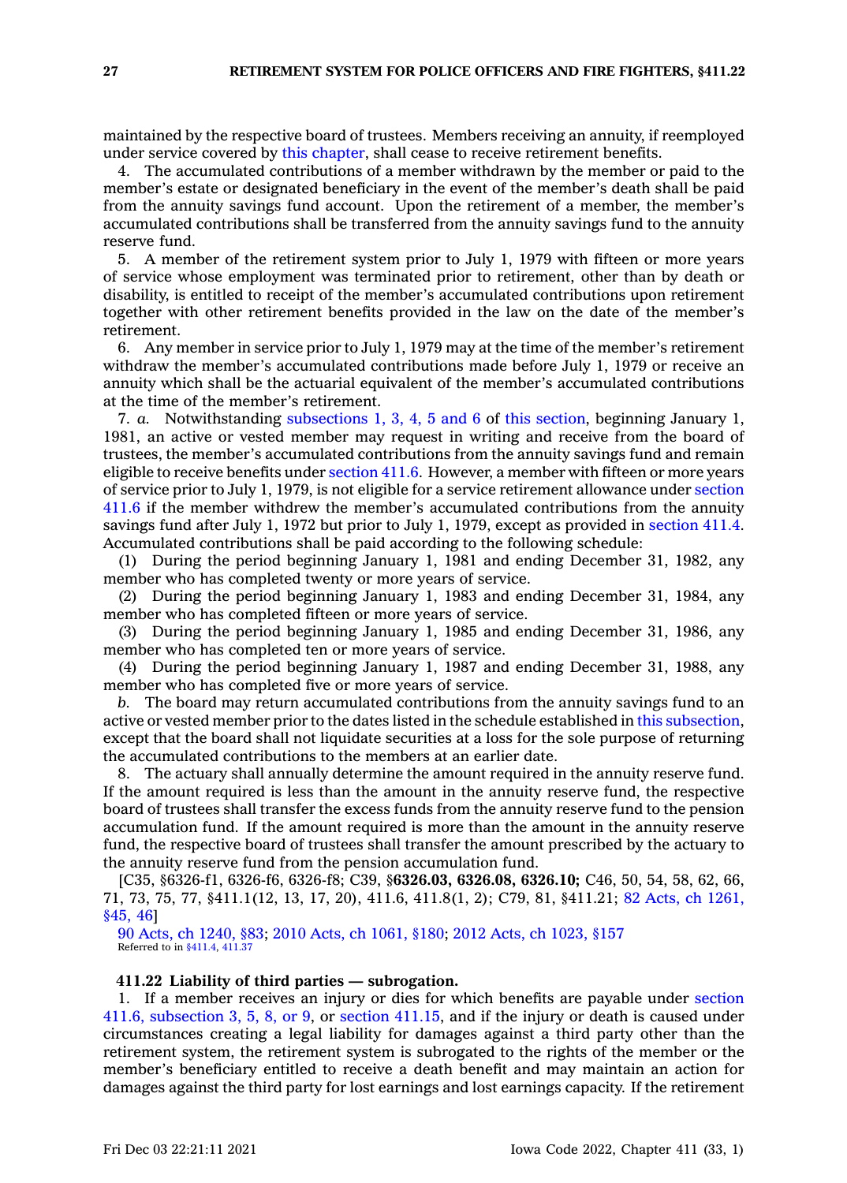maintained by the respective board of trustees. Members receiving an annuity, if reemployed under service covered by this chapter, shall cease to receive retirement benefits.

4. The accumulated contributions of a member withdrawn by the member or paid to the member's estate or designated beneficiary in the event of the member's death shall be paid from the annuity savings fund account. Upon the retirement of a member, the member's accumulated contributions shall be transferred from the annuity savings fund to the annuity reserve fund.

5. A member of the retirement system prior to July 1, 1979 with fifteen or more years of service whose employment was terminated prior to retirement, other than by death or disability, is entitled to receipt of the member's accumulated contributions upon retirement together with other retirement benefits provided in the law on the date of the member's retirement.

6. Any member in service prior to July 1, 1979 may at the time of the member's retirement withdraw the member's accumulated contributions made before July 1, 1979 or receive an annuity which shall be the actuarial equivalent of the member's accumulated contributions at the time of the member's retirement.

7. *a.* Notwithstanding subsections 1, 3, 4, 5 and 6 of this section, beginning January 1, 1981, an active or vested member may request in writing and receive from the board of trustees, the member's accumulated contributions from the annuity savings fund and remain eligible to receive benefits under section 411.6. However, a member with fifteen or more years of service prior to July 1, 1979, is not eligible for a service retirement allowance under section 411.6 if the member withdrew the member's accumulated contributions from the annuity savings fund after July 1, 1972 but prior to July 1, 1979, except as provided in section 411.4. Accumulated contributions shall be paid according to the following schedule:

(1) During the period beginning January 1, 1981 and ending December 31, 1982, any member who has completed twenty or more years of service.

(2) During the period beginning January 1, 1983 and ending December 31, 1984, any member who has completed fifteen or more years of service.

(3) During the period beginning January 1, 1985 and ending December 31, 1986, any member who has completed ten or more years of service.

(4) During the period beginning January 1, 1987 and ending December 31, 1988, any member who has completed five or more years of service.

*b.* The board may return accumulated contributions from the annuity savings fund to an active or vested member prior to the dates listed in the schedule established in this subsection, except that the board shall not liquidate securities at a loss for the sole purpose of returning the accumulated contributions to the members at an earlier date.

8. The actuary shall annually determine the amount required in the annuity reserve fund. If the amount required is less than the amount in the annuity reserve fund, the respective board of trustees shall transfer the excess funds from the annuity reserve fund to the pension accumulation fund. If the amount required is more than the amount in the annuity reserve fund, the respective board of trustees shall transfer the amount prescribed by the actuary to the annuity reserve fund from the pension accumulation fund.

[C35, §6326-f1, 6326-f6, 6326-f8; C39, §**6326.03, 6326.08, 6326.10;** C46, 50, 54, 58, 62, 66, 71, 73, 75, 77, §411.1(12, 13, 17, 20), 411.6, 411.8(1, 2); C79, 81, §411.21; 82 Acts, ch 1261, §45, 46]

90 Acts, ch 1240, §83; 2010 Acts, ch 1061, §180; 2012 Acts, ch 1023, §157
Referred to in §411.4, 411.37

**411.22 Liability of third parties — subrogation.**

1. If a member receives an injury or dies for which benefits are payable under section 411.6, subsection 3, 5, 8, or 9, or section 411.15, and if the injury or death is caused under circumstances creating a legal liability for damages against a third party other than the retirement system, the retirement system is subrogated to the rights of the member or the member's beneficiary entitled to receive a death benefit and may maintain an action for damages against the third party for lost earnings and lost earnings capacity. If the retirement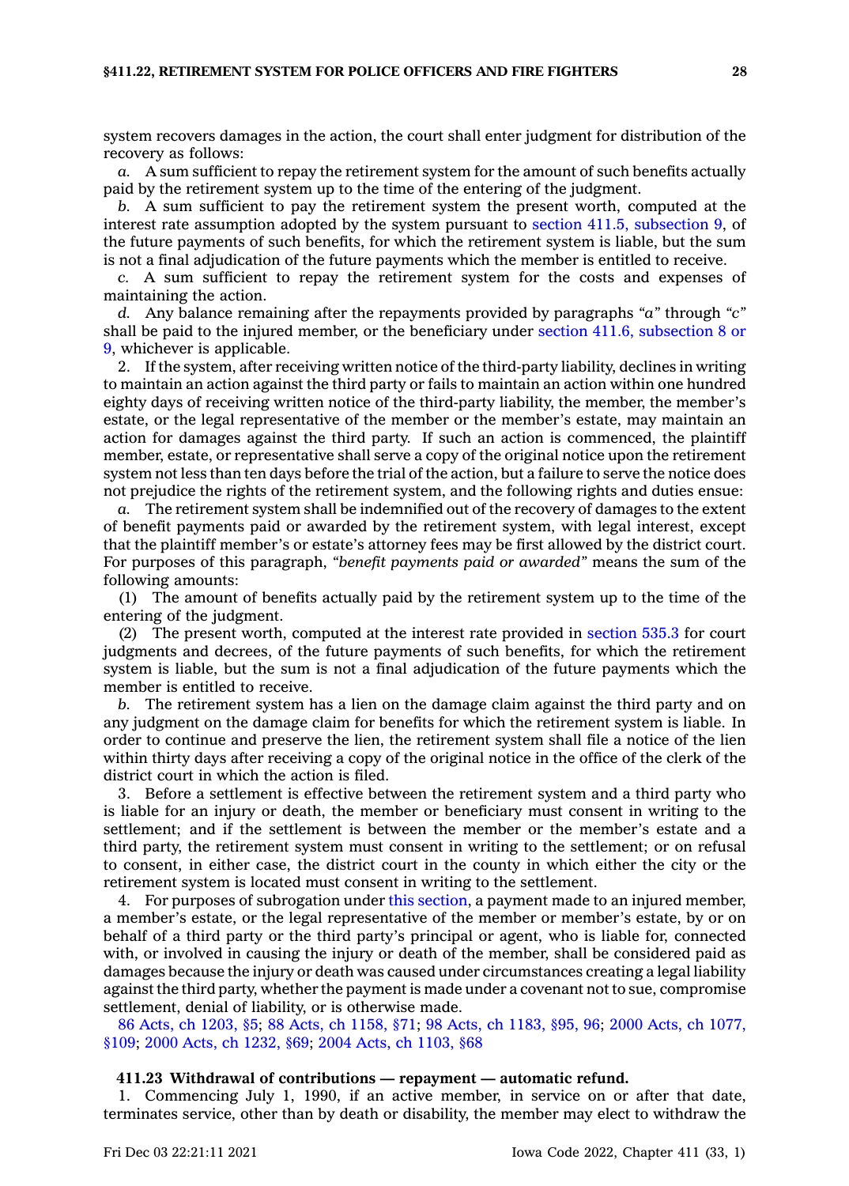system recovers damages in the action, the court shall enter judgment for distribution of the recovery as follows:

*a.* A sum sufficient to repay the retirement system for the amount of such benefits actually paid by the retirement system up to the time of the entering of the judgment.

*b.* A sum sufficient to pay the retirement system the present worth, computed at the interest rate assumption adopted by the system pursuant to section 411.5, subsection 9, of the future payments of such benefits, for which the retirement system is liable, but the sum is not a final adjudication of the future payments which the member is entitled to receive.

*c.* A sum sufficient to repay the retirement system for the costs and expenses of maintaining the action.

*d.* Any balance remaining after the repayments provided by paragraphs *"a"* through *"c"* shall be paid to the injured member, or the beneficiary under section 411.6, subsection 8 or 9, whichever is applicable.

2. If the system, after receiving written notice of the third-party liability, declines in writing to maintain an action against the third party or fails to maintain an action within one hundred eighty days of receiving written notice of the third-party liability, the member, the member's estate, or the legal representative of the member or the member's estate, may maintain an action for damages against the third party. If such an action is commenced, the plaintiff member, estate, or representative shall serve a copy of the original notice upon the retirement system not less than ten days before the trial of the action, but a failure to serve the notice does not prejudice the rights of the retirement system, and the following rights and duties ensue:

*a.* The retirement system shall be indemnified out of the recovery of damages to the extent of benefit payments paid or awarded by the retirement system, with legal interest, except that the plaintiff member's or estate's attorney fees may be first allowed by the district court. For purposes of this paragraph, *"benefit payments paid or awarded"* means the sum of the following amounts:

(1) The amount of benefits actually paid by the retirement system up to the time of the entering of the judgment.

(2) The present worth, computed at the interest rate provided in section 535.3 for court judgments and decrees, of the future payments of such benefits, for which the retirement system is liable, but the sum is not a final adjudication of the future payments which the member is entitled to receive.

*b.* The retirement system has a lien on the damage claim against the third party and on any judgment on the damage claim for benefits for which the retirement system is liable. In order to continue and preserve the lien, the retirement system shall file a notice of the lien within thirty days after receiving a copy of the original notice in the office of the clerk of the district court in which the action is filed.

3. Before a settlement is effective between the retirement system and a third party who is liable for an injury or death, the member or beneficiary must consent in writing to the settlement; and if the settlement is between the member or the member's estate and a third party, the retirement system must consent in writing to the settlement; or on refusal to consent, in either case, the district court in the county in which either the city or the retirement system is located must consent in writing to the settlement.

4. For purposes of subrogation under this section, a payment made to an injured member, a member's estate, or the legal representative of the member or member's estate, by or on behalf of a third party or the third party's principal or agent, who is liable for, connected with, or involved in causing the injury or death of the member, shall be considered paid as damages because the injury or death was caused under circumstances creating a legal liability against the third party, whether the payment is made under a covenant not to sue, compromise settlement, denial of liability, or is otherwise made.

86 Acts, ch 1203, §5; 88 Acts, ch 1158, §71; 98 Acts, ch 1183, §95, 96; 2000 Acts, ch 1077, §109; 2000 Acts, ch 1232, §69; 2004 Acts, ch 1103, §68

**411.23 Withdrawal of contributions — repayment — automatic refund.**

1. Commencing July 1, 1990, if an active member, in service on or after that date, terminates service, other than by death or disability, the member may elect to withdraw the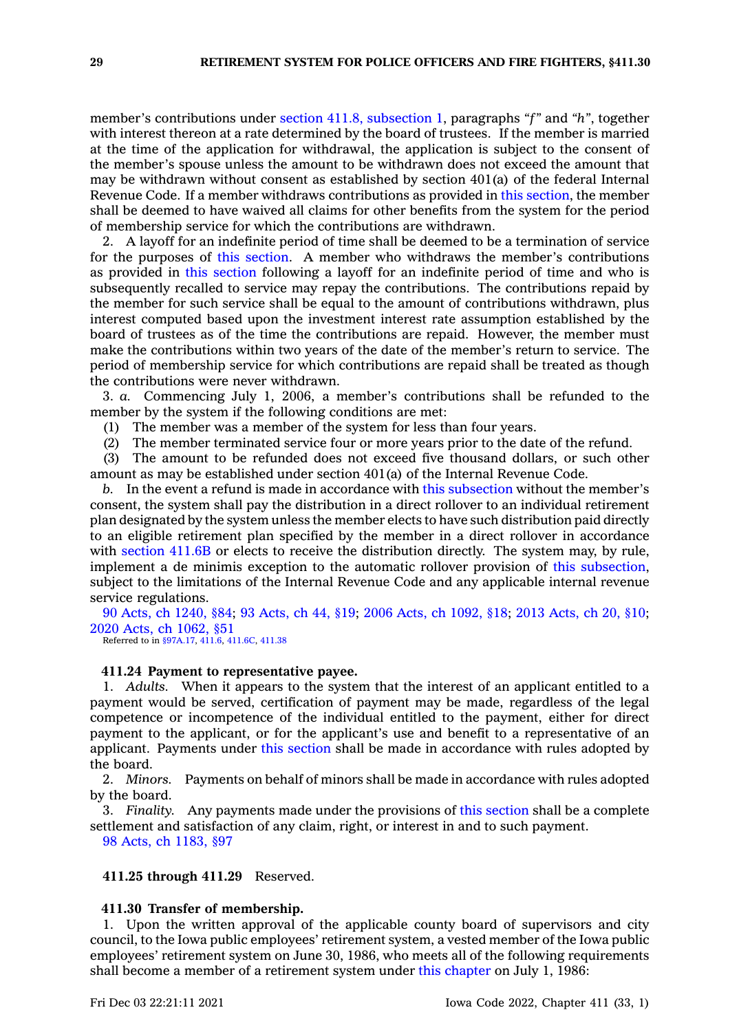member's contributions under section 411.8, subsection 1, paragraphs *"f"* and *"h"*, together with interest thereon at a rate determined by the board of trustees. If the member is married at the time of the application for withdrawal, the application is subject to the consent of the member's spouse unless the amount to be withdrawn does not exceed the amount that may be withdrawn without consent as established by section 401(a) of the federal Internal Revenue Code. If a member withdraws contributions as provided in this section, the member shall be deemed to have waived all claims for other benefits from the system for the period of membership service for which the contributions are withdrawn.

2. A layoff for an indefinite period of time shall be deemed to be a termination of service for the purposes of this section. A member who withdraws the member's contributions as provided in this section following a layoff for an indefinite period of time and who is subsequently recalled to service may repay the contributions. The contributions repaid by the member for such service shall be equal to the amount of contributions withdrawn, plus interest computed based upon the investment interest rate assumption established by the board of trustees as of the time the contributions are repaid. However, the member must make the contributions within two years of the date of the member's return to service. The period of membership service for which contributions are repaid shall be treated as though the contributions were never withdrawn.

3. *a.* Commencing July 1, 2006, a member's contributions shall be refunded to the member by the system if the following conditions are met:

(1) The member was a member of the system for less than four years.

(2) The member terminated service four or more years prior to the date of the refund.

(3) The amount to be refunded does not exceed five thousand dollars, or such other amount as may be established under section 401(a) of the Internal Revenue Code.

*b.* In the event a refund is made in accordance with this subsection without the member's consent, the system shall pay the distribution in a direct rollover to an individual retirement plan designated by the system unless the member elects to have such distribution paid directly to an eligible retirement plan specified by the member in a direct rollover in accordance with section 411.6B or elects to receive the distribution directly. The system may, by rule, implement a de minimis exception to the automatic rollover provision of this subsection, subject to the limitations of the Internal Revenue Code and any applicable internal revenue service regulations.

90 Acts, ch 1240, §84; 93 Acts, ch 44, §19; 2006 Acts, ch 1092, §18; 2013 Acts, ch 20, §10; 2020 Acts, ch 1062, §51
Referred to in §97A.17, 411.6, 411.6C, 411.38

**411.24 Payment to representative payee.**

1. *Adults.* When it appears to the system that the interest of an applicant entitled to a payment would be served, certification of payment may be made, regardless of the legal competence or incompetence of the individual entitled to the payment, either for direct payment to the applicant, or for the applicant's use and benefit to a representative of an applicant. Payments under this section shall be made in accordance with rules adopted by the board.

2. *Minors.* Payments on behalf of minors shall be made in accordance with rules adopted by the board.

3. *Finality.* Any payments made under the provisions of this section shall be a complete settlement and satisfaction of any claim, right, or interest in and to such payment.

98 Acts, ch 1183, §97

**411.25 through 411.29** Reserved.

**411.30 Transfer of membership.**

1. Upon the written approval of the applicable county board of supervisors and city council, to the Iowa public employees' retirement system, a vested member of the Iowa public employees' retirement system on June 30, 1986, who meets all of the following requirements shall become a member of a retirement system under this chapter on July 1, 1986: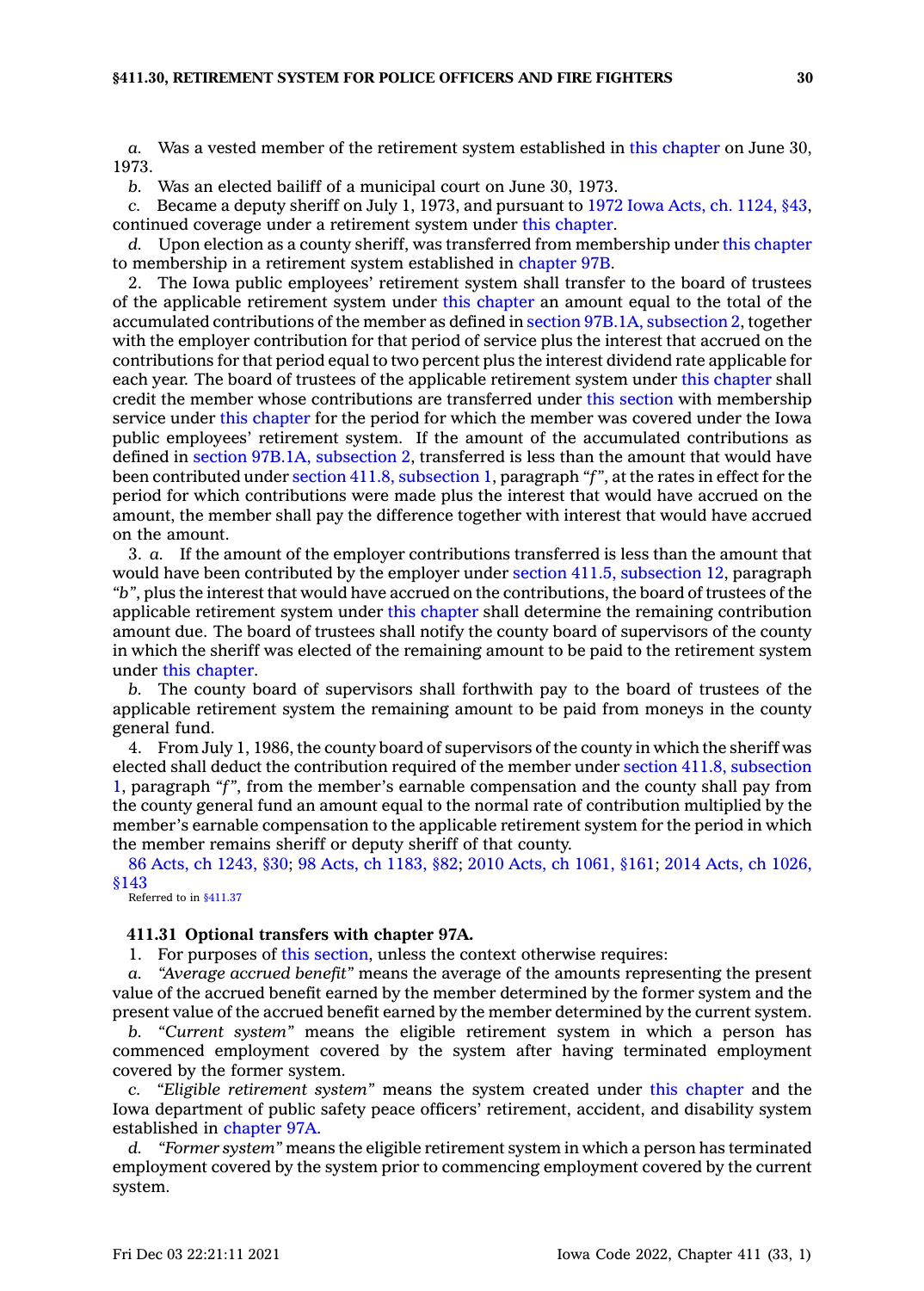*a.* Was a vested member of the retirement system established in this chapter on June 30, 1973.

*b.* Was an elected bailiff of a municipal court on June 30, 1973.

*c.* Became a deputy sheriff on July 1, 1973, and pursuant to 1972 Iowa Acts, ch. 1124, §43, continued coverage under a retirement system under this chapter.

*d.* Upon election as a county sheriff, was transferred from membership under this chapter to membership in a retirement system established in chapter 97B.

2. The Iowa public employees' retirement system shall transfer to the board of trustees of the applicable retirement system under this chapter an amount equal to the total of the accumulated contributions of the member as defined in section 97B.1A, subsection 2, together with the employer contribution for that period of service plus the interest that accrued on the contributions for that period equal to two percent plus the interest dividend rate applicable for each year. The board of trustees of the applicable retirement system under this chapter shall credit the member whose contributions are transferred under this section with membership service under this chapter for the period for which the member was covered under the Iowa public employees' retirement system. If the amount of the accumulated contributions as defined in section 97B.1A, subsection 2, transferred is less than the amount that would have been contributed under section 411.8, subsection 1, paragraph *"f"*, at the rates in effect for the period for which contributions were made plus the interest that would have accrued on the amount, the member shall pay the difference together with interest that would have accrued on the amount.

3. *a.* If the amount of the employer contributions transferred is less than the amount that would have been contributed by the employer under section 411.5, subsection 12, paragraph *"b"*, plus the interest that would have accrued on the contributions, the board of trustees of the applicable retirement system under this chapter shall determine the remaining contribution amount due. The board of trustees shall notify the county board of supervisors of the county in which the sheriff was elected of the remaining amount to be paid to the retirement system under this chapter.

*b.* The county board of supervisors shall forthwith pay to the board of trustees of the applicable retirement system the remaining amount to be paid from moneys in the county general fund.

4. From July 1, 1986, the county board of supervisors of the county in which the sheriff was elected shall deduct the contribution required of the member under section 411.8, subsection 1, paragraph *"f"*, from the member's earnable compensation and the county shall pay from the county general fund an amount equal to the normal rate of contribution multiplied by the member's earnable compensation to the applicable retirement system for the period in which the member remains sheriff or deputy sheriff of that county.

86 Acts, ch 1243, §30; 98 Acts, ch 1183, §82; 2010 Acts, ch 1061, §161; 2014 Acts, ch 1026, §143

Referred to in §411.37

**411.31 Optional transfers with chapter 97A.**

1. For purposes of this section, unless the context otherwise requires:

*a. "Average accrued benefit"* means the average of the amounts representing the present value of the accrued benefit earned by the member determined by the former system and the present value of the accrued benefit earned by the member determined by the current system.

*b. "Current system"* means the eligible retirement system in which a person has commenced employment covered by the system after having terminated employment covered by the former system.

*c. "Eligible retirement system"* means the system created under this chapter and the Iowa department of public safety peace officers' retirement, accident, and disability system established in chapter 97A.

*d. "Former system"* means the eligible retirement system in which a person has terminated employment covered by the system prior to commencing employment covered by the current system.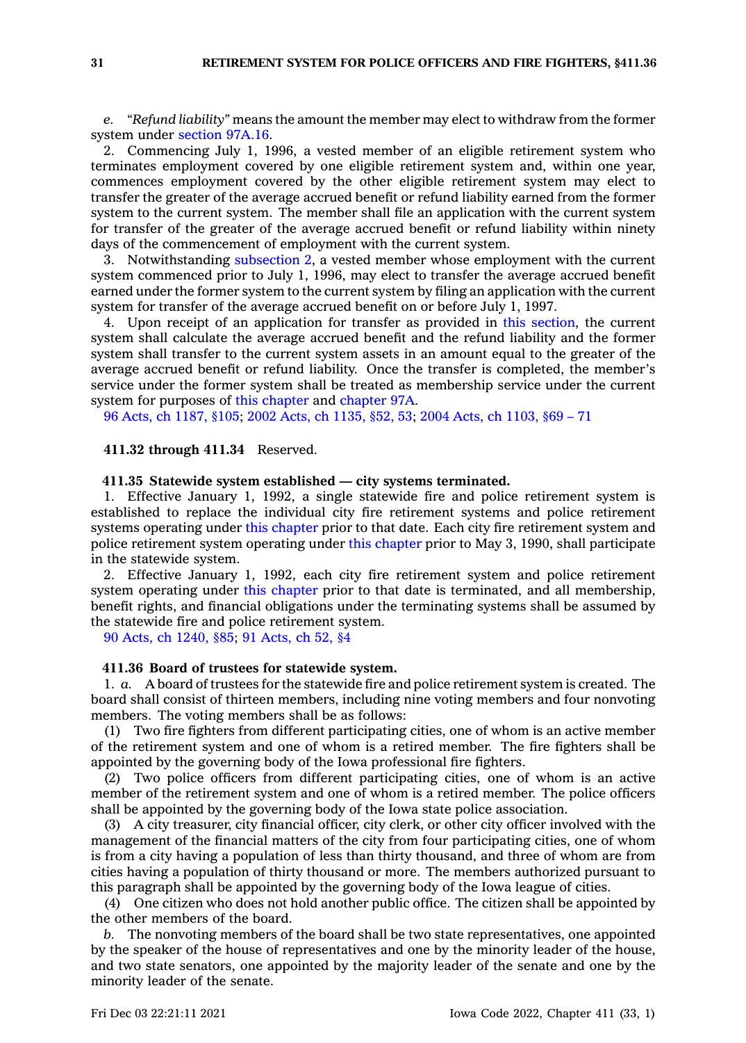*e.* *"Refund liability"* means the amount the member may elect to withdraw from the former system under section 97A.16.

2. Commencing July 1, 1996, a vested member of an eligible retirement system who terminates employment covered by one eligible retirement system and, within one year, commences employment covered by the other eligible retirement system may elect to transfer the greater of the average accrued benefit or refund liability earned from the former system to the current system. The member shall file an application with the current system for transfer of the greater of the average accrued benefit or refund liability within ninety days of the commencement of employment with the current system.

3. Notwithstanding subsection 2, a vested member whose employment with the current system commenced prior to July 1, 1996, may elect to transfer the average accrued benefit earned under the former system to the current system by filing an application with the current system for transfer of the average accrued benefit on or before July 1, 1997.

4. Upon receipt of an application for transfer as provided in this section, the current system shall calculate the average accrued benefit and the refund liability and the former system shall transfer to the current system assets in an amount equal to the greater of the average accrued benefit or refund liability. Once the transfer is completed, the member's service under the former system shall be treated as membership service under the current system for purposes of this chapter and chapter 97A.

96 Acts, ch 1187, §105; 2002 Acts, ch 1135, §52, 53; 2004 Acts, ch 1103, §69 – 71

**411.32 through 411.34** Reserved.

**411.35 Statewide system established — city systems terminated.**

1. Effective January 1, 1992, a single statewide fire and police retirement system is established to replace the individual city fire retirement systems and police retirement systems operating under this chapter prior to that date. Each city fire retirement system and police retirement system operating under this chapter prior to May 3, 1990, shall participate in the statewide system.

2. Effective January 1, 1992, each city fire retirement system and police retirement system operating under this chapter prior to that date is terminated, and all membership, benefit rights, and financial obligations under the terminating systems shall be assumed by the statewide fire and police retirement system.

90 Acts, ch 1240, §85; 91 Acts, ch 52, §4

**411.36 Board of trustees for statewide system.**

1. *a.* A board of trustees for the statewide fire and police retirement system is created. The board shall consist of thirteen members, including nine voting members and four nonvoting members. The voting members shall be as follows:

(1) Two fire fighters from different participating cities, one of whom is an active member of the retirement system and one of whom is a retired member. The fire fighters shall be appointed by the governing body of the Iowa professional fire fighters.

(2) Two police officers from different participating cities, one of whom is an active member of the retirement system and one of whom is a retired member. The police officers shall be appointed by the governing body of the Iowa state police association.

(3) A city treasurer, city financial officer, city clerk, or other city officer involved with the management of the financial matters of the city from four participating cities, one of whom is from a city having a population of less than thirty thousand, and three of whom are from cities having a population of thirty thousand or more. The members authorized pursuant to this paragraph shall be appointed by the governing body of the Iowa league of cities.

(4) One citizen who does not hold another public office. The citizen shall be appointed by the other members of the board.

*b.* The nonvoting members of the board shall be two state representatives, one appointed by the speaker of the house of representatives and one by the minority leader of the house, and two state senators, one appointed by the majority leader of the senate and one by the minority leader of the senate.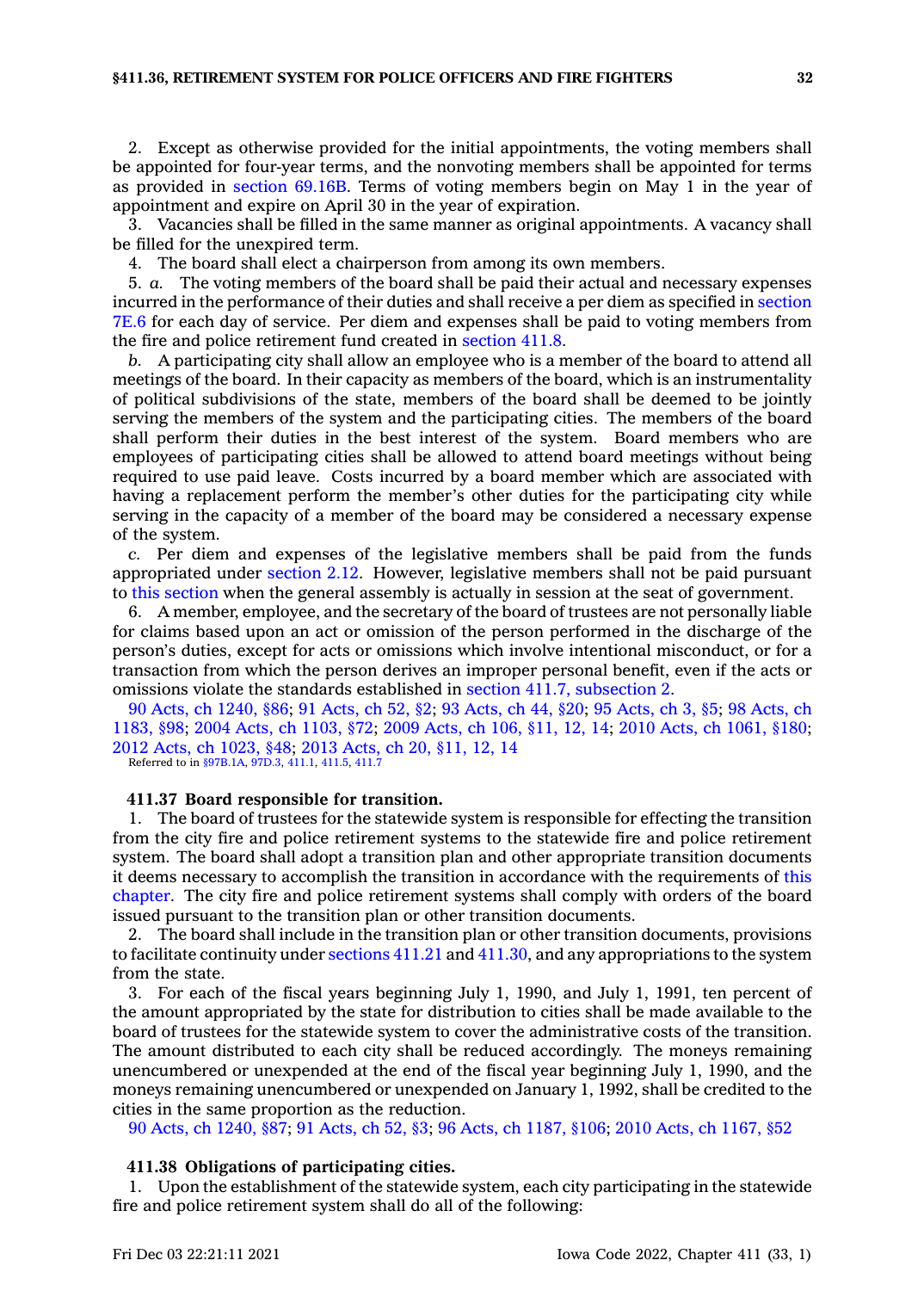2. Except as otherwise provided for the initial appointments, the voting members shall be appointed for four-year terms, and the nonvoting members shall be appointed for terms as provided in section 69.16B. Terms of voting members begin on May 1 in the year of appointment and expire on April 30 in the year of expiration.

3. Vacancies shall be filled in the same manner as original appointments. A vacancy shall be filled for the unexpired term.

4. The board shall elect a chairperson from among its own members.

5. *a.* The voting members of the board shall be paid their actual and necessary expenses incurred in the performance of their duties and shall receive a per diem as specified in section 7E.6 for each day of service. Per diem and expenses shall be paid to voting members from the fire and police retirement fund created in section 411.8.

*b.* A participating city shall allow an employee who is a member of the board to attend all meetings of the board. In their capacity as members of the board, which is an instrumentality of political subdivisions of the state, members of the board shall be deemed to be jointly serving the members of the system and the participating cities. The members of the board shall perform their duties in the best interest of the system. Board members who are employees of participating cities shall be allowed to attend board meetings without being required to use paid leave. Costs incurred by a board member which are associated with having a replacement perform the member's other duties for the participating city while serving in the capacity of a member of the board may be considered a necessary expense of the system.

*c.* Per diem and expenses of the legislative members shall be paid from the funds appropriated under section 2.12. However, legislative members shall not be paid pursuant to this section when the general assembly is actually in session at the seat of government.

6. A member, employee, and the secretary of the board of trustees are not personally liable for claims based upon an act or omission of the person performed in the discharge of the person's duties, except for acts or omissions which involve intentional misconduct, or for a transaction from which the person derives an improper personal benefit, even if the acts or omissions violate the standards established in section 411.7, subsection 2.

90 Acts, ch 1240, §86; 91 Acts, ch 52, §2; 93 Acts, ch 44, §20; 95 Acts, ch 3, §5; 98 Acts, ch 1183, §98; 2004 Acts, ch 1103, §72; 2009 Acts, ch 106, §11, 12, 14; 2010 Acts, ch 1061, §180; 2012 Acts, ch 1023, §48; 2013 Acts, ch 20, §11, 12, 14
Referred to in §97B.1A, 97D.3, 411.1, 411.5, 411.7

**411.37 Board responsible for transition.**

1. The board of trustees for the statewide system is responsible for effecting the transition from the city fire and police retirement systems to the statewide fire and police retirement system. The board shall adopt a transition plan and other appropriate transition documents it deems necessary to accomplish the transition in accordance with the requirements of this chapter. The city fire and police retirement systems shall comply with orders of the board issued pursuant to the transition plan or other transition documents.

2. The board shall include in the transition plan or other transition documents, provisions to facilitate continuity under sections 411.21 and 411.30, and any appropriations to the system from the state.

3. For each of the fiscal years beginning July 1, 1990, and July 1, 1991, ten percent of the amount appropriated by the state for distribution to cities shall be made available to the board of trustees for the statewide system to cover the administrative costs of the transition. The amount distributed to each city shall be reduced accordingly. The moneys remaining unencumbered or unexpended at the end of the fiscal year beginning July 1, 1990, and the moneys remaining unencumbered or unexpended on January 1, 1992, shall be credited to the cities in the same proportion as the reduction.

90 Acts, ch 1240, §87; 91 Acts, ch 52, §3; 96 Acts, ch 1187, §106; 2010 Acts, ch 1167, §52

**411.38 Obligations of participating cities.**

1. Upon the establishment of the statewide system, each city participating in the statewide fire and police retirement system shall do all of the following: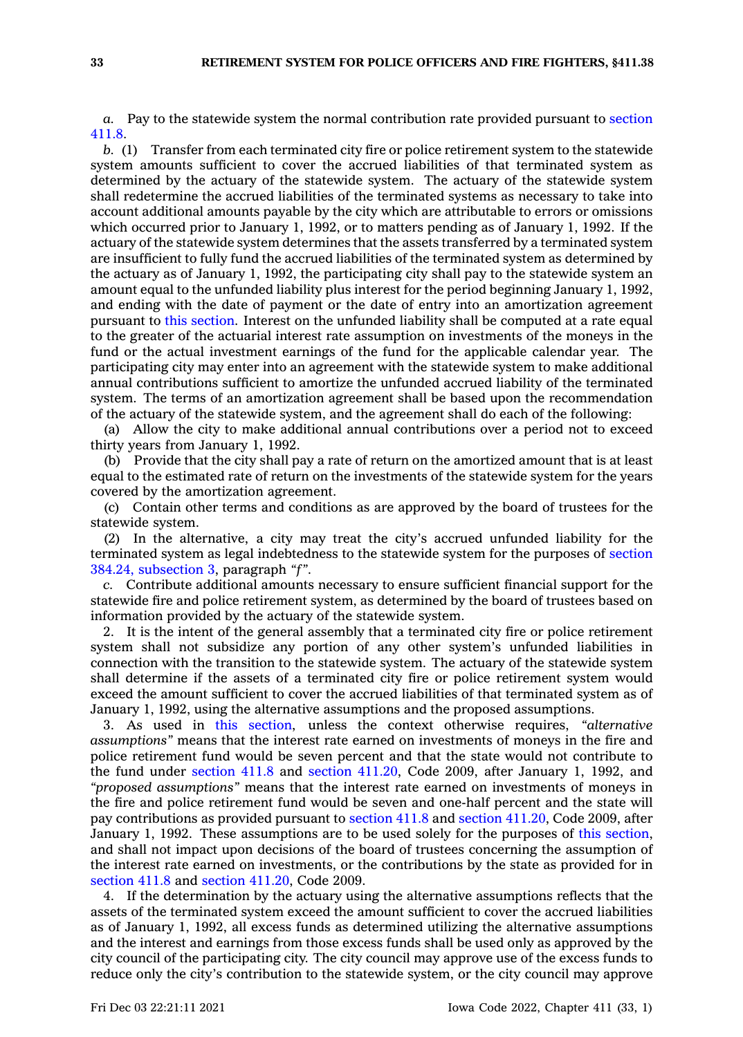*a.* Pay to the statewide system the normal contribution rate provided pursuant to section 411.8.

*b.* (1) Transfer from each terminated city fire or police retirement system to the statewide system amounts sufficient to cover the accrued liabilities of that terminated system as determined by the actuary of the statewide system. The actuary of the statewide system shall redetermine the accrued liabilities of the terminated systems as necessary to take into account additional amounts payable by the city which are attributable to errors or omissions which occurred prior to January 1, 1992, or to matters pending as of January 1, 1992. If the actuary of the statewide system determines that the assets transferred by a terminated system are insufficient to fully fund the accrued liabilities of the terminated system as determined by the actuary as of January 1, 1992, the participating city shall pay to the statewide system an amount equal to the unfunded liability plus interest for the period beginning January 1, 1992, and ending with the date of payment or the date of entry into an amortization agreement pursuant to this section. Interest on the unfunded liability shall be computed at a rate equal to the greater of the actuarial interest rate assumption on investments of the moneys in the fund or the actual investment earnings of the fund for the applicable calendar year. The participating city may enter into an agreement with the statewide system to make additional annual contributions sufficient to amortize the unfunded accrued liability of the terminated system. The terms of an amortization agreement shall be based upon the recommendation of the actuary of the statewide system, and the agreement shall do each of the following:

(a) Allow the city to make additional annual contributions over a period not to exceed thirty years from January 1, 1992.

(b) Provide that the city shall pay a rate of return on the amortized amount that is at least equal to the estimated rate of return on the investments of the statewide system for the years covered by the amortization agreement.

(c) Contain other terms and conditions as are approved by the board of trustees for the statewide system.

(2) In the alternative, a city may treat the city's accrued unfunded liability for the terminated system as legal indebtedness to the statewide system for the purposes of section 384.24, subsection 3, paragraph *"f"*.

*c.* Contribute additional amounts necessary to ensure sufficient financial support for the statewide fire and police retirement system, as determined by the board of trustees based on information provided by the actuary of the statewide system.

2. It is the intent of the general assembly that a terminated city fire or police retirement system shall not subsidize any portion of any other system's unfunded liabilities in connection with the transition to the statewide system. The actuary of the statewide system shall determine if the assets of a terminated city fire or police retirement system would exceed the amount sufficient to cover the accrued liabilities of that terminated system as of January 1, 1992, using the alternative assumptions and the proposed assumptions.

3. As used in this section, unless the context otherwise requires, *"alternative assumptions"* means that the interest rate earned on investments of moneys in the fire and police retirement fund would be seven percent and that the state would not contribute to the fund under section 411.8 and section 411.20, Code 2009, after January 1, 1992, and *"proposed assumptions"* means that the interest rate earned on investments of moneys in the fire and police retirement fund would be seven and one-half percent and the state will pay contributions as provided pursuant to section 411.8 and section 411.20, Code 2009, after January 1, 1992. These assumptions are to be used solely for the purposes of this section, and shall not impact upon decisions of the board of trustees concerning the assumption of the interest rate earned on investments, or the contributions by the state as provided for in section 411.8 and section 411.20, Code 2009.

4. If the determination by the actuary using the alternative assumptions reflects that the assets of the terminated system exceed the amount sufficient to cover the accrued liabilities as of January 1, 1992, all excess funds as determined utilizing the alternative assumptions and the interest and earnings from those excess funds shall be used only as approved by the city council of the participating city. The city council may approve use of the excess funds to reduce only the city's contribution to the statewide system, or the city council may approve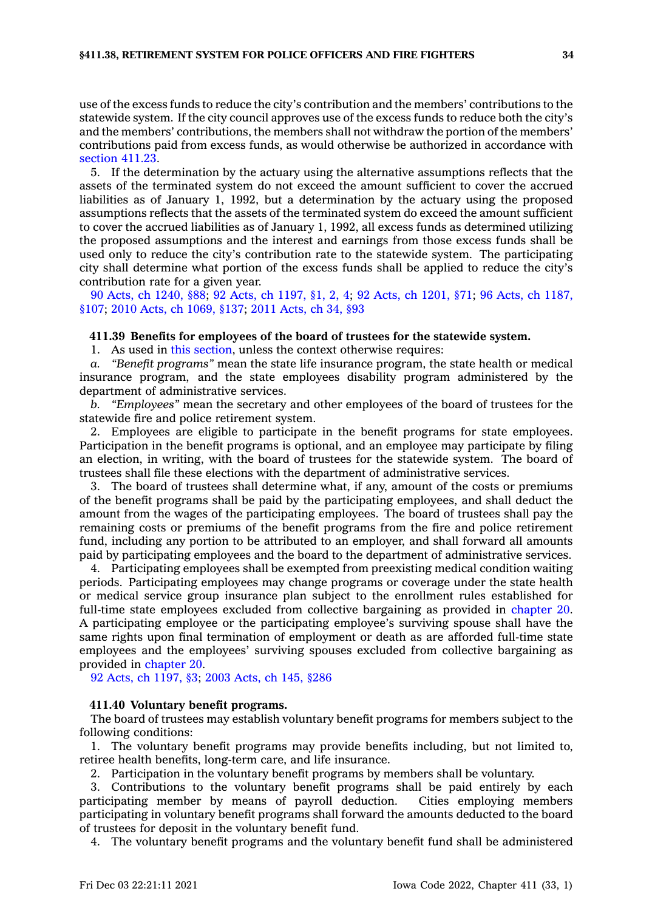use of the excess funds to reduce the city's contribution and the members' contributions to the statewide system. If the city council approves use of the excess funds to reduce both the city's and the members' contributions, the members shall not withdraw the portion of the members' contributions paid from excess funds, as would otherwise be authorized in accordance with section 411.23.

5. If the determination by the actuary using the alternative assumptions reflects that the assets of the terminated system do not exceed the amount sufficient to cover the accrued liabilities as of January 1, 1992, but a determination by the actuary using the proposed assumptions reflects that the assets of the terminated system do exceed the amount sufficient to cover the accrued liabilities as of January 1, 1992, all excess funds as determined utilizing the proposed assumptions and the interest and earnings from those excess funds shall be used only to reduce the city's contribution rate to the statewide system. The participating city shall determine what portion of the excess funds shall be applied to reduce the city's contribution rate for a given year.

90 Acts, ch 1240, §88; 92 Acts, ch 1197, §1, 2, 4; 92 Acts, ch 1201, §71; 96 Acts, ch 1187, §107; 2010 Acts, ch 1069, §137; 2011 Acts, ch 34, §93

**411.39 Benefits for employees of the board of trustees for the statewide system.**

1. As used in this section, unless the context otherwise requires:

*a. "Benefit programs"* mean the state life insurance program, the state health or medical insurance program, and the state employees disability program administered by the department of administrative services.

*b. "Employees"* mean the secretary and other employees of the board of trustees for the statewide fire and police retirement system.

2. Employees are eligible to participate in the benefit programs for state employees. Participation in the benefit programs is optional, and an employee may participate by filing an election, in writing, with the board of trustees for the statewide system. The board of trustees shall file these elections with the department of administrative services.

3. The board of trustees shall determine what, if any, amount of the costs or premiums of the benefit programs shall be paid by the participating employees, and shall deduct the amount from the wages of the participating employees. The board of trustees shall pay the remaining costs or premiums of the benefit programs from the fire and police retirement fund, including any portion to be attributed to an employer, and shall forward all amounts paid by participating employees and the board to the department of administrative services.

4. Participating employees shall be exempted from preexisting medical condition waiting periods. Participating employees may change programs or coverage under the state health or medical service group insurance plan subject to the enrollment rules established for full-time state employees excluded from collective bargaining as provided in chapter 20. A participating employee or the participating employee's surviving spouse shall have the same rights upon final termination of employment or death as are afforded full-time state employees and the employees' surviving spouses excluded from collective bargaining as provided in chapter 20.

92 Acts, ch 1197, §3; 2003 Acts, ch 145, §286

**411.40 Voluntary benefit programs.**

The board of trustees may establish voluntary benefit programs for members subject to the following conditions:

1. The voluntary benefit programs may provide benefits including, but not limited to, retiree health benefits, long-term care, and life insurance.

2. Participation in the voluntary benefit programs by members shall be voluntary.

3. Contributions to the voluntary benefit programs shall be paid entirely by each participating member by means of payroll deduction. Cities employing members participating in voluntary benefit programs shall forward the amounts deducted to the board of trustees for deposit in the voluntary benefit fund.

4. The voluntary benefit programs and the voluntary benefit fund shall be administered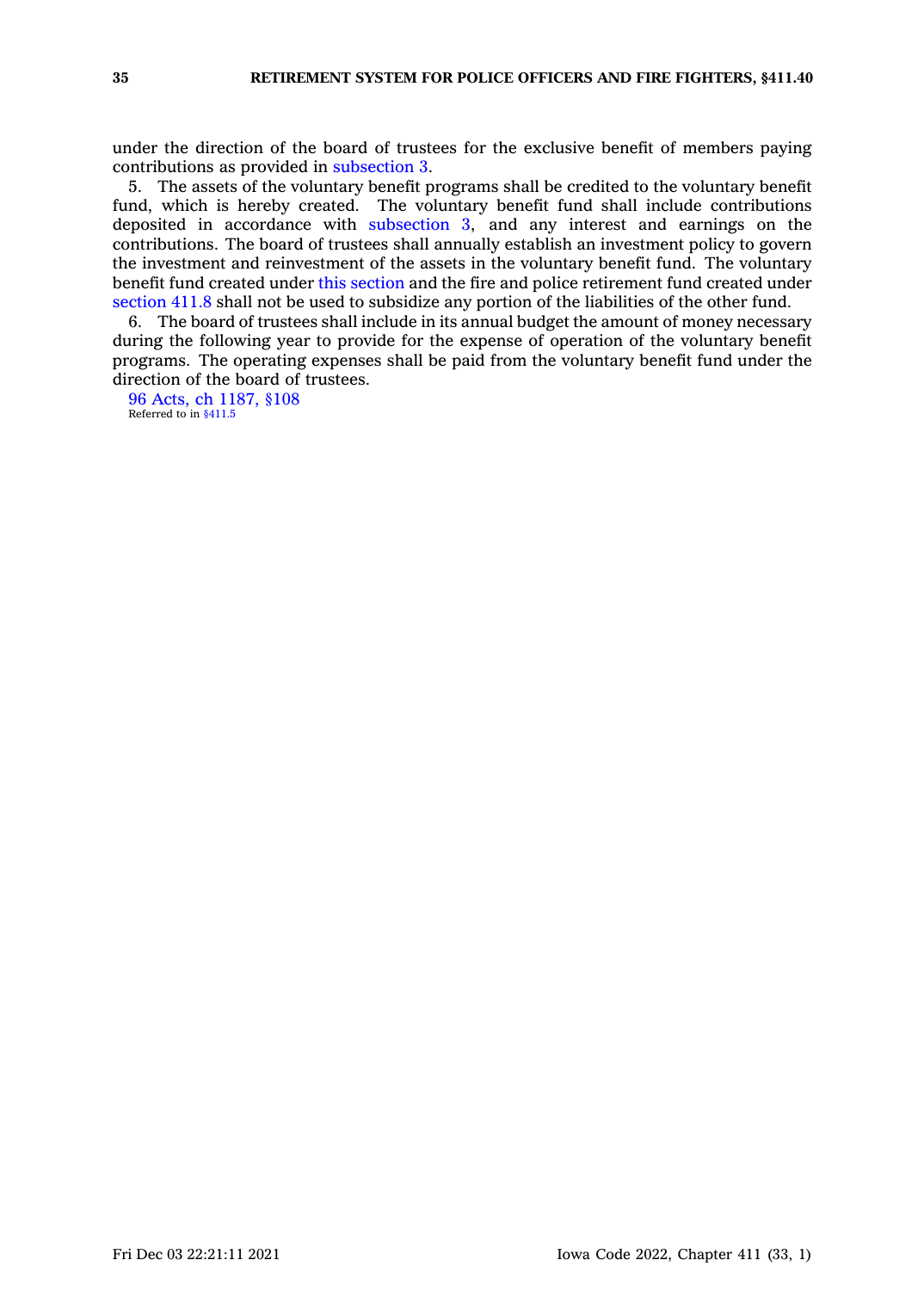under the direction of the board of trustees for the exclusive benefit of members paying contributions as provided in subsection 3.

5. The assets of the voluntary benefit programs shall be credited to the voluntary benefit fund, which is hereby created. The voluntary benefit fund shall include contributions deposited in accordance with subsection 3, and any interest and earnings on the contributions. The board of trustees shall annually establish an investment policy to govern the investment and reinvestment of the assets in the voluntary benefit fund. The voluntary benefit fund created under this section and the fire and police retirement fund created under section 411.8 shall not be used to subsidize any portion of the liabilities of the other fund.

6. The board of trustees shall include in its annual budget the amount of money necessary during the following year to provide for the expense of operation of the voluntary benefit programs. The operating expenses shall be paid from the voluntary benefit fund under the direction of the board of trustees.

96 Acts, ch 1187, §108
Referred to in §411.5